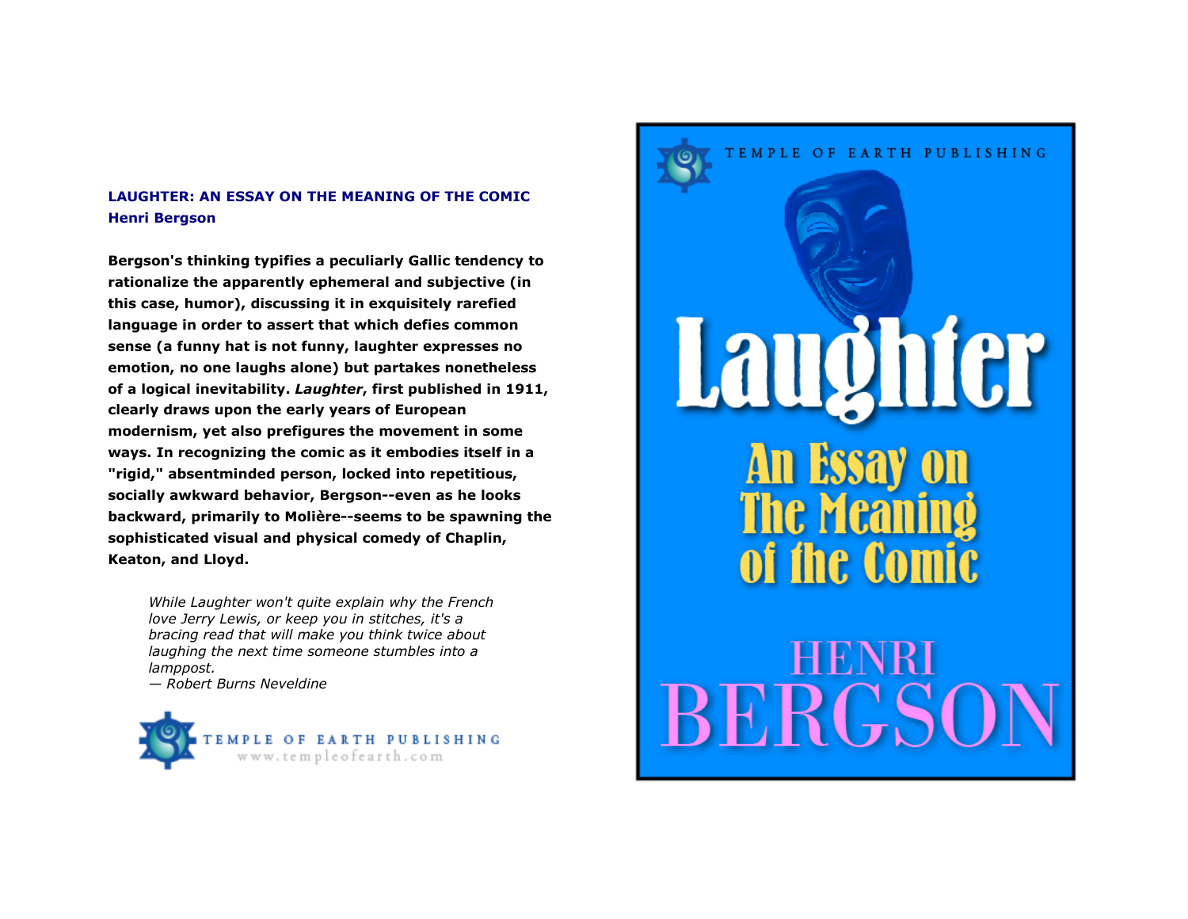**LAUGHTER: AN ESSAY ON THE MEANING OF THE COMIC**
**Henri Bergson**

**Bergson's thinking typifies a peculiarly Gallic tendency to rationalize the apparently ephemeral and subjective (in this case, humor), discussing it in exquisitely rarefied language in order to assert that which defies common sense (a funny hat is not funny, laughter expresses no emotion, no one laughs alone) but partakes nonetheless of a logical inevitability. *Laughter*, first published in 1911, clearly draws upon the early years of European modernism, yet also prefigures the movement in some ways. In recognizing the comic as it embodies itself in a "rigid," absentminded person, locked into repetitious, socially awkward behavior, Bergson--even as he looks backward, primarily to Molière--seems to be spawning the sophisticated visual and physical comedy of Chaplin, Keaton, and Lloyd.**

> *While Laughter won't quite explain why the French love Jerry Lewis, or keep you in stitches, it's a bracing read that will make you think twice about laughing the next time someone stumbles into a lamppost.*
> *— Robert Burns Neveldine*

TEMPLE OF EARTH PUBLISHING
www.templeofearth.com

TEMPLE OF EARTH PUBLISHING

# Laughter

## An Essay on The Meaning of the Comic

HENRI BERGSON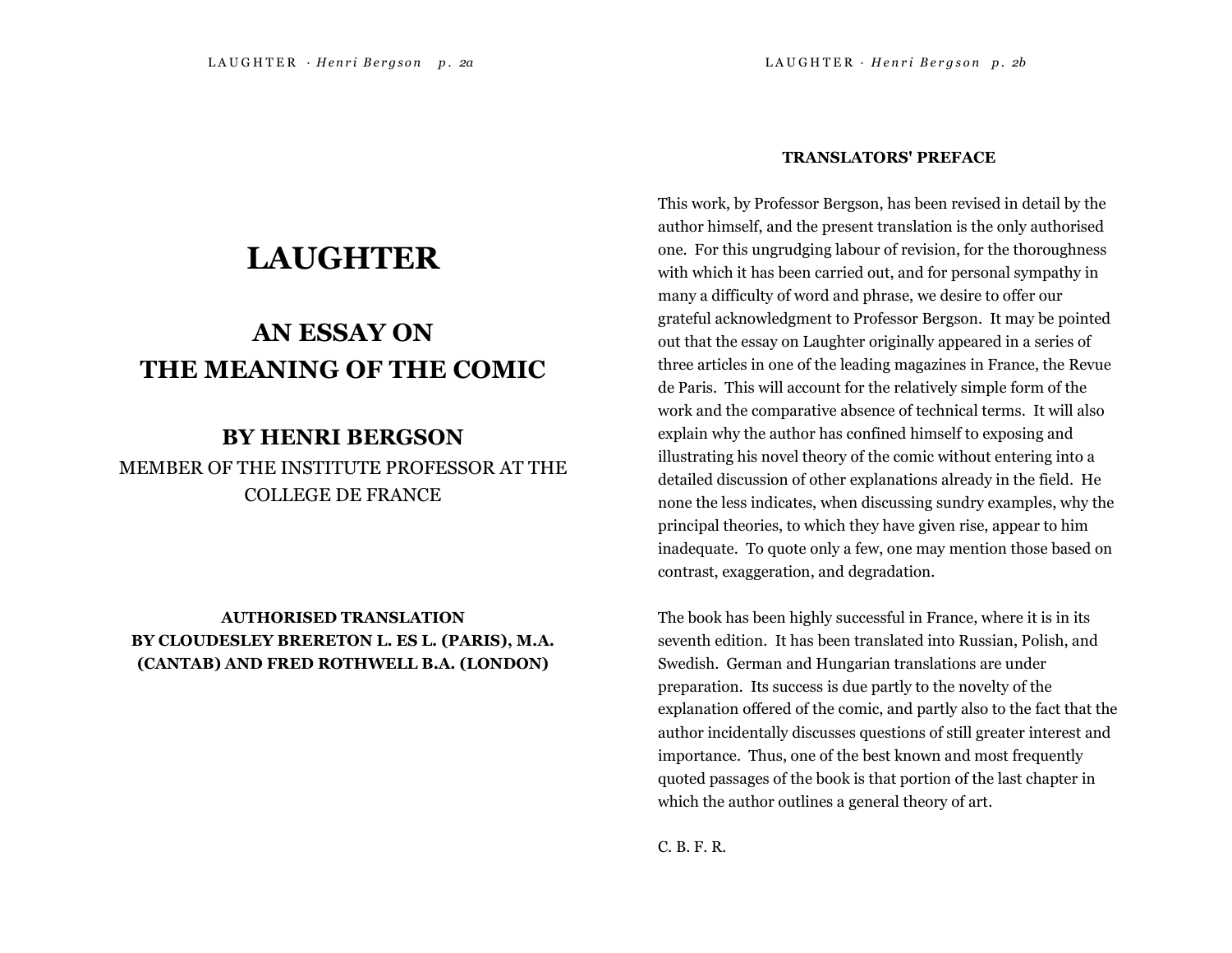# LAUGHTER

## AN ESSAY ON THE MEANING OF THE COMIC

### BY HENRI BERGSON

MEMBER OF THE INSTITUTE PROFESSOR AT THE COLLEGE DE FRANCE

**AUTHORISED TRANSLATION BY CLOUDESLEY BRERETON L. ES L. (PARIS), M.A. (CANTAB) AND FRED ROTHWELL B.A. (LONDON)**

## TRANSLATORS' PREFACE

This work, by Professor Bergson, has been revised in detail by the author himself, and the present translation is the only authorised one. For this ungrudging labour of revision, for the thoroughness with which it has been carried out, and for personal sympathy in many a difficulty of word and phrase, we desire to offer our grateful acknowledgment to Professor Bergson. It may be pointed out that the essay on Laughter originally appeared in a series of three articles in one of the leading magazines in France, the Revue de Paris. This will account for the relatively simple form of the work and the comparative absence of technical terms. It will also explain why the author has confined himself to exposing and illustrating his novel theory of the comic without entering into a detailed discussion of other explanations already in the field. He none the less indicates, when discussing sundry examples, why the principal theories, to which they have given rise, appear to him inadequate. To quote only a few, one may mention those based on contrast, exaggeration, and degradation.

The book has been highly successful in France, where it is in its seventh edition. It has been translated into Russian, Polish, and Swedish. German and Hungarian translations are under preparation. Its success is due partly to the novelty of the explanation offered of the comic, and partly also to the fact that the author incidentally discusses questions of still greater interest and importance. Thus, one of the best known and most frequently quoted passages of the book is that portion of the last chapter in which the author outlines a general theory of art.

C. B. F. R.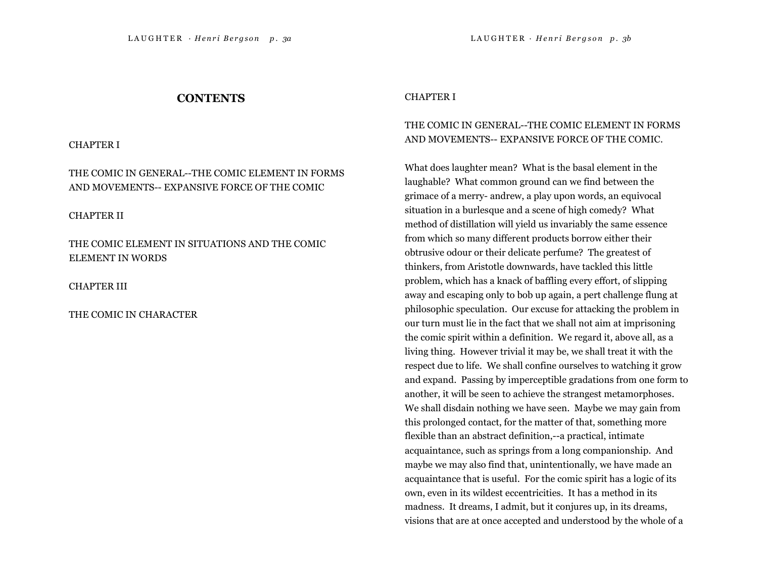# CONTENTS

CHAPTER I

THE COMIC IN GENERAL--THE COMIC ELEMENT IN FORMS AND MOVEMENTS-- EXPANSIVE FORCE OF THE COMIC

CHAPTER II

THE COMIC ELEMENT IN SITUATIONS AND THE COMIC ELEMENT IN WORDS

CHAPTER III

THE COMIC IN CHARACTER

## CHAPTER I

### THE COMIC IN GENERAL--THE COMIC ELEMENT IN FORMS AND MOVEMENTS-- EXPANSIVE FORCE OF THE COMIC.

What does laughter mean? What is the basal element in the laughable? What common ground can we find between the grimace of a merry- andrew, a play upon words, an equivocal situation in a burlesque and a scene of high comedy? What method of distillation will yield us invariably the same essence from which so many different products borrow either their obtrusive odour or their delicate perfume? The greatest of thinkers, from Aristotle downwards, have tackled this little problem, which has a knack of baffling every effort, of slipping away and escaping only to bob up again, a pert challenge flung at philosophic speculation. Our excuse for attacking the problem in our turn must lie in the fact that we shall not aim at imprisoning the comic spirit within a definition. We regard it, above all, as a living thing. However trivial it may be, we shall treat it with the respect due to life. We shall confine ourselves to watching it grow and expand. Passing by imperceptible gradations from one form to another, it will be seen to achieve the strangest metamorphoses. We shall disdain nothing we have seen. Maybe we may gain from this prolonged contact, for the matter of that, something more flexible than an abstract definition,--a practical, intimate acquaintance, such as springs from a long companionship. And maybe we may also find that, unintentionally, we have made an acquaintance that is useful. For the comic spirit has a logic of its own, even in its wildest eccentricities. It has a method in its madness. It dreams, I admit, but it conjures up, in its dreams, visions that are at once accepted and understood by the whole of a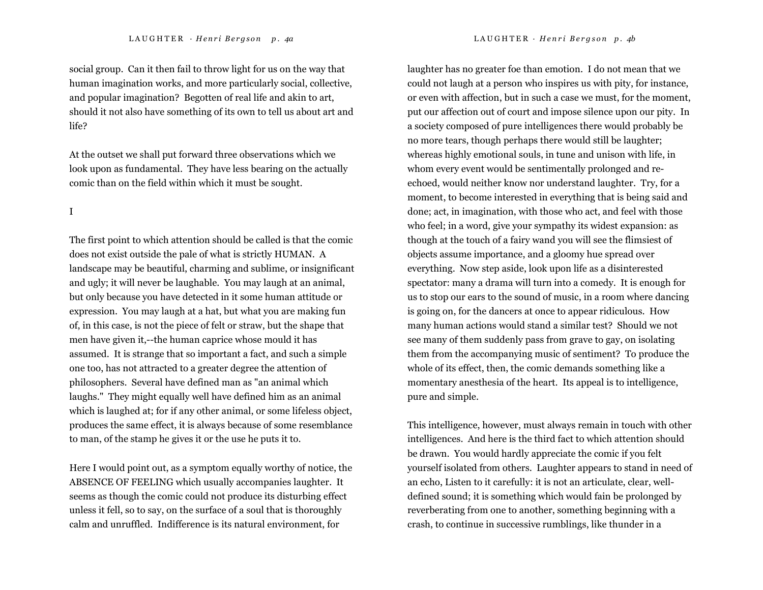social group. Can it then fail to throw light for us on the way that human imagination works, and more particularly social, collective, and popular imagination? Begotten of real life and akin to art, should it not also have something of its own to tell us about art and life?

At the outset we shall put forward three observations which we look upon as fundamental. They have less bearing on the actually comic than on the field within which it must be sought.

I

The first point to which attention should be called is that the comic does not exist outside the pale of what is strictly HUMAN. A landscape may be beautiful, charming and sublime, or insignificant and ugly; it will never be laughable. You may laugh at an animal, but only because you have detected in it some human attitude or expression. You may laugh at a hat, but what you are making fun of, in this case, is not the piece of felt or straw, but the shape that men have given it,--the human caprice whose mould it has assumed. It is strange that so important a fact, and such a simple one too, has not attracted to a greater degree the attention of philosophers. Several have defined man as "an animal which laughs." They might equally well have defined him as an animal which is laughed at; for if any other animal, or some lifeless object, produces the same effect, it is always because of some resemblance to man, of the stamp he gives it or the use he puts it to.

Here I would point out, as a symptom equally worthy of notice, the ABSENCE OF FEELING which usually accompanies laughter. It seems as though the comic could not produce its disturbing effect unless it fell, so to say, on the surface of a soul that is thoroughly calm and unruffled. Indifference is its natural environment, for laughter has no greater foe than emotion. I do not mean that we could not laugh at a person who inspires us with pity, for instance, or even with affection, but in such a case we must, for the moment, put our affection out of court and impose silence upon our pity. In a society composed of pure intelligences there would probably be no more tears, though perhaps there would still be laughter; whereas highly emotional souls, in tune and unison with life, in whom every event would be sentimentally prolonged and re-echoed, would neither know nor understand laughter. Try, for a moment, to become interested in everything that is being said and done; act, in imagination, with those who act, and feel with those who feel; in a word, give your sympathy its widest expansion: as though at the touch of a fairy wand you will see the flimsiest of objects assume importance, and a gloomy hue spread over everything. Now step aside, look upon life as a disinterested spectator: many a drama will turn into a comedy. It is enough for us to stop our ears to the sound of music, in a room where dancing is going on, for the dancers at once to appear ridiculous. How many human actions would stand a similar test? Should we not see many of them suddenly pass from grave to gay, on isolating them from the accompanying music of sentiment? To produce the whole of its effect, then, the comic demands something like a momentary anesthesia of the heart. Its appeal is to intelligence, pure and simple.

This intelligence, however, must always remain in touch with other intelligences. And here is the third fact to which attention should be drawn. You would hardly appreciate the comic if you felt yourself isolated from others. Laughter appears to stand in need of an echo, Listen to it carefully: it is not an articulate, clear, well-defined sound; it is something which would fain be prolonged by reverberating from one to another, something beginning with a crash, to continue in successive rumblings, like thunder in a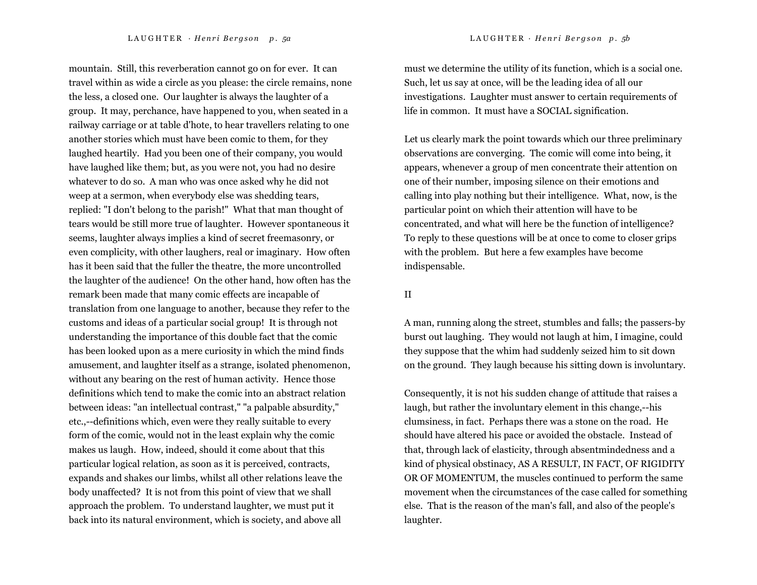mountain. Still, this reverberation cannot go on for ever. It can travel within as wide a circle as you please: the circle remains, none the less, a closed one. Our laughter is always the laughter of a group. It may, perchance, have happened to you, when seated in a railway carriage or at table d'hote, to hear travellers relating to one another stories which must have been comic to them, for they laughed heartily. Had you been one of their company, you would have laughed like them; but, as you were not, you had no desire whatever to do so. A man who was once asked why he did not weep at a sermon, when everybody else was shedding tears, replied: "I don't belong to the parish!" What that man thought of tears would be still more true of laughter. However spontaneous it seems, laughter always implies a kind of secret freemasonry, or even complicity, with other laughers, real or imaginary. How often has it been said that the fuller the theatre, the more uncontrolled the laughter of the audience! On the other hand, how often has the remark been made that many comic effects are incapable of translation from one language to another, because they refer to the customs and ideas of a particular social group! It is through not understanding the importance of this double fact that the comic has been looked upon as a mere curiosity in which the mind finds amusement, and laughter itself as a strange, isolated phenomenon, without any bearing on the rest of human activity. Hence those definitions which tend to make the comic into an abstract relation between ideas: "an intellectual contrast," "a palpable absurdity," etc.,--definitions which, even were they really suitable to every form of the comic, would not in the least explain why the comic makes us laugh. How, indeed, should it come about that this particular logical relation, as soon as it is perceived, contracts, expands and shakes our limbs, whilst all other relations leave the body unaffected? It is not from this point of view that we shall approach the problem. To understand laughter, we must put it back into its natural environment, which is society, and above all must we determine the utility of its function, which is a social one. Such, let us say at once, will be the leading idea of all our investigations. Laughter must answer to certain requirements of life in common. It must have a SOCIAL signification.

Let us clearly mark the point towards which our three preliminary observations are converging. The comic will come into being, it appears, whenever a group of men concentrate their attention on one of their number, imposing silence on their emotions and calling into play nothing but their intelligence. What, now, is the particular point on which their attention will have to be concentrated, and what will here be the function of intelligence? To reply to these questions will be at once to come to closer grips with the problem. But here a few examples have become indispensable.

## II

A man, running along the street, stumbles and falls; the passers-by burst out laughing. They would not laugh at him, I imagine, could they suppose that the whim had suddenly seized him to sit down on the ground. They laugh because his sitting down is involuntary.

Consequently, it is not his sudden change of attitude that raises a laugh, but rather the involuntary element in this change,--his clumsiness, in fact. Perhaps there was a stone on the road. He should have altered his pace or avoided the obstacle. Instead of that, through lack of elasticity, through absentmindedness and a kind of physical obstinacy, AS A RESULT, IN FACT, OF RIGIDITY OR OF MOMENTUM, the muscles continued to perform the same movement when the circumstances of the case called for something else. That is the reason of the man's fall, and also of the people's laughter.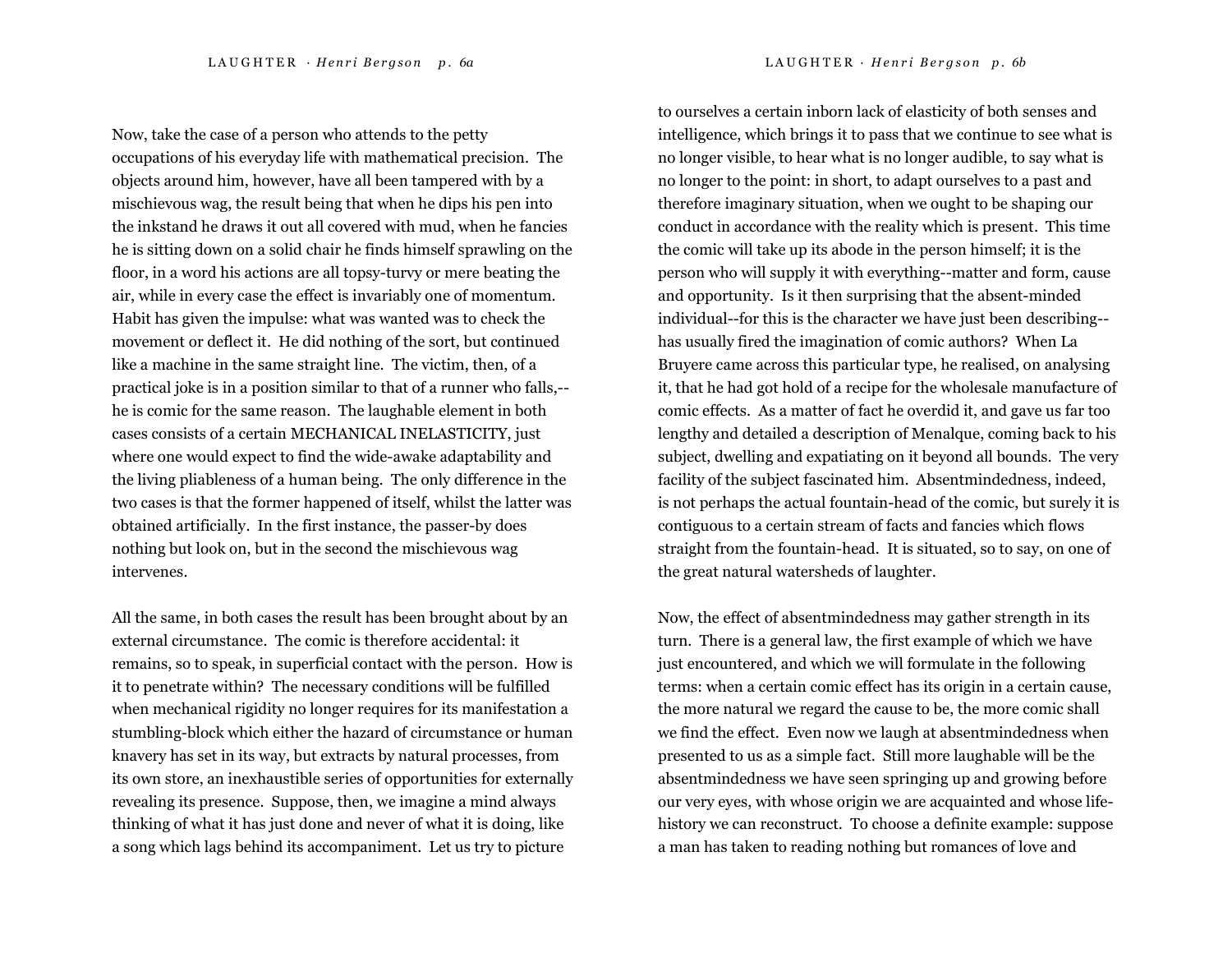Now, take the case of a person who attends to the petty occupations of his everyday life with mathematical precision. The objects around him, however, have all been tampered with by a mischievous wag, the result being that when he dips his pen into the inkstand he draws it out all covered with mud, when he fancies he is sitting down on a solid chair he finds himself sprawling on the floor, in a word his actions are all topsy-turvy or mere beating the air, while in every case the effect is invariably one of momentum. Habit has given the impulse: what was wanted was to check the movement or deflect it. He did nothing of the sort, but continued like a machine in the same straight line. The victim, then, of a practical joke is in a position similar to that of a runner who falls,--he is comic for the same reason. The laughable element in both cases consists of a certain MECHANICAL INELASTICITY, just where one would expect to find the wide-awake adaptability and the living pliableness of a human being. The only difference in the two cases is that the former happened of itself, whilst the latter was obtained artificially. In the first instance, the passer-by does nothing but look on, but in the second the mischievous wag intervenes.

All the same, in both cases the result has been brought about by an external circumstance. The comic is therefore accidental: it remains, so to speak, in superficial contact with the person. How is it to penetrate within? The necessary conditions will be fulfilled when mechanical rigidity no longer requires for its manifestation a stumbling-block which either the hazard of circumstance or human knavery has set in its way, but extracts by natural processes, from its own store, an inexhaustible series of opportunities for externally revealing its presence. Suppose, then, we imagine a mind always thinking of what it has just done and never of what it is doing, like a song which lags behind its accompaniment. Let us try to picture to ourselves a certain inborn lack of elasticity of both senses and intelligence, which brings it to pass that we continue to see what is no longer visible, to hear what is no longer audible, to say what is no longer to the point: in short, to adapt ourselves to a past and therefore imaginary situation, when we ought to be shaping our conduct in accordance with the reality which is present. This time the comic will take up its abode in the person himself; it is the person who will supply it with everything--matter and form, cause and opportunity. Is it then surprising that the absent-minded individual--for this is the character we have just been describing--has usually fired the imagination of comic authors? When La Bruyere came across this particular type, he realised, on analysing it, that he had got hold of a recipe for the wholesale manufacture of comic effects. As a matter of fact he overdid it, and gave us far too lengthy and detailed a description of Menalque, coming back to his subject, dwelling and expatiating on it beyond all bounds. The very facility of the subject fascinated him. Absentmindedness, indeed, is not perhaps the actual fountain-head of the comic, but surely it is contiguous to a certain stream of facts and fancies which flows straight from the fountain-head. It is situated, so to say, on one of the great natural watersheds of laughter.

Now, the effect of absentmindedness may gather strength in its turn. There is a general law, the first example of which we have just encountered, and which we will formulate in the following terms: when a certain comic effect has its origin in a certain cause, the more natural we regard the cause to be, the more comic shall we find the effect. Even now we laugh at absentmindedness when presented to us as a simple fact. Still more laughable will be the absentmindedness we have seen springing up and growing before our very eyes, with whose origin we are acquainted and whose life-history we can reconstruct. To choose a definite example: suppose a man has taken to reading nothing but romances of love and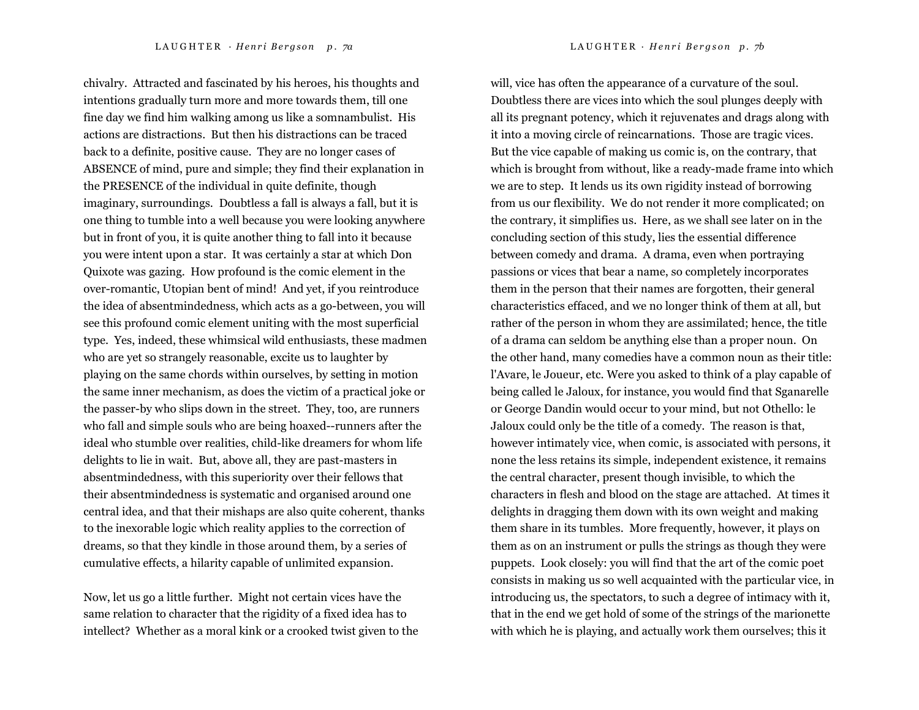chivalry. Attracted and fascinated by his heroes, his thoughts and intentions gradually turn more and more towards them, till one fine day we find him walking among us like a somnambulist. His actions are distractions. But then his distractions can be traced back to a definite, positive cause. They are no longer cases of ABSENCE of mind, pure and simple; they find their explanation in the PRESENCE of the individual in quite definite, though imaginary, surroundings. Doubtless a fall is always a fall, but it is one thing to tumble into a well because you were looking anywhere but in front of you, it is quite another thing to fall into it because you were intent upon a star. It was certainly a star at which Don Quixote was gazing. How profound is the comic element in the over-romantic, Utopian bent of mind! And yet, if you reintroduce the idea of absentmindedness, which acts as a go-between, you will see this profound comic element uniting with the most superficial type. Yes, indeed, these whimsical wild enthusiasts, these madmen who are yet so strangely reasonable, excite us to laughter by playing on the same chords within ourselves, by setting in motion the same inner mechanism, as does the victim of a practical joke or the passer-by who slips down in the street. They, too, are runners who fall and simple souls who are being hoaxed--runners after the ideal who stumble over realities, child-like dreamers for whom life delights to lie in wait. But, above all, they are past-masters in absentmindedness, with this superiority over their fellows that their absentmindedness is systematic and organised around one central idea, and that their mishaps are also quite coherent, thanks to the inexorable logic which reality applies to the correction of dreams, so that they kindle in those around them, by a series of cumulative effects, a hilarity capable of unlimited expansion.

Now, let us go a little further. Might not certain vices have the same relation to character that the rigidity of a fixed idea has to intellect? Whether as a moral kink or a crooked twist given to the will, vice has often the appearance of a curvature of the soul. Doubtless there are vices into which the soul plunges deeply with all its pregnant potency, which it rejuvenates and drags along with it into a moving circle of reincarnations. Those are tragic vices. But the vice capable of making us comic is, on the contrary, that which is brought from without, like a ready-made frame into which we are to step. It lends us its own rigidity instead of borrowing from us our flexibility. We do not render it more complicated; on the contrary, it simplifies us. Here, as we shall see later on in the concluding section of this study, lies the essential difference between comedy and drama. A drama, even when portraying passions or vices that bear a name, so completely incorporates them in the person that their names are forgotten, their general characteristics effaced, and we no longer think of them at all, but rather of the person in whom they are assimilated; hence, the title of a drama can seldom be anything else than a proper noun. On the other hand, many comedies have a common noun as their title: l'Avare, le Joueur, etc. Were you asked to think of a play capable of being called le Jaloux, for instance, you would find that Sganarelle or George Dandin would occur to your mind, but not Othello: le Jaloux could only be the title of a comedy. The reason is that, however intimately vice, when comic, is associated with persons, it none the less retains its simple, independent existence, it remains the central character, present though invisible, to which the characters in flesh and blood on the stage are attached. At times it delights in dragging them down with its own weight and making them share in its tumbles. More frequently, however, it plays on them as on an instrument or pulls the strings as though they were puppets. Look closely: you will find that the art of the comic poet consists in making us so well acquainted with the particular vice, in introducing us, the spectators, to such a degree of intimacy with it, that in the end we get hold of some of the strings of the marionette with which he is playing, and actually work them ourselves; this it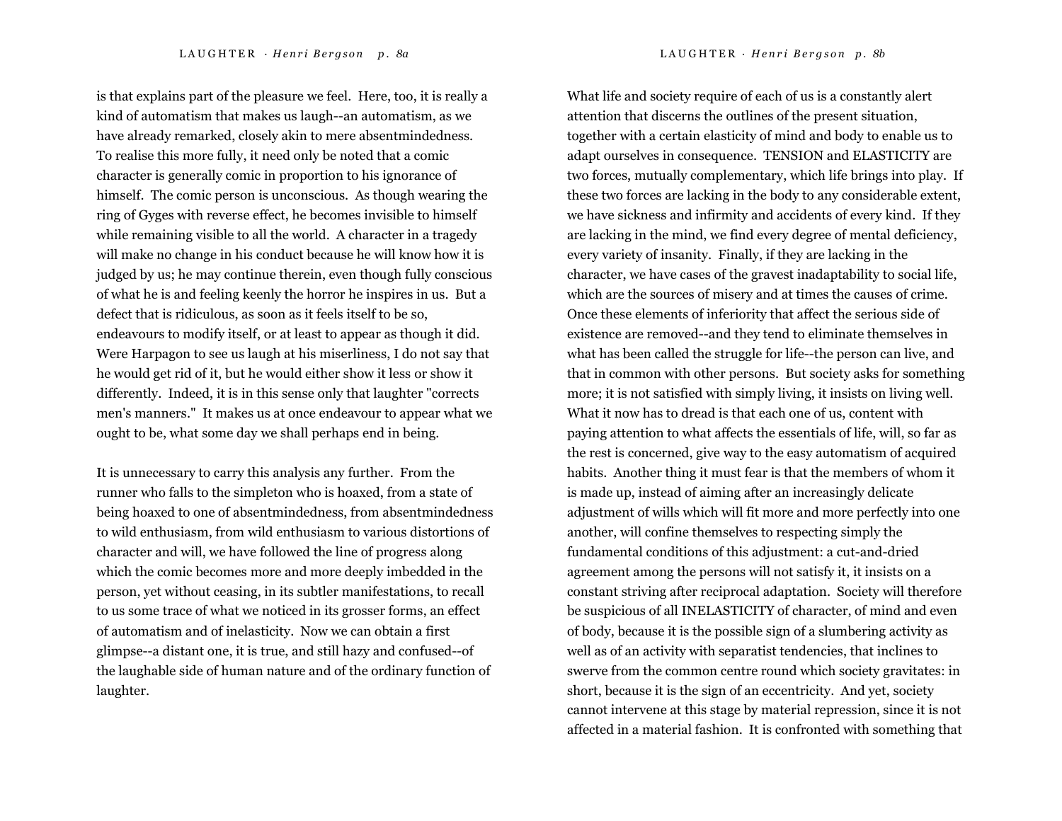is that explains part of the pleasure we feel. Here, too, it is really a kind of automatism that makes us laugh--an automatism, as we have already remarked, closely akin to mere absentmindedness. To realise this more fully, it need only be noted that a comic character is generally comic in proportion to his ignorance of himself. The comic person is unconscious. As though wearing the ring of Gyges with reverse effect, he becomes invisible to himself while remaining visible to all the world. A character in a tragedy will make no change in his conduct because he will know how it is judged by us; he may continue therein, even though fully conscious of what he is and feeling keenly the horror he inspires in us. But a defect that is ridiculous, as soon as it feels itself to be so, endeavours to modify itself, or at least to appear as though it did. Were Harpagon to see us laugh at his miserliness, I do not say that he would get rid of it, but he would either show it less or show it differently. Indeed, it is in this sense only that laughter "corrects men's manners." It makes us at once endeavour to appear what we ought to be, what some day we shall perhaps end in being.

It is unnecessary to carry this analysis any further. From the runner who falls to the simpleton who is hoaxed, from a state of being hoaxed to one of absentmindedness, from absentmindedness to wild enthusiasm, from wild enthusiasm to various distortions of character and will, we have followed the line of progress along which the comic becomes more and more deeply imbedded in the person, yet without ceasing, in its subtler manifestations, to recall to us some trace of what we noticed in its grosser forms, an effect of automatism and of inelasticity. Now we can obtain a first glimpse--a distant one, it is true, and still hazy and confused--of the laughable side of human nature and of the ordinary function of laughter.

What life and society require of each of us is a constantly alert attention that discerns the outlines of the present situation, together with a certain elasticity of mind and body to enable us to adapt ourselves in consequence. TENSION and ELASTICITY are two forces, mutually complementary, which life brings into play. If these two forces are lacking in the body to any considerable extent, we have sickness and infirmity and accidents of every kind. If they are lacking in the mind, we find every degree of mental deficiency, every variety of insanity. Finally, if they are lacking in the character, we have cases of the gravest inadaptability to social life, which are the sources of misery and at times the causes of crime. Once these elements of inferiority that affect the serious side of existence are removed--and they tend to eliminate themselves in what has been called the struggle for life--the person can live, and that in common with other persons. But society asks for something more; it is not satisfied with simply living, it insists on living well. What it now has to dread is that each one of us, content with paying attention to what affects the essentials of life, will, so far as the rest is concerned, give way to the easy automatism of acquired habits. Another thing it must fear is that the members of whom it is made up, instead of aiming after an increasingly delicate adjustment of wills which will fit more and more perfectly into one another, will confine themselves to respecting simply the fundamental conditions of this adjustment: a cut-and-dried agreement among the persons will not satisfy it, it insists on a constant striving after reciprocal adaptation. Society will therefore be suspicious of all INELASTICITY of character, of mind and even of body, because it is the possible sign of a slumbering activity as well as of an activity with separatist tendencies, that inclines to swerve from the common centre round which society gravitates: in short, because it is the sign of an eccentricity. And yet, society cannot intervene at this stage by material repression, since it is not affected in a material fashion. It is confronted with something that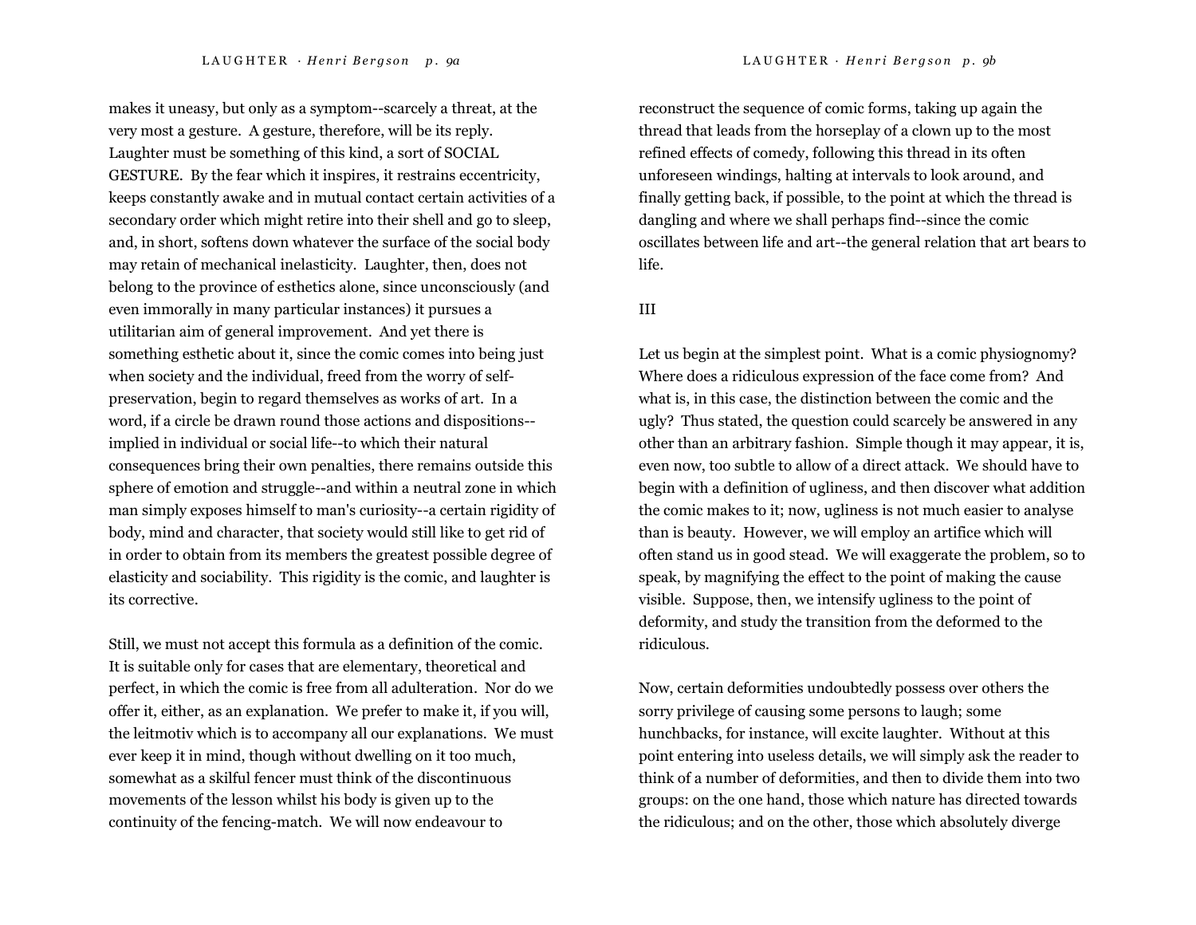makes it uneasy, but only as a symptom--scarcely a threat, at the very most a gesture. A gesture, therefore, will be its reply. Laughter must be something of this kind, a sort of SOCIAL GESTURE. By the fear which it inspires, it restrains eccentricity, keeps constantly awake and in mutual contact certain activities of a secondary order which might retire into their shell and go to sleep, and, in short, softens down whatever the surface of the social body may retain of mechanical inelasticity. Laughter, then, does not belong to the province of esthetics alone, since unconsciously (and even immorally in many particular instances) it pursues a utilitarian aim of general improvement. And yet there is something esthetic about it, since the comic comes into being just when society and the individual, freed from the worry of self-preservation, begin to regard themselves as works of art. In a word, if a circle be drawn round those actions and dispositions--implied in individual or social life--to which their natural consequences bring their own penalties, there remains outside this sphere of emotion and struggle--and within a neutral zone in which man simply exposes himself to man's curiosity--a certain rigidity of body, mind and character, that society would still like to get rid of in order to obtain from its members the greatest possible degree of elasticity and sociability. This rigidity is the comic, and laughter is its corrective.

Still, we must not accept this formula as a definition of the comic. It is suitable only for cases that are elementary, theoretical and perfect, in which the comic is free from all adulteration. Nor do we offer it, either, as an explanation. We prefer to make it, if you will, the leitmotiv which is to accompany all our explanations. We must ever keep it in mind, though without dwelling on it too much, somewhat as a skilful fencer must think of the discontinuous movements of the lesson whilst his body is given up to the continuity of the fencing-match. We will now endeavour to reconstruct the sequence of comic forms, taking up again the thread that leads from the horseplay of a clown up to the most refined effects of comedy, following this thread in its often unforeseen windings, halting at intervals to look around, and finally getting back, if possible, to the point at which the thread is dangling and where we shall perhaps find--since the comic oscillates between life and art--the general relation that art bears to life.

## III

Let us begin at the simplest point. What is a comic physiognomy? Where does a ridiculous expression of the face come from? And what is, in this case, the distinction between the comic and the ugly? Thus stated, the question could scarcely be answered in any other than an arbitrary fashion. Simple though it may appear, it is, even now, too subtle to allow of a direct attack. We should have to begin with a definition of ugliness, and then discover what addition the comic makes to it; now, ugliness is not much easier to analyse than is beauty. However, we will employ an artifice which will often stand us in good stead. We will exaggerate the problem, so to speak, by magnifying the effect to the point of making the cause visible. Suppose, then, we intensify ugliness to the point of deformity, and study the transition from the deformed to the ridiculous.

Now, certain deformities undoubtedly possess over others the sorry privilege of causing some persons to laugh; some hunchbacks, for instance, will excite laughter. Without at this point entering into useless details, we will simply ask the reader to think of a number of deformities, and then to divide them into two groups: on the one hand, those which nature has directed towards the ridiculous; and on the other, those which absolutely diverge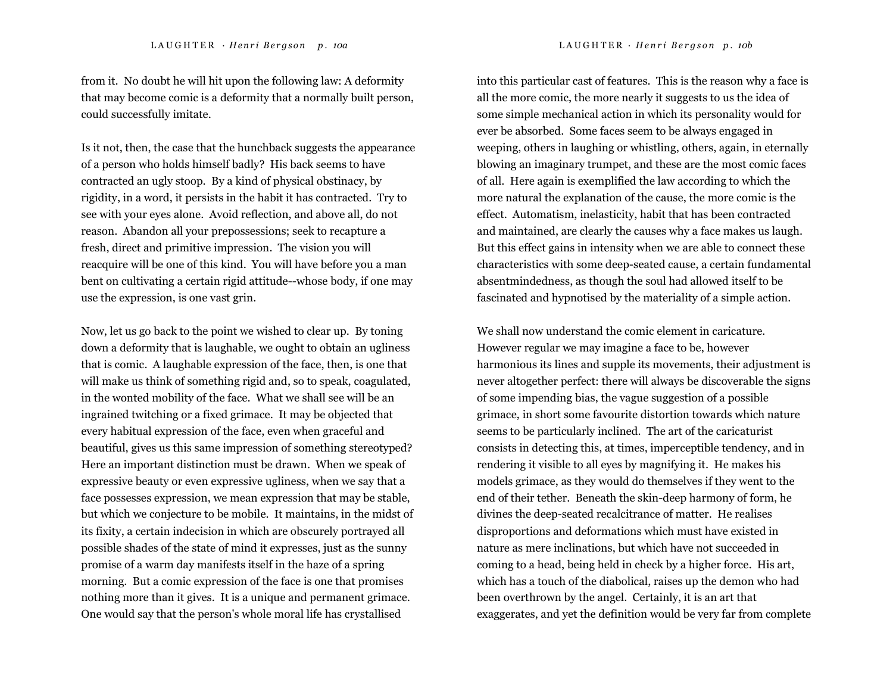from it. No doubt he will hit upon the following law: A deformity that may become comic is a deformity that a normally built person, could successfully imitate.

Is it not, then, the case that the hunchback suggests the appearance of a person who holds himself badly? His back seems to have contracted an ugly stoop. By a kind of physical obstinacy, by rigidity, in a word, it persists in the habit it has contracted. Try to see with your eyes alone. Avoid reflection, and above all, do not reason. Abandon all your prepossessions; seek to recapture a fresh, direct and primitive impression. The vision you will reacquire will be one of this kind. You will have before you a man bent on cultivating a certain rigid attitude--whose body, if one may use the expression, is one vast grin.

Now, let us go back to the point we wished to clear up. By toning down a deformity that is laughable, we ought to obtain an ugliness that is comic. A laughable expression of the face, then, is one that will make us think of something rigid and, so to speak, coagulated, in the wonted mobility of the face. What we shall see will be an ingrained twitching or a fixed grimace. It may be objected that every habitual expression of the face, even when graceful and beautiful, gives us this same impression of something stereotyped? Here an important distinction must be drawn. When we speak of expressive beauty or even expressive ugliness, when we say that a face possesses expression, we mean expression that may be stable, but which we conjecture to be mobile. It maintains, in the midst of its fixity, a certain indecision in which are obscurely portrayed all possible shades of the state of mind it expresses, just as the sunny promise of a warm day manifests itself in the haze of a spring morning. But a comic expression of the face is one that promises nothing more than it gives. It is a unique and permanent grimace. One would say that the person's whole moral life has crystallised into this particular cast of features. This is the reason why a face is all the more comic, the more nearly it suggests to us the idea of some simple mechanical action in which its personality would for ever be absorbed. Some faces seem to be always engaged in weeping, others in laughing or whistling, others, again, in eternally blowing an imaginary trumpet, and these are the most comic faces of all. Here again is exemplified the law according to which the more natural the explanation of the cause, the more comic is the effect. Automatism, inelasticity, habit that has been contracted and maintained, are clearly the causes why a face makes us laugh. But this effect gains in intensity when we are able to connect these characteristics with some deep-seated cause, a certain fundamental absentmindedness, as though the soul had allowed itself to be fascinated and hypnotised by the materiality of a simple action.

We shall now understand the comic element in caricature. However regular we may imagine a face to be, however harmonious its lines and supple its movements, their adjustment is never altogether perfect: there will always be discoverable the signs of some impending bias, the vague suggestion of a possible grimace, in short some favourite distortion towards which nature seems to be particularly inclined. The art of the caricaturist consists in detecting this, at times, imperceptible tendency, and in rendering it visible to all eyes by magnifying it. He makes his models grimace, as they would do themselves if they went to the end of their tether. Beneath the skin-deep harmony of form, he divines the deep-seated recalcitrance of matter. He realises disproportions and deformations which must have existed in nature as mere inclinations, but which have not succeeded in coming to a head, being held in check by a higher force. His art, which has a touch of the diabolical, raises up the demon who had been overthrown by the angel. Certainly, it is an art that exaggerates, and yet the definition would be very far from complete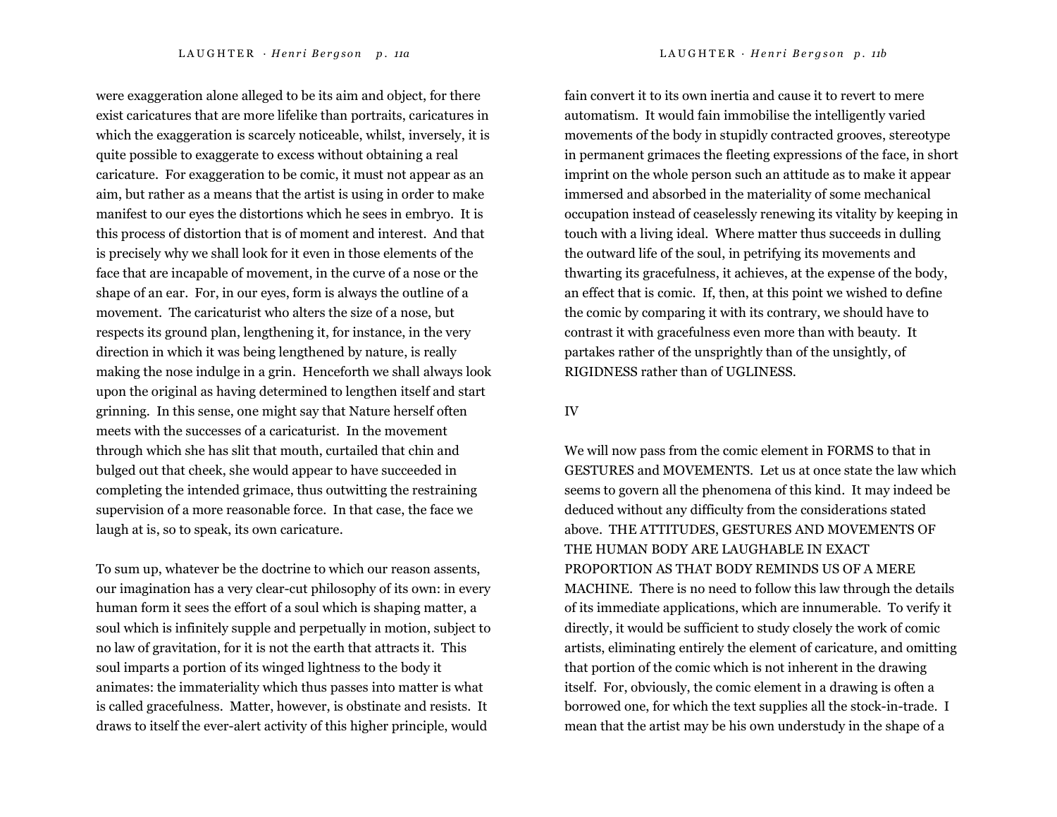were exaggeration alone alleged to be its aim and object, for there exist caricatures that are more lifelike than portraits, caricatures in which the exaggeration is scarcely noticeable, whilst, inversely, it is quite possible to exaggerate to excess without obtaining a real caricature. For exaggeration to be comic, it must not appear as an aim, but rather as a means that the artist is using in order to make manifest to our eyes the distortions which he sees in embryo. It is this process of distortion that is of moment and interest. And that is precisely why we shall look for it even in those elements of the face that are incapable of movement, in the curve of a nose or the shape of an ear. For, in our eyes, form is always the outline of a movement. The caricaturist who alters the size of a nose, but respects its ground plan, lengthening it, for instance, in the very direction in which it was being lengthened by nature, is really making the nose indulge in a grin. Henceforth we shall always look upon the original as having determined to lengthen itself and start grinning. In this sense, one might say that Nature herself often meets with the successes of a caricaturist. In the movement through which she has slit that mouth, curtailed that chin and bulged out that cheek, she would appear to have succeeded in completing the intended grimace, thus outwitting the restraining supervision of a more reasonable force. In that case, the face we laugh at is, so to speak, its own caricature.

To sum up, whatever be the doctrine to which our reason assents, our imagination has a very clear-cut philosophy of its own: in every human form it sees the effort of a soul which is shaping matter, a soul which is infinitely supple and perpetually in motion, subject to no law of gravitation, for it is not the earth that attracts it. This soul imparts a portion of its winged lightness to the body it animates: the immateriality which thus passes into matter is what is called gracefulness. Matter, however, is obstinate and resists. It draws to itself the ever-alert activity of this higher principle, would fain convert it to its own inertia and cause it to revert to mere automatism. It would fain immobilise the intelligently varied movements of the body in stupidly contracted grooves, stereotype in permanent grimaces the fleeting expressions of the face, in short imprint on the whole person such an attitude as to make it appear immersed and absorbed in the materiality of some mechanical occupation instead of ceaselessly renewing its vitality by keeping in touch with a living ideal. Where matter thus succeeds in dulling the outward life of the soul, in petrifying its movements and thwarting its gracefulness, it achieves, at the expense of the body, an effect that is comic. If, then, at this point we wished to define the comic by comparing it with its contrary, we should have to contrast it with gracefulness even more than with beauty. It partakes rather of the unsprightly than of the unsightly, of RIGIDNESS rather than of UGLINESS.

## IV

We will now pass from the comic element in FORMS to that in GESTURES and MOVEMENTS. Let us at once state the law which seems to govern all the phenomena of this kind. It may indeed be deduced without any difficulty from the considerations stated above. THE ATTITUDES, GESTURES AND MOVEMENTS OF THE HUMAN BODY ARE LAUGHABLE IN EXACT PROPORTION AS THAT BODY REMINDS US OF A MERE MACHINE. There is no need to follow this law through the details of its immediate applications, which are innumerable. To verify it directly, it would be sufficient to study closely the work of comic artists, eliminating entirely the element of caricature, and omitting that portion of the comic which is not inherent in the drawing itself. For, obviously, the comic element in a drawing is often a borrowed one, for which the text supplies all the stock-in-trade. I mean that the artist may be his own understudy in the shape of a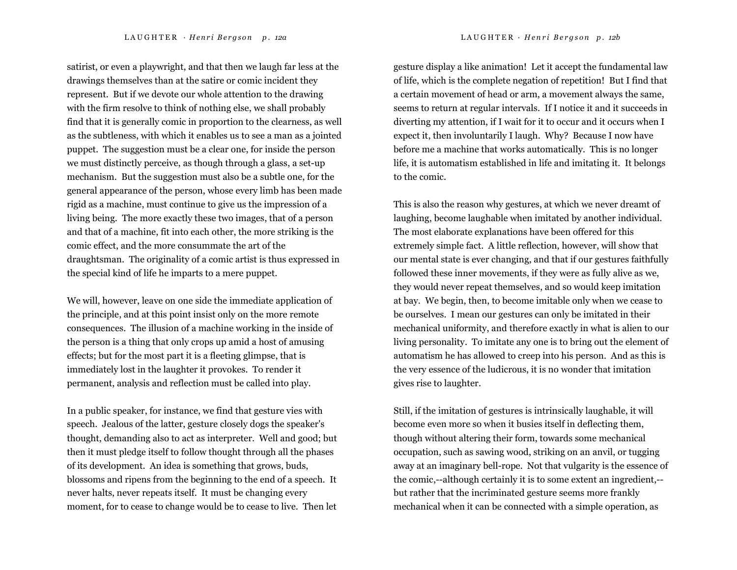satirist, or even a playwright, and that then we laugh far less at the drawings themselves than at the satire or comic incident they represent. But if we devote our whole attention to the drawing with the firm resolve to think of nothing else, we shall probably find that it is generally comic in proportion to the clearness, as well as the subtleness, with which it enables us to see a man as a jointed puppet. The suggestion must be a clear one, for inside the person we must distinctly perceive, as though through a glass, a set-up mechanism. But the suggestion must also be a subtle one, for the general appearance of the person, whose every limb has been made rigid as a machine, must continue to give us the impression of a living being. The more exactly these two images, that of a person and that of a machine, fit into each other, the more striking is the comic effect, and the more consummate the art of the draughtsman. The originality of a comic artist is thus expressed in the special kind of life he imparts to a mere puppet.

We will, however, leave on one side the immediate application of the principle, and at this point insist only on the more remote consequences. The illusion of a machine working in the inside of the person is a thing that only crops up amid a host of amusing effects; but for the most part it is a fleeting glimpse, that is immediately lost in the laughter it provokes. To render it permanent, analysis and reflection must be called into play.

In a public speaker, for instance, we find that gesture vies with speech. Jealous of the latter, gesture closely dogs the speaker's thought, demanding also to act as interpreter. Well and good; but then it must pledge itself to follow thought through all the phases of its development. An idea is something that grows, buds, blossoms and ripens from the beginning to the end of a speech. It never halts, never repeats itself. It must be changing every moment, for to cease to change would be to cease to live. Then let gesture display a like animation! Let it accept the fundamental law of life, which is the complete negation of repetition! But I find that a certain movement of head or arm, a movement always the same, seems to return at regular intervals. If I notice it and it succeeds in diverting my attention, if I wait for it to occur and it occurs when I expect it, then involuntarily I laugh. Why? Because I now have before me a machine that works automatically. This is no longer life, it is automatism established in life and imitating it. It belongs to the comic.

This is also the reason why gestures, at which we never dreamt of laughing, become laughable when imitated by another individual. The most elaborate explanations have been offered for this extremely simple fact. A little reflection, however, will show that our mental state is ever changing, and that if our gestures faithfully followed these inner movements, if they were as fully alive as we, they would never repeat themselves, and so would keep imitation at bay. We begin, then, to become imitable only when we cease to be ourselves. I mean our gestures can only be imitated in their mechanical uniformity, and therefore exactly in what is alien to our living personality. To imitate any one is to bring out the element of automatism he has allowed to creep into his person. And as this is the very essence of the ludicrous, it is no wonder that imitation gives rise to laughter.

Still, if the imitation of gestures is intrinsically laughable, it will become even more so when it busies itself in deflecting them, though without altering their form, towards some mechanical occupation, such as sawing wood, striking on an anvil, or tugging away at an imaginary bell-rope. Not that vulgarity is the essence of the comic,--although certainly it is to some extent an ingredient,--but rather that the incriminated gesture seems more frankly mechanical when it can be connected with a simple operation, as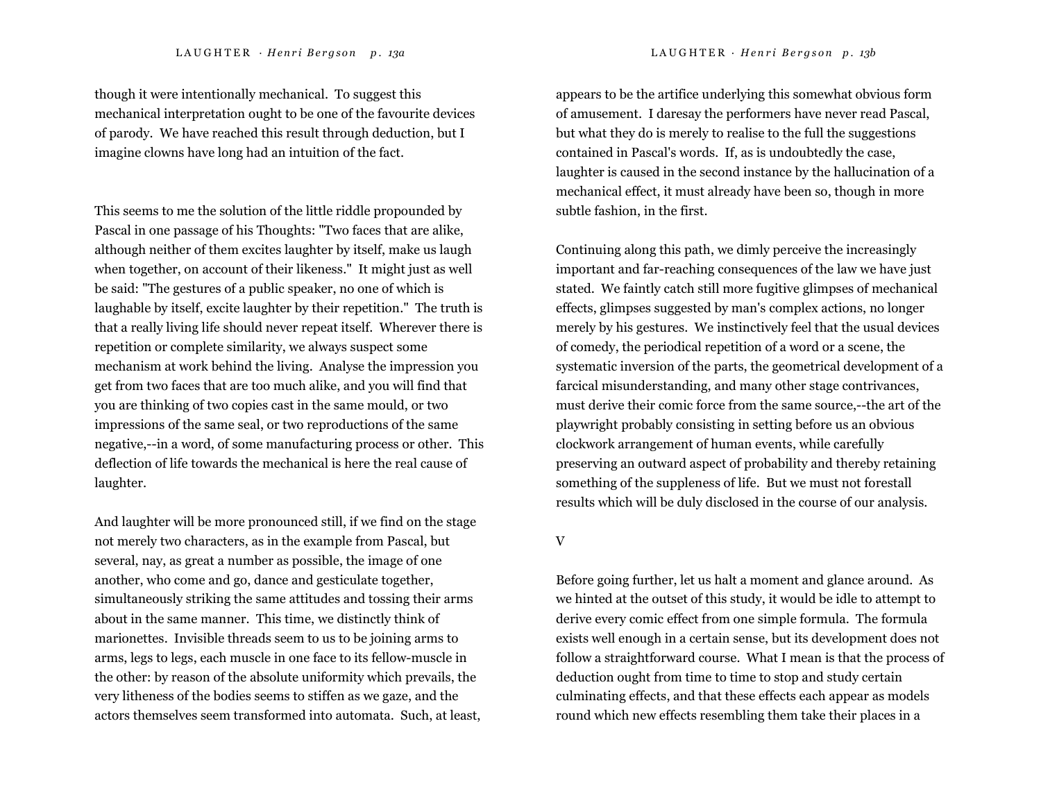though it were intentionally mechanical. To suggest this mechanical interpretation ought to be one of the favourite devices of parody. We have reached this result through deduction, but I imagine clowns have long had an intuition of the fact.

This seems to me the solution of the little riddle propounded by Pascal in one passage of his Thoughts: "Two faces that are alike, although neither of them excites laughter by itself, make us laugh when together, on account of their likeness." It might just as well be said: "The gestures of a public speaker, no one of which is laughable by itself, excite laughter by their repetition." The truth is that a really living life should never repeat itself. Wherever there is repetition or complete similarity, we always suspect some mechanism at work behind the living. Analyse the impression you get from two faces that are too much alike, and you will find that you are thinking of two copies cast in the same mould, or two impressions of the same seal, or two reproductions of the same negative,--in a word, of some manufacturing process or other. This deflection of life towards the mechanical is here the real cause of laughter.

And laughter will be more pronounced still, if we find on the stage not merely two characters, as in the example from Pascal, but several, nay, as great a number as possible, the image of one another, who come and go, dance and gesticulate together, simultaneously striking the same attitudes and tossing their arms about in the same manner. This time, we distinctly think of marionettes. Invisible threads seem to us to be joining arms to arms, legs to legs, each muscle in one face to its fellow-muscle in the other: by reason of the absolute uniformity which prevails, the very litheness of the bodies seems to stiffen as we gaze, and the actors themselves seem transformed into automata. Such, at least, appears to be the artifice underlying this somewhat obvious form of amusement. I daresay the performers have never read Pascal, but what they do is merely to realise to the full the suggestions contained in Pascal's words. If, as is undoubtedly the case, laughter is caused in the second instance by the hallucination of a mechanical effect, it must already have been so, though in more subtle fashion, in the first.

Continuing along this path, we dimly perceive the increasingly important and far-reaching consequences of the law we have just stated. We faintly catch still more fugitive glimpses of mechanical effects, glimpses suggested by man's complex actions, no longer merely by his gestures. We instinctively feel that the usual devices of comedy, the periodical repetition of a word or a scene, the systematic inversion of the parts, the geometrical development of a farcical misunderstanding, and many other stage contrivances, must derive their comic force from the same source,--the art of the playwright probably consisting in setting before us an obvious clockwork arrangement of human events, while carefully preserving an outward aspect of probability and thereby retaining something of the suppleness of life. But we must not forestall results which will be duly disclosed in the course of our analysis.

## V

Before going further, let us halt a moment and glance around. As we hinted at the outset of this study, it would be idle to attempt to derive every comic effect from one simple formula. The formula exists well enough in a certain sense, but its development does not follow a straightforward course. What I mean is that the process of deduction ought from time to time to stop and study certain culminating effects, and that these effects each appear as models round which new effects resembling them take their places in a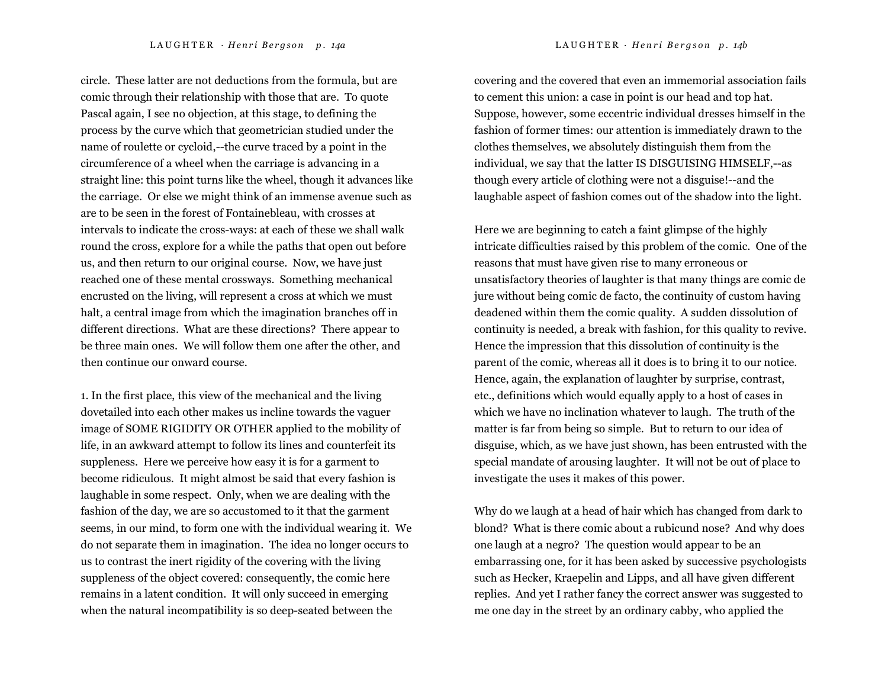circle. These latter are not deductions from the formula, but are comic through their relationship with those that are. To quote Pascal again, I see no objection, at this stage, to defining the process by the curve which that geometrician studied under the name of roulette or cycloid,--the curve traced by a point in the circumference of a wheel when the carriage is advancing in a straight line: this point turns like the wheel, though it advances like the carriage. Or else we might think of an immense avenue such as are to be seen in the forest of Fontainebleau, with crosses at intervals to indicate the cross-ways: at each of these we shall walk round the cross, explore for a while the paths that open out before us, and then return to our original course. Now, we have just reached one of these mental crossways. Something mechanical encrusted on the living, will represent a cross at which we must halt, a central image from which the imagination branches off in different directions. What are these directions? There appear to be three main ones. We will follow them one after the other, and then continue our onward course.

1. In the first place, this view of the mechanical and the living dovetailed into each other makes us incline towards the vaguer image of SOME RIGIDITY OR OTHER applied to the mobility of life, in an awkward attempt to follow its lines and counterfeit its suppleness. Here we perceive how easy it is for a garment to become ridiculous. It might almost be said that every fashion is laughable in some respect. Only, when we are dealing with the fashion of the day, we are so accustomed to it that the garment seems, in our mind, to form one with the individual wearing it. We do not separate them in imagination. The idea no longer occurs to us to contrast the inert rigidity of the covering with the living suppleness of the object covered: consequently, the comic here remains in a latent condition. It will only succeed in emerging when the natural incompatibility is so deep-seated between the covering and the covered that even an immemorial association fails to cement this union: a case in point is our head and top hat. Suppose, however, some eccentric individual dresses himself in the fashion of former times: our attention is immediately drawn to the clothes themselves, we absolutely distinguish them from the individual, we say that the latter IS DISGUISING HIMSELF,--as though every article of clothing were not a disguise!--and the laughable aspect of fashion comes out of the shadow into the light.

Here we are beginning to catch a faint glimpse of the highly intricate difficulties raised by this problem of the comic. One of the reasons that must have given rise to many erroneous or unsatisfactory theories of laughter is that many things are comic de jure without being comic de facto, the continuity of custom having deadened within them the comic quality. A sudden dissolution of continuity is needed, a break with fashion, for this quality to revive. Hence the impression that this dissolution of continuity is the parent of the comic, whereas all it does is to bring it to our notice. Hence, again, the explanation of laughter by surprise, contrast, etc., definitions which would equally apply to a host of cases in which we have no inclination whatever to laugh. The truth of the matter is far from being so simple. But to return to our idea of disguise, which, as we have just shown, has been entrusted with the special mandate of arousing laughter. It will not be out of place to investigate the uses it makes of this power.

Why do we laugh at a head of hair which has changed from dark to blond? What is there comic about a rubicund nose? And why does one laugh at a negro? The question would appear to be an embarrassing one, for it has been asked by successive psychologists such as Hecker, Kraepelin and Lipps, and all have given different replies. And yet I rather fancy the correct answer was suggested to me one day in the street by an ordinary cabby, who applied the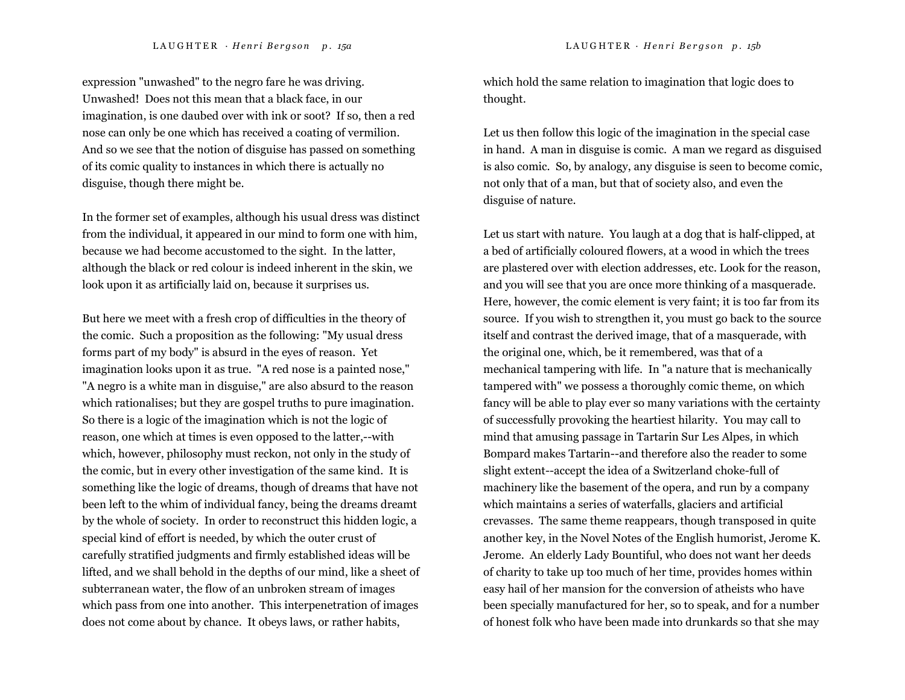expression "unwashed" to the negro fare he was driving. Unwashed! Does not this mean that a black face, in our imagination, is one daubed over with ink or soot? If so, then a red nose can only be one which has received a coating of vermilion. And so we see that the notion of disguise has passed on something of its comic quality to instances in which there is actually no disguise, though there might be.

In the former set of examples, although his usual dress was distinct from the individual, it appeared in our mind to form one with him, because we had become accustomed to the sight. In the latter, although the black or red colour is indeed inherent in the skin, we look upon it as artificially laid on, because it surprises us.

But here we meet with a fresh crop of difficulties in the theory of the comic. Such a proposition as the following: "My usual dress forms part of my body" is absurd in the eyes of reason. Yet imagination looks upon it as true. "A red nose is a painted nose," "A negro is a white man in disguise," are also absurd to the reason which rationalises; but they are gospel truths to pure imagination. So there is a logic of the imagination which is not the logic of reason, one which at times is even opposed to the latter,--with which, however, philosophy must reckon, not only in the study of the comic, but in every other investigation of the same kind. It is something like the logic of dreams, though of dreams that have not been left to the whim of individual fancy, being the dreams dreamt by the whole of society. In order to reconstruct this hidden logic, a special kind of effort is needed, by which the outer crust of carefully stratified judgments and firmly established ideas will be lifted, and we shall behold in the depths of our mind, like a sheet of subterranean water, the flow of an unbroken stream of images which pass from one into another. This interpenetration of images does not come about by chance. It obeys laws, or rather habits, which hold the same relation to imagination that logic does to thought.

Let us then follow this logic of the imagination in the special case in hand. A man in disguise is comic. A man we regard as disguised is also comic. So, by analogy, any disguise is seen to become comic, not only that of a man, but that of society also, and even the disguise of nature.

Let us start with nature. You laugh at a dog that is half-clipped, at a bed of artificially coloured flowers, at a wood in which the trees are plastered over with election addresses, etc. Look for the reason, and you will see that you are once more thinking of a masquerade. Here, however, the comic element is very faint; it is too far from its source. If you wish to strengthen it, you must go back to the source itself and contrast the derived image, that of a masquerade, with the original one, which, be it remembered, was that of a mechanical tampering with life. In "a nature that is mechanically tampered with" we possess a thoroughly comic theme, on which fancy will be able to play ever so many variations with the certainty of successfully provoking the heartiest hilarity. You may call to mind that amusing passage in Tartarin Sur Les Alpes, in which Bompard makes Tartarin--and therefore also the reader to some slight extent--accept the idea of a Switzerland choke-full of machinery like the basement of the opera, and run by a company which maintains a series of waterfalls, glaciers and artificial crevasses. The same theme reappears, though transposed in quite another key, in the Novel Notes of the English humorist, Jerome K. Jerome. An elderly Lady Bountiful, who does not want her deeds of charity to take up too much of her time, provides homes within easy hail of her mansion for the conversion of atheists who have been specially manufactured for her, so to speak, and for a number of honest folk who have been made into drunkards so that she may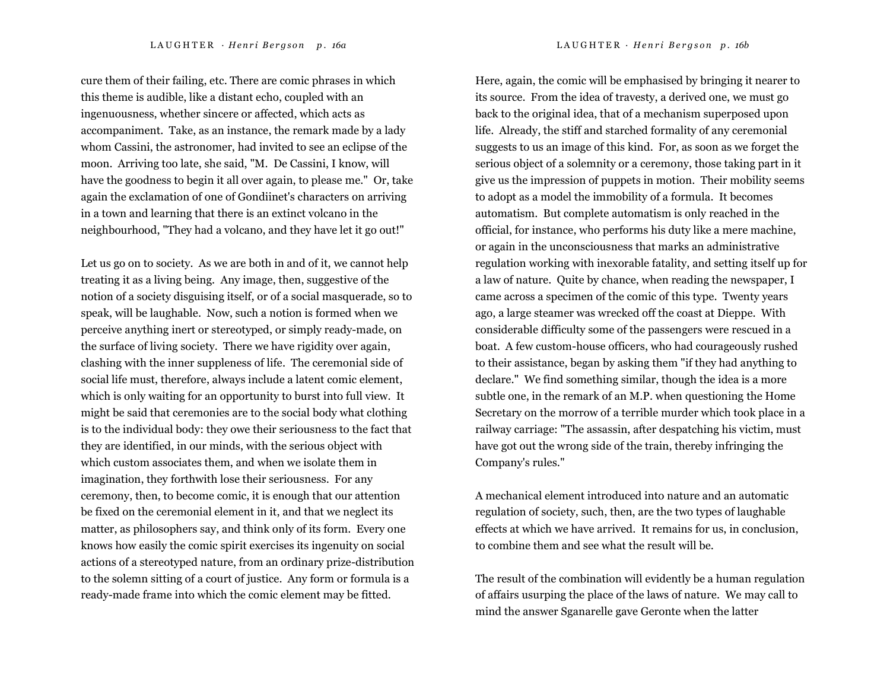cure them of their failing, etc. There are comic phrases in which this theme is audible, like a distant echo, coupled with an ingenuousness, whether sincere or affected, which acts as accompaniment. Take, as an instance, the remark made by a lady whom Cassini, the astronomer, had invited to see an eclipse of the moon. Arriving too late, she said, "M. De Cassini, I know, will have the goodness to begin it all over again, to please me." Or, take again the exclamation of one of Gondiinet's characters on arriving in a town and learning that there is an extinct volcano in the neighbourhood, "They had a volcano, and they have let it go out!"

Let us go on to society. As we are both in and of it, we cannot help treating it as a living being. Any image, then, suggestive of the notion of a society disguising itself, or of a social masquerade, so to speak, will be laughable. Now, such a notion is formed when we perceive anything inert or stereotyped, or simply ready-made, on the surface of living society. There we have rigidity over again, clashing with the inner suppleness of life. The ceremonial side of social life must, therefore, always include a latent comic element, which is only waiting for an opportunity to burst into full view. It might be said that ceremonies are to the social body what clothing is to the individual body: they owe their seriousness to the fact that they are identified, in our minds, with the serious object with which custom associates them, and when we isolate them in imagination, they forthwith lose their seriousness. For any ceremony, then, to become comic, it is enough that our attention be fixed on the ceremonial element in it, and that we neglect its matter, as philosophers say, and think only of its form. Every one knows how easily the comic spirit exercises its ingenuity on social actions of a stereotyped nature, from an ordinary prize-distribution to the solemn sitting of a court of justice. Any form or formula is a ready-made frame into which the comic element may be fitted.

Here, again, the comic will be emphasised by bringing it nearer to its source. From the idea of travesty, a derived one, we must go back to the original idea, that of a mechanism superposed upon life. Already, the stiff and starched formality of any ceremonial suggests to us an image of this kind. For, as soon as we forget the serious object of a solemnity or a ceremony, those taking part in it give us the impression of puppets in motion. Their mobility seems to adopt as a model the immobility of a formula. It becomes automatism. But complete automatism is only reached in the official, for instance, who performs his duty like a mere machine, or again in the unconsciousness that marks an administrative regulation working with inexorable fatality, and setting itself up for a law of nature. Quite by chance, when reading the newspaper, I came across a specimen of the comic of this type. Twenty years ago, a large steamer was wrecked off the coast at Dieppe. With considerable difficulty some of the passengers were rescued in a boat. A few custom-house officers, who had courageously rushed to their assistance, began by asking them "if they had anything to declare." We find something similar, though the idea is a more subtle one, in the remark of an M.P. when questioning the Home Secretary on the morrow of a terrible murder which took place in a railway carriage: "The assassin, after despatching his victim, must have got out the wrong side of the train, thereby infringing the Company's rules."

A mechanical element introduced into nature and an automatic regulation of society, such, then, are the two types of laughable effects at which we have arrived. It remains for us, in conclusion, to combine them and see what the result will be.

The result of the combination will evidently be a human regulation of affairs usurping the place of the laws of nature. We may call to mind the answer Sganarelle gave Geronte when the latter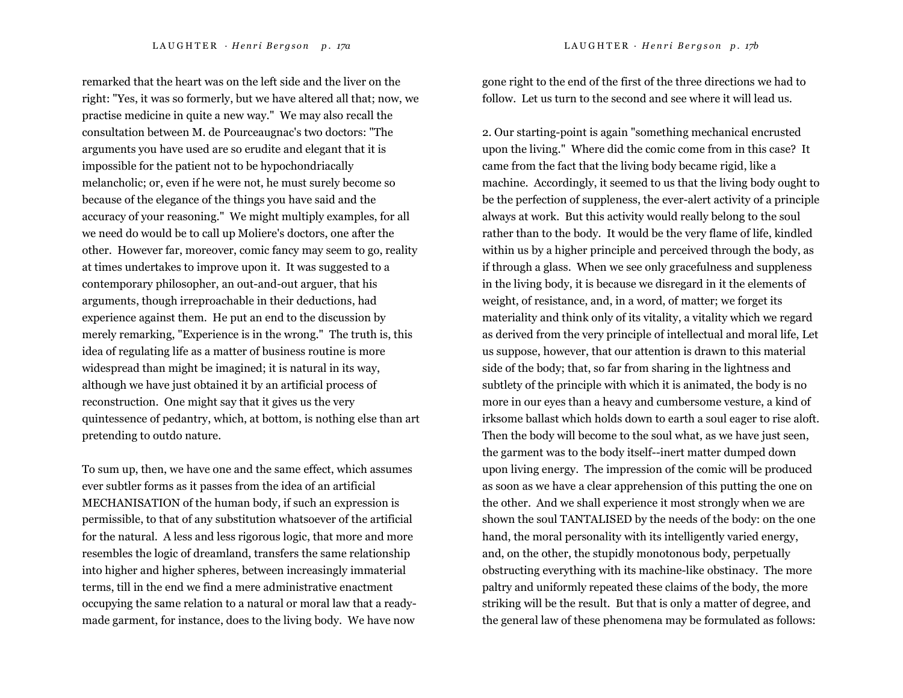remarked that the heart was on the left side and the liver on the right: "Yes, it was so formerly, but we have altered all that; now, we practise medicine in quite a new way." We may also recall the consultation between M. de Pourceaugnac's two doctors: "The arguments you have used are so erudite and elegant that it is impossible for the patient not to be hypochondriacally melancholic; or, even if he were not, he must surely become so because of the elegance of the things you have said and the accuracy of your reasoning." We might multiply examples, for all we need do would be to call up Moliere's doctors, one after the other. However far, moreover, comic fancy may seem to go, reality at times undertakes to improve upon it. It was suggested to a contemporary philosopher, an out-and-out arguer, that his arguments, though irreproachable in their deductions, had experience against them. He put an end to the discussion by merely remarking, "Experience is in the wrong." The truth is, this idea of regulating life as a matter of business routine is more widespread than might be imagined; it is natural in its way, although we have just obtained it by an artificial process of reconstruction. One might say that it gives us the very quintessence of pedantry, which, at bottom, is nothing else than art pretending to outdo nature.

To sum up, then, we have one and the same effect, which assumes ever subtler forms as it passes from the idea of an artificial MECHANISATION of the human body, if such an expression is permissible, to that of any substitution whatsoever of the artificial for the natural. A less and less rigorous logic, that more and more resembles the logic of dreamland, transfers the same relationship into higher and higher spheres, between increasingly immaterial terms, till in the end we find a mere administrative enactment occupying the same relation to a natural or moral law that a ready-made garment, for instance, does to the living body. We have now gone right to the end of the first of the three directions we had to follow. Let us turn to the second and see where it will lead us.

2. Our starting-point is again "something mechanical encrusted upon the living." Where did the comic come from in this case? It came from the fact that the living body became rigid, like a machine. Accordingly, it seemed to us that the living body ought to be the perfection of suppleness, the ever-alert activity of a principle always at work. But this activity would really belong to the soul rather than to the body. It would be the very flame of life, kindled within us by a higher principle and perceived through the body, as if through a glass. When we see only gracefulness and suppleness in the living body, it is because we disregard in it the elements of weight, of resistance, and, in a word, of matter; we forget its materiality and think only of its vitality, a vitality which we regard as derived from the very principle of intellectual and moral life, Let us suppose, however, that our attention is drawn to this material side of the body; that, so far from sharing in the lightness and subtlety of the principle with which it is animated, the body is no more in our eyes than a heavy and cumbersome vesture, a kind of irksome ballast which holds down to earth a soul eager to rise aloft. Then the body will become to the soul what, as we have just seen, the garment was to the body itself--inert matter dumped down upon living energy. The impression of the comic will be produced as soon as we have a clear apprehension of this putting the one on the other. And we shall experience it most strongly when we are shown the soul TANTALISED by the needs of the body: on the one hand, the moral personality with its intelligently varied energy, and, on the other, the stupidly monotonous body, perpetually obstructing everything with its machine-like obstinacy. The more paltry and uniformly repeated these claims of the body, the more striking will be the result. But that is only a matter of degree, and the general law of these phenomena may be formulated as follows: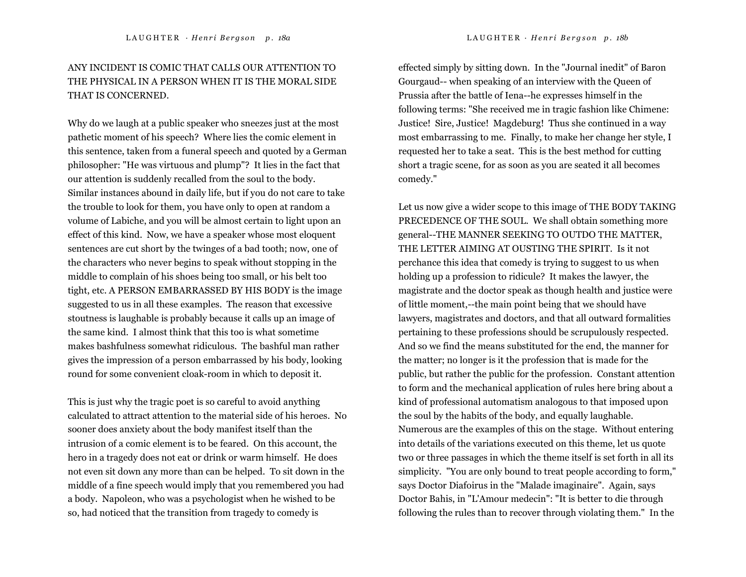ANY INCIDENT IS COMIC THAT CALLS OUR ATTENTION TO THE PHYSICAL IN A PERSON WHEN IT IS THE MORAL SIDE THAT IS CONCERNED.

Why do we laugh at a public speaker who sneezes just at the most pathetic moment of his speech? Where lies the comic element in this sentence, taken from a funeral speech and quoted by a German philosopher: "He was virtuous and plump"? It lies in the fact that our attention is suddenly recalled from the soul to the body. Similar instances abound in daily life, but if you do not care to take the trouble to look for them, you have only to open at random a volume of Labiche, and you will be almost certain to light upon an effect of this kind. Now, we have a speaker whose most eloquent sentences are cut short by the twinges of a bad tooth; now, one of the characters who never begins to speak without stopping in the middle to complain of his shoes being too small, or his belt too tight, etc. A PERSON EMBARRASSED BY HIS BODY is the image suggested to us in all these examples. The reason that excessive stoutness is laughable is probably because it calls up an image of the same kind. I almost think that this too is what sometime makes bashfulness somewhat ridiculous. The bashful man rather gives the impression of a person embarrassed by his body, looking round for some convenient cloak-room in which to deposit it.

This is just why the tragic poet is so careful to avoid anything calculated to attract attention to the material side of his heroes. No sooner does anxiety about the body manifest itself than the intrusion of a comic element is to be feared. On this account, the hero in a tragedy does not eat or drink or warm himself. He does not even sit down any more than can be helped. To sit down in the middle of a fine speech would imply that you remembered you had a body. Napoleon, who was a psychologist when he wished to be so, had noticed that the transition from tragedy to comedy is effected simply by sitting down. In the "Journal inedit" of Baron Gourgaud-- when speaking of an interview with the Queen of Prussia after the battle of Iena--he expresses himself in the following terms: "She received me in tragic fashion like Chimene: Justice! Sire, Justice! Magdeburg! Thus she continued in a way most embarrassing to me. Finally, to make her change her style, I requested her to take a seat. This is the best method for cutting short a tragic scene, for as soon as you are seated it all becomes comedy."

Let us now give a wider scope to this image of THE BODY TAKING PRECEDENCE OF THE SOUL. We shall obtain something more general--THE MANNER SEEKING TO OUTDO THE MATTER, THE LETTER AIMING AT OUSTING THE SPIRIT. Is it not perchance this idea that comedy is trying to suggest to us when holding up a profession to ridicule? It makes the lawyer, the magistrate and the doctor speak as though health and justice were of little moment,--the main point being that we should have lawyers, magistrates and doctors, and that all outward formalities pertaining to these professions should be scrupulously respected. And so we find the means substituted for the end, the manner for the matter; no longer is it the profession that is made for the public, but rather the public for the profession. Constant attention to form and the mechanical application of rules here bring about a kind of professional automatism analogous to that imposed upon the soul by the habits of the body, and equally laughable. Numerous are the examples of this on the stage. Without entering into details of the variations executed on this theme, let us quote two or three passages in which the theme itself is set forth in all its simplicity. "You are only bound to treat people according to form," says Doctor Diafoirus in the "Malade imaginaire". Again, says Doctor Bahis, in "L'Amour medecin": "It is better to die through following the rules than to recover through violating them." In the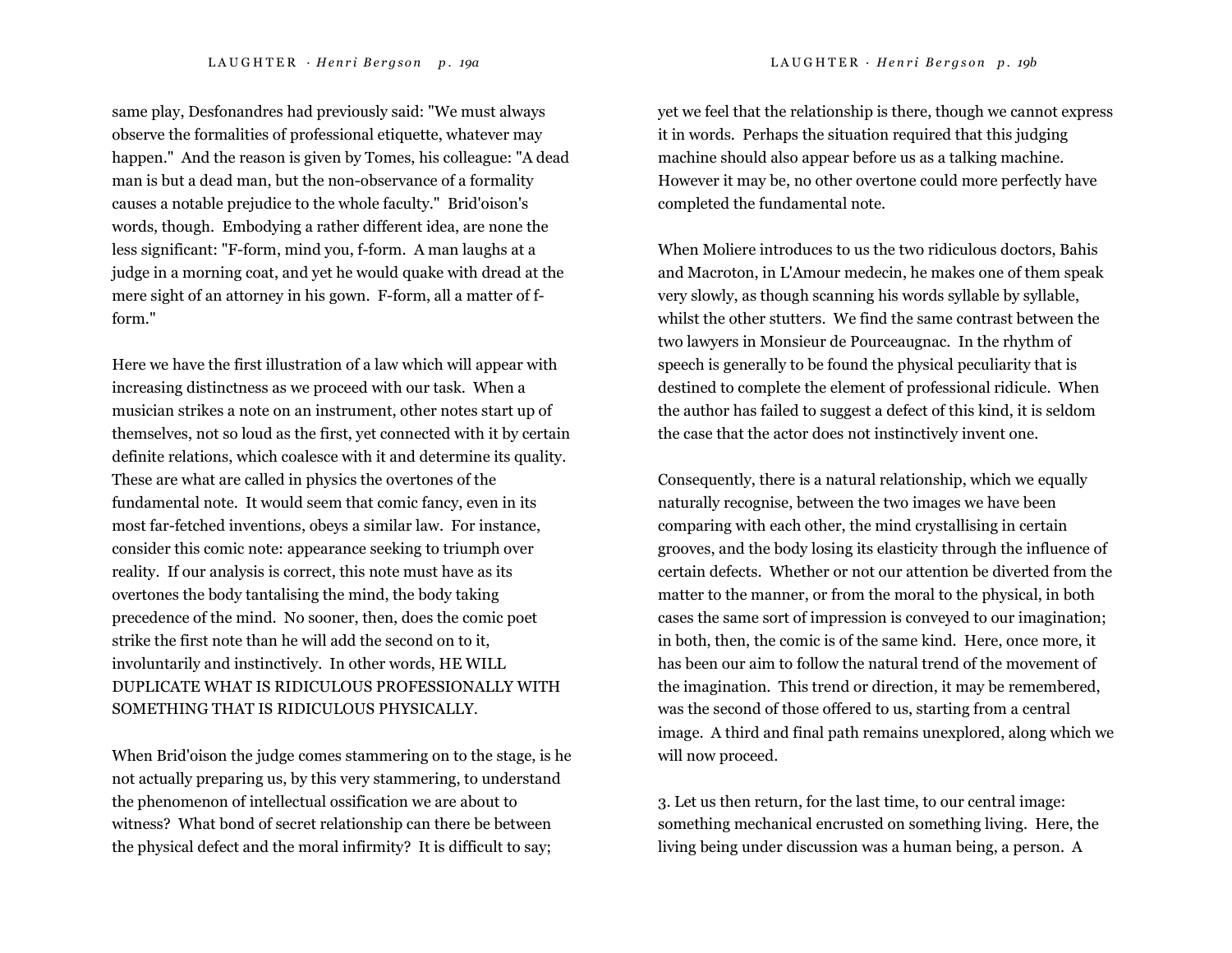same play, Desfonandres had previously said: "We must always observe the formalities of professional etiquette, whatever may happen." And the reason is given by Tomes, his colleague: "A dead man is but a dead man, but the non-observance of a formality causes a notable prejudice to the whole faculty." Brid'oison's words, though. Embodying a rather different idea, are none the less significant: "F-form, mind you, f-form. A man laughs at a judge in a morning coat, and yet he would quake with dread at the mere sight of an attorney in his gown. F-form, all a matter of f-form."

Here we have the first illustration of a law which will appear with increasing distinctness as we proceed with our task. When a musician strikes a note on an instrument, other notes start up of themselves, not so loud as the first, yet connected with it by certain definite relations, which coalesce with it and determine its quality. These are what are called in physics the overtones of the fundamental note. It would seem that comic fancy, even in its most far-fetched inventions, obeys a similar law. For instance, consider this comic note: appearance seeking to triumph over reality. If our analysis is correct, this note must have as its overtones the body tantalising the mind, the body taking precedence of the mind. No sooner, then, does the comic poet strike the first note than he will add the second on to it, involuntarily and instinctively. In other words, HE WILL DUPLICATE WHAT IS RIDICULOUS PROFESSIONALLY WITH SOMETHING THAT IS RIDICULOUS PHYSICALLY.

When Brid'oison the judge comes stammering on to the stage, is he not actually preparing us, by this very stammering, to understand the phenomenon of intellectual ossification we are about to witness? What bond of secret relationship can there be between the physical defect and the moral infirmity? It is difficult to say; yet we feel that the relationship is there, though we cannot express it in words. Perhaps the situation required that this judging machine should also appear before us as a talking machine. However it may be, no other overtone could more perfectly have completed the fundamental note.

When Moliere introduces to us the two ridiculous doctors, Bahis and Macroton, in L'Amour medecin, he makes one of them speak very slowly, as though scanning his words syllable by syllable, whilst the other stutters. We find the same contrast between the two lawyers in Monsieur de Pourceaugnac. In the rhythm of speech is generally to be found the physical peculiarity that is destined to complete the element of professional ridicule. When the author has failed to suggest a defect of this kind, it is seldom the case that the actor does not instinctively invent one.

Consequently, there is a natural relationship, which we equally naturally recognise, between the two images we have been comparing with each other, the mind crystallising in certain grooves, and the body losing its elasticity through the influence of certain defects. Whether or not our attention be diverted from the matter to the manner, or from the moral to the physical, in both cases the same sort of impression is conveyed to our imagination; in both, then, the comic is of the same kind. Here, once more, it has been our aim to follow the natural trend of the movement of the imagination. This trend or direction, it may be remembered, was the second of those offered to us, starting from a central image. A third and final path remains unexplored, along which we will now proceed.

3. Let us then return, for the last time, to our central image: something mechanical encrusted on something living. Here, the living being under discussion was a human being, a person. A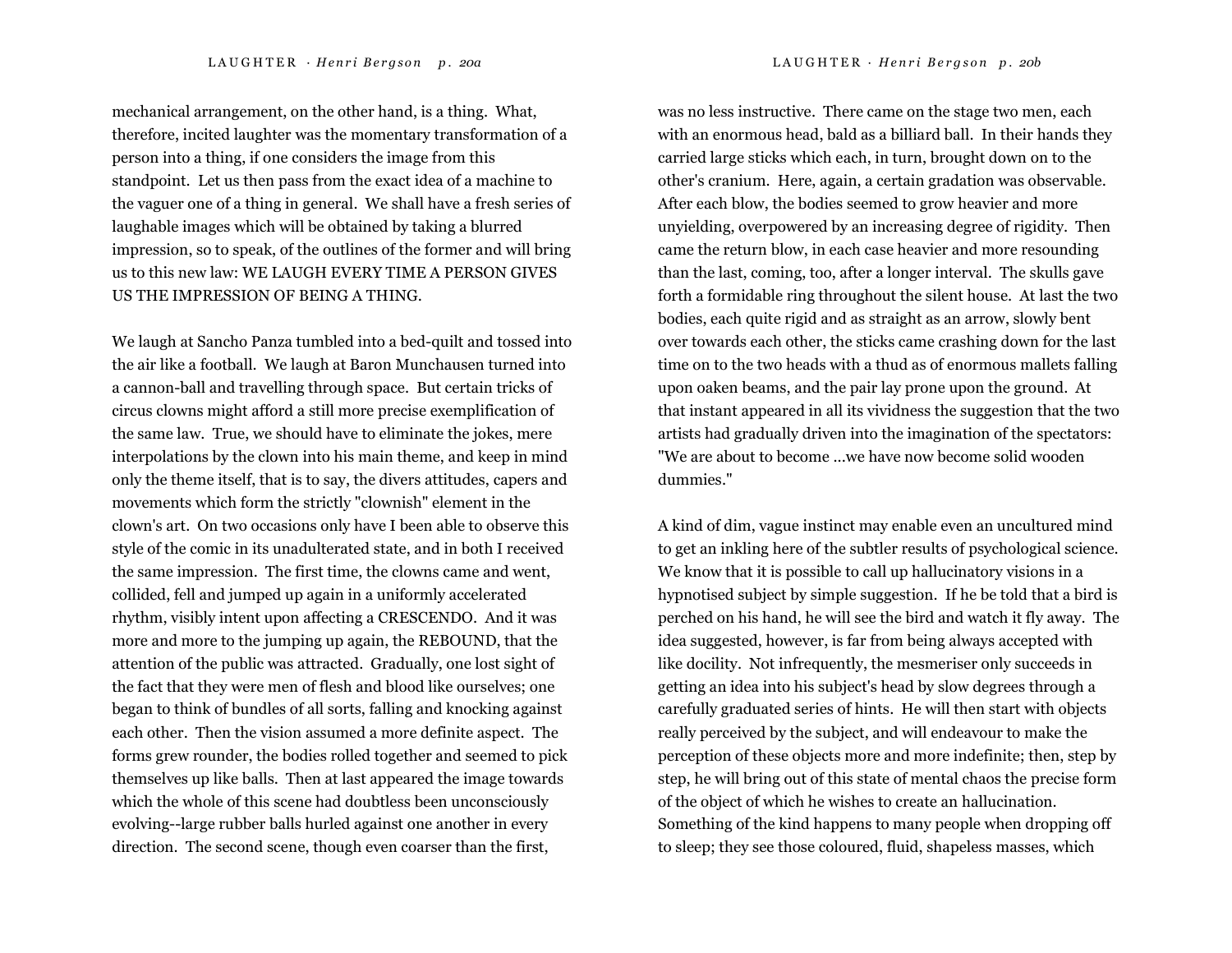mechanical arrangement, on the other hand, is a thing. What, therefore, incited laughter was the momentary transformation of a person into a thing, if one considers the image from this standpoint. Let us then pass from the exact idea of a machine to the vaguer one of a thing in general. We shall have a fresh series of laughable images which will be obtained by taking a blurred impression, so to speak, of the outlines of the former and will bring us to this new law: WE LAUGH EVERY TIME A PERSON GIVES US THE IMPRESSION OF BEING A THING.

We laugh at Sancho Panza tumbled into a bed-quilt and tossed into the air like a football. We laugh at Baron Munchausen turned into a cannon-ball and travelling through space. But certain tricks of circus clowns might afford a still more precise exemplification of the same law. True, we should have to eliminate the jokes, mere interpolations by the clown into his main theme, and keep in mind only the theme itself, that is to say, the divers attitudes, capers and movements which form the strictly "clownish" element in the clown's art. On two occasions only have I been able to observe this style of the comic in its unadulterated state, and in both I received the same impression. The first time, the clowns came and went, collided, fell and jumped up again in a uniformly accelerated rhythm, visibly intent upon affecting a CRESCENDO. And it was more and more to the jumping up again, the REBOUND, that the attention of the public was attracted. Gradually, one lost sight of the fact that they were men of flesh and blood like ourselves; one began to think of bundles of all sorts, falling and knocking against each other. Then the vision assumed a more definite aspect. The forms grew rounder, the bodies rolled together and seemed to pick themselves up like balls. Then at last appeared the image towards which the whole of this scene had doubtless been unconsciously evolving--large rubber balls hurled against one another in every direction. The second scene, though even coarser than the first, was no less instructive. There came on the stage two men, each with an enormous head, bald as a billiard ball. In their hands they carried large sticks which each, in turn, brought down on to the other's cranium. Here, again, a certain gradation was observable. After each blow, the bodies seemed to grow heavier and more unyielding, overpowered by an increasing degree of rigidity. Then came the return blow, in each case heavier and more resounding than the last, coming, too, after a longer interval. The skulls gave forth a formidable ring throughout the silent house. At last the two bodies, each quite rigid and as straight as an arrow, slowly bent over towards each other, the sticks came crashing down for the last time on to the two heads with a thud as of enormous mallets falling upon oaken beams, and the pair lay prone upon the ground. At that instant appeared in all its vividness the suggestion that the two artists had gradually driven into the imagination of the spectators: "We are about to become ...we have now become solid wooden dummies."

A kind of dim, vague instinct may enable even an uncultured mind to get an inkling here of the subtler results of psychological science. We know that it is possible to call up hallucinatory visions in a hypnotised subject by simple suggestion. If he be told that a bird is perched on his hand, he will see the bird and watch it fly away. The idea suggested, however, is far from being always accepted with like docility. Not infrequently, the mesmeriser only succeeds in getting an idea into his subject's head by slow degrees through a carefully graduated series of hints. He will then start with objects really perceived by the subject, and will endeavour to make the perception of these objects more and more indefinite; then, step by step, he will bring out of this state of mental chaos the precise form of the object of which he wishes to create an hallucination. Something of the kind happens to many people when dropping off to sleep; they see those coloured, fluid, shapeless masses, which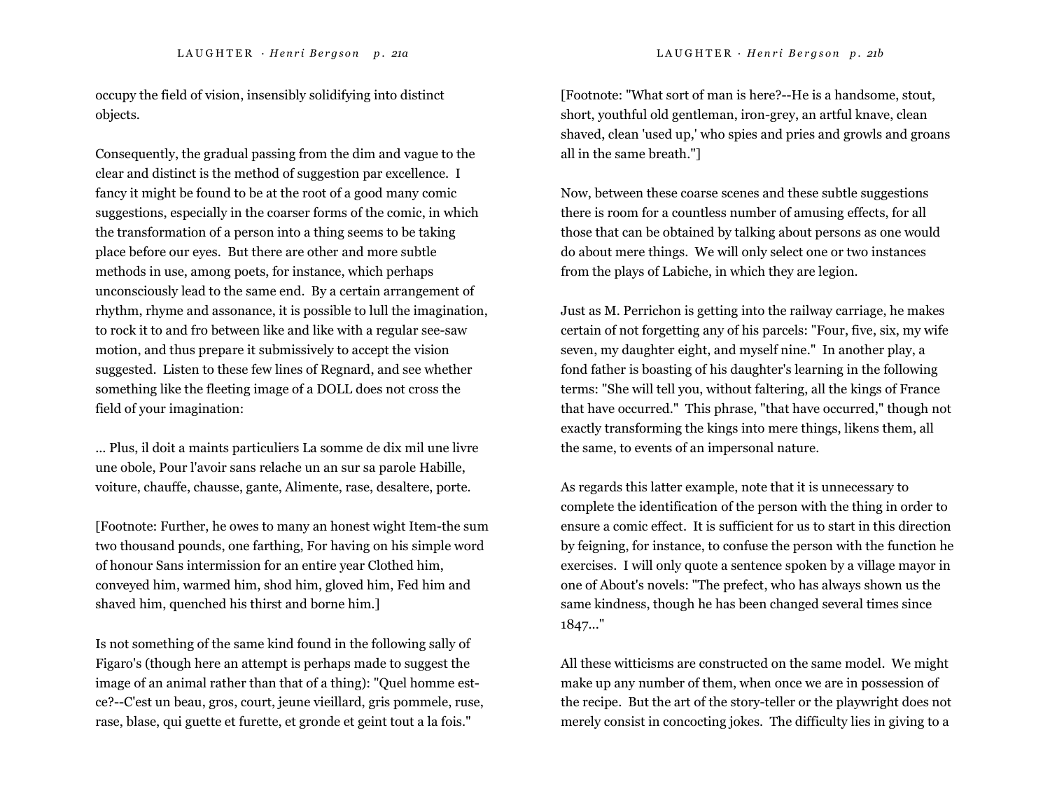occupy the field of vision, insensibly solidifying into distinct objects.

Consequently, the gradual passing from the dim and vague to the clear and distinct is the method of suggestion par excellence. I fancy it might be found to be at the root of a good many comic suggestions, especially in the coarser forms of the comic, in which the transformation of a person into a thing seems to be taking place before our eyes. But there are other and more subtle methods in use, among poets, for instance, which perhaps unconsciously lead to the same end. By a certain arrangement of rhythm, rhyme and assonance, it is possible to lull the imagination, to rock it to and fro between like and like with a regular see-saw motion, and thus prepare it submissively to accept the vision suggested. Listen to these few lines of Regnard, and see whether something like the fleeting image of a DOLL does not cross the field of your imagination:

... Plus, il doit a maints particuliers La somme de dix mil une livre une obole, Pour l'avoir sans relache un an sur sa parole Habille, voiture, chauffe, chausse, gante, Alimente, rase, desaltere, porte.

[Footnote: Further, he owes to many an honest wight Item-the sum two thousand pounds, one farthing, For having on his simple word of honour Sans intermission for an entire year Clothed him, conveyed him, warmed him, shod him, gloved him, Fed him and shaved him, quenched his thirst and borne him.]

Is not something of the same kind found in the following sally of Figaro's (though here an attempt is perhaps made to suggest the image of an animal rather than that of a thing): "Quel homme est-ce?--C'est un beau, gros, court, jeune vieillard, gris pommele, ruse, rase, blase, qui guette et furette, et gronde et geint tout a la fois."

[Footnote: "What sort of man is here?--He is a handsome, stout, short, youthful old gentleman, iron-grey, an artful knave, clean shaved, clean 'used up,' who spies and pries and growls and groans all in the same breath."]

Now, between these coarse scenes and these subtle suggestions there is room for a countless number of amusing effects, for all those that can be obtained by talking about persons as one would do about mere things. We will only select one or two instances from the plays of Labiche, in which they are legion.

Just as M. Perrichon is getting into the railway carriage, he makes certain of not forgetting any of his parcels: "Four, five, six, my wife seven, my daughter eight, and myself nine." In another play, a fond father is boasting of his daughter's learning in the following terms: "She will tell you, without faltering, all the kings of France that have occurred." This phrase, "that have occurred," though not exactly transforming the kings into mere things, likens them, all the same, to events of an impersonal nature.

As regards this latter example, note that it is unnecessary to complete the identification of the person with the thing in order to ensure a comic effect. It is sufficient for us to start in this direction by feigning, for instance, to confuse the person with the function he exercises. I will only quote a sentence spoken by a village mayor in one of About's novels: "The prefect, who has always shown us the same kindness, though he has been changed several times since 1847..."

All these witticisms are constructed on the same model. We might make up any number of them, when once we are in possession of the recipe. But the art of the story-teller or the playwright does not merely consist in concocting jokes. The difficulty lies in giving to a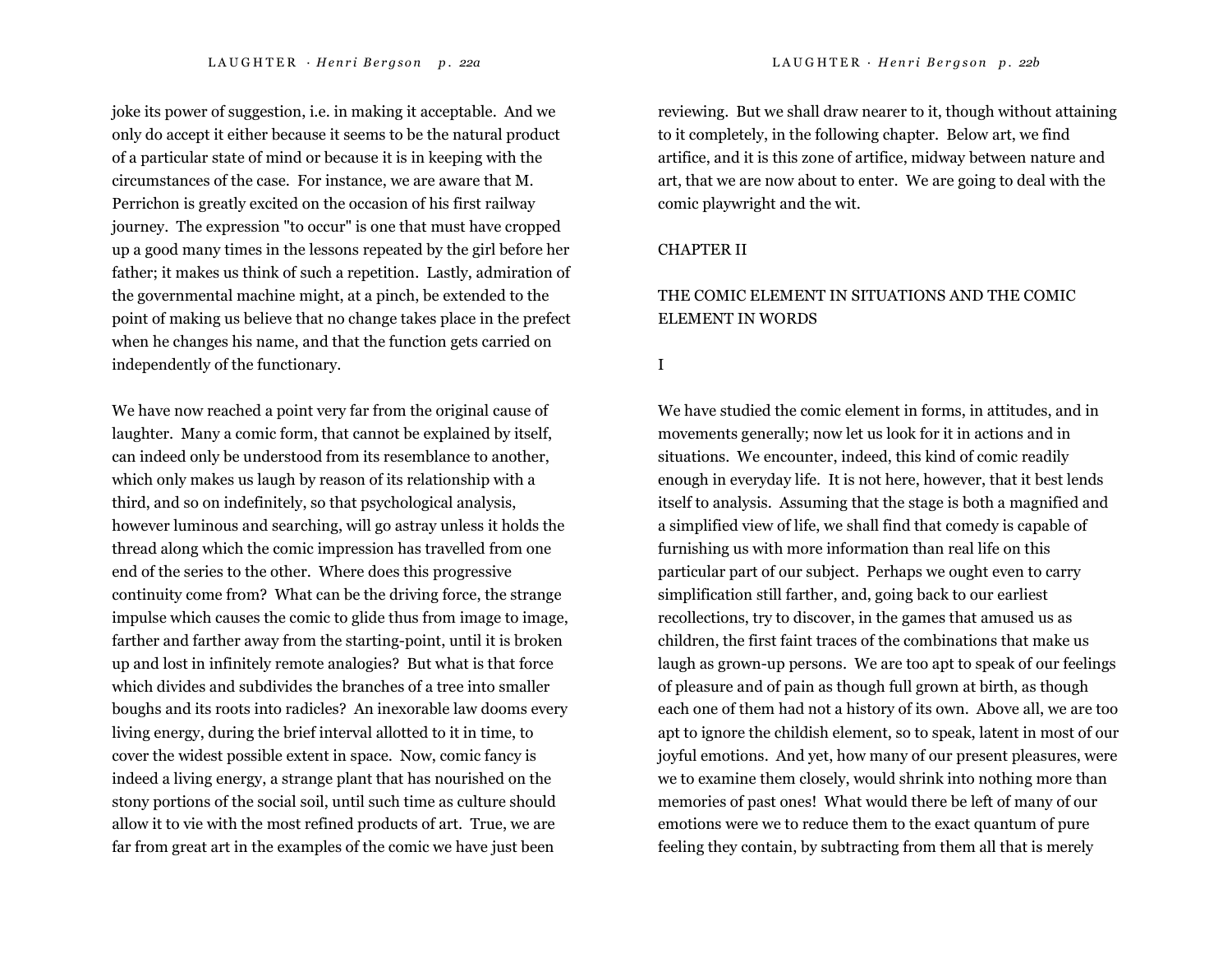joke its power of suggestion, i.e. in making it acceptable. And we only do accept it either because it seems to be the natural product of a particular state of mind or because it is in keeping with the circumstances of the case. For instance, we are aware that M. Perrichon is greatly excited on the occasion of his first railway journey. The expression "to occur" is one that must have cropped up a good many times in the lessons repeated by the girl before her father; it makes us think of such a repetition. Lastly, admiration of the governmental machine might, at a pinch, be extended to the point of making us believe that no change takes place in the prefect when he changes his name, and that the function gets carried on independently of the functionary.

We have now reached a point very far from the original cause of laughter. Many a comic form, that cannot be explained by itself, can indeed only be understood from its resemblance to another, which only makes us laugh by reason of its relationship with a third, and so on indefinitely, so that psychological analysis, however luminous and searching, will go astray unless it holds the thread along which the comic impression has travelled from one end of the series to the other. Where does this progressive continuity come from? What can be the driving force, the strange impulse which causes the comic to glide thus from image to image, farther and farther away from the starting-point, until it is broken up and lost in infinitely remote analogies? But what is that force which divides and subdivides the branches of a tree into smaller boughs and its roots into radicles? An inexorable law dooms every living energy, during the brief interval allotted to it in time, to cover the widest possible extent in space. Now, comic fancy is indeed a living energy, a strange plant that has nourished on the stony portions of the social soil, until such time as culture should allow it to vie with the most refined products of art. True, we are far from great art in the examples of the comic we have just been reviewing. But we shall draw nearer to it, though without attaining to it completely, in the following chapter. Below art, we find artifice, and it is this zone of artifice, midway between nature and art, that we are now about to enter. We are going to deal with the comic playwright and the wit.

## CHAPTER II

## THE COMIC ELEMENT IN SITUATIONS AND THE COMIC ELEMENT IN WORDS

### I

We have studied the comic element in forms, in attitudes, and in movements generally; now let us look for it in actions and in situations. We encounter, indeed, this kind of comic readily enough in everyday life. It is not here, however, that it best lends itself to analysis. Assuming that the stage is both a magnified and a simplified view of life, we shall find that comedy is capable of furnishing us with more information than real life on this particular part of our subject. Perhaps we ought even to carry simplification still farther, and, going back to our earliest recollections, try to discover, in the games that amused us as children, the first faint traces of the combinations that make us laugh as grown-up persons. We are too apt to speak of our feelings of pleasure and of pain as though full grown at birth, as though each one of them had not a history of its own. Above all, we are too apt to ignore the childish element, so to speak, latent in most of our joyful emotions. And yet, how many of our present pleasures, were we to examine them closely, would shrink into nothing more than memories of past ones! What would there be left of many of our emotions were we to reduce them to the exact quantum of pure feeling they contain, by subtracting from them all that is merely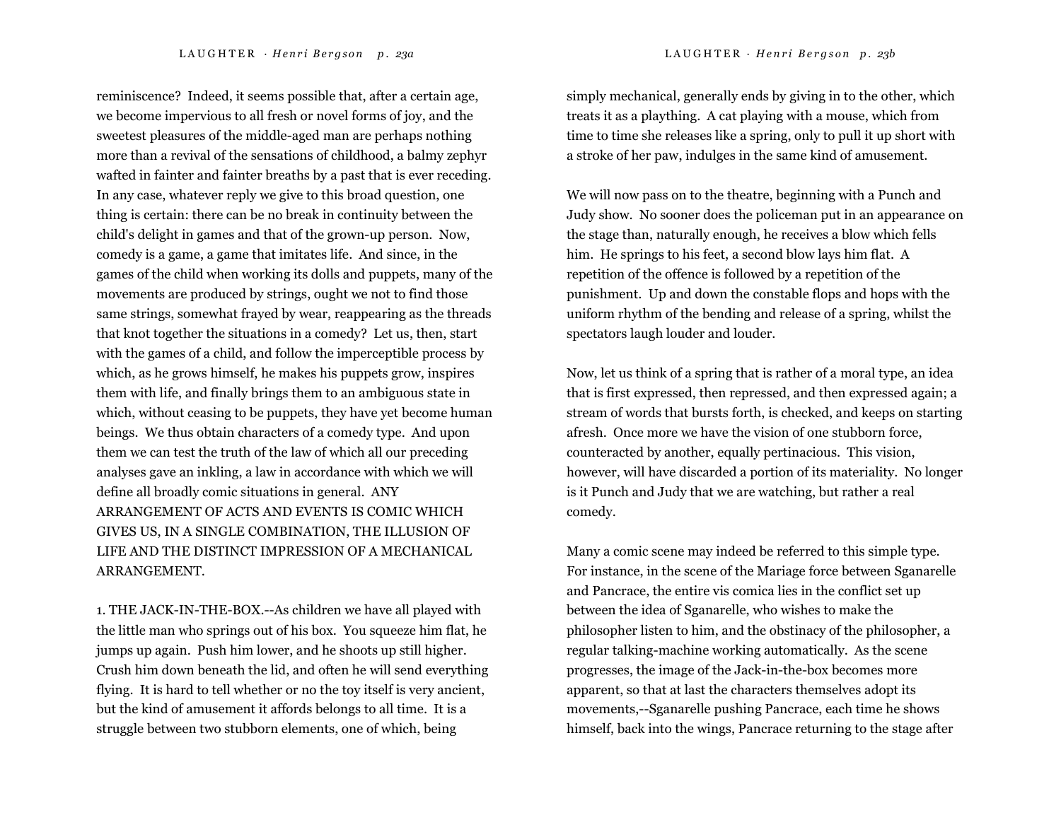reminiscence? Indeed, it seems possible that, after a certain age, we become impervious to all fresh or novel forms of joy, and the sweetest pleasures of the middle-aged man are perhaps nothing more than a revival of the sensations of childhood, a balmy zephyr wafted in fainter and fainter breaths by a past that is ever receding. In any case, whatever reply we give to this broad question, one thing is certain: there can be no break in continuity between the child's delight in games and that of the grown-up person. Now, comedy is a game, a game that imitates life. And since, in the games of the child when working its dolls and puppets, many of the movements are produced by strings, ought we not to find those same strings, somewhat frayed by wear, reappearing as the threads that knot together the situations in a comedy? Let us, then, start with the games of a child, and follow the imperceptible process by which, as he grows himself, he makes his puppets grow, inspires them with life, and finally brings them to an ambiguous state in which, without ceasing to be puppets, they have yet become human beings. We thus obtain characters of a comedy type. And upon them we can test the truth of the law of which all our preceding analyses gave an inkling, a law in accordance with which we will define all broadly comic situations in general. ANY ARRANGEMENT OF ACTS AND EVENTS IS COMIC WHICH GIVES US, IN A SINGLE COMBINATION, THE ILLUSION OF LIFE AND THE DISTINCT IMPRESSION OF A MECHANICAL ARRANGEMENT.

1. THE JACK-IN-THE-BOX.--As children we have all played with the little man who springs out of his box. You squeeze him flat, he jumps up again. Push him lower, and he shoots up still higher. Crush him down beneath the lid, and often he will send everything flying. It is hard to tell whether or no the toy itself is very ancient, but the kind of amusement it affords belongs to all time. It is a struggle between two stubborn elements, one of which, being simply mechanical, generally ends by giving in to the other, which treats it as a plaything. A cat playing with a mouse, which from time to time she releases like a spring, only to pull it up short with a stroke of her paw, indulges in the same kind of amusement.

We will now pass on to the theatre, beginning with a Punch and Judy show. No sooner does the policeman put in an appearance on the stage than, naturally enough, he receives a blow which fells him. He springs to his feet, a second blow lays him flat. A repetition of the offence is followed by a repetition of the punishment. Up and down the constable flops and hops with the uniform rhythm of the bending and release of a spring, whilst the spectators laugh louder and louder.

Now, let us think of a spring that is rather of a moral type, an idea that is first expressed, then repressed, and then expressed again; a stream of words that bursts forth, is checked, and keeps on starting afresh. Once more we have the vision of one stubborn force, counteracted by another, equally pertinacious. This vision, however, will have discarded a portion of its materiality. No longer is it Punch and Judy that we are watching, but rather a real comedy.

Many a comic scene may indeed be referred to this simple type. For instance, in the scene of the Mariage force between Sganarelle and Pancrace, the entire vis comica lies in the conflict set up between the idea of Sganarelle, who wishes to make the philosopher listen to him, and the obstinacy of the philosopher, a regular talking-machine working automatically. As the scene progresses, the image of the Jack-in-the-box becomes more apparent, so that at last the characters themselves adopt its movements,--Sganarelle pushing Pancrace, each time he shows himself, back into the wings, Pancrace returning to the stage after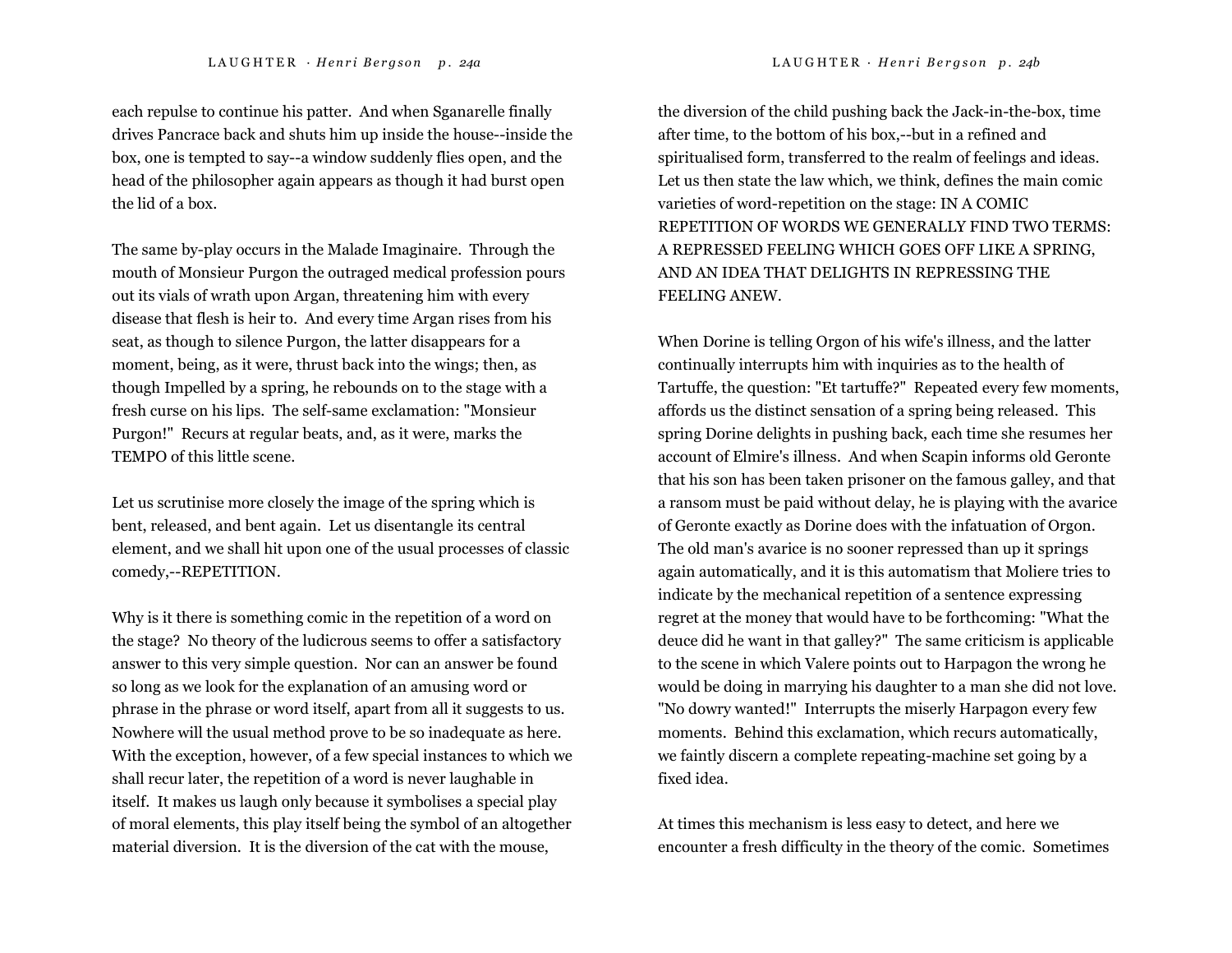each repulse to continue his patter. And when Sganarelle finally drives Pancrace back and shuts him up inside the house--inside the box, one is tempted to say--a window suddenly flies open, and the head of the philosopher again appears as though it had burst open the lid of a box.

The same by-play occurs in the Malade Imaginaire. Through the mouth of Monsieur Purgon the outraged medical profession pours out its vials of wrath upon Argan, threatening him with every disease that flesh is heir to. And every time Argan rises from his seat, as though to silence Purgon, the latter disappears for a moment, being, as it were, thrust back into the wings; then, as though Impelled by a spring, he rebounds on to the stage with a fresh curse on his lips. The self-same exclamation: "Monsieur Purgon!" Recurs at regular beats, and, as it were, marks the TEMPO of this little scene.

Let us scrutinise more closely the image of the spring which is bent, released, and bent again. Let us disentangle its central element, and we shall hit upon one of the usual processes of classic comedy,--REPETITION.

Why is it there is something comic in the repetition of a word on the stage? No theory of the ludicrous seems to offer a satisfactory answer to this very simple question. Nor can an answer be found so long as we look for the explanation of an amusing word or phrase in the phrase or word itself, apart from all it suggests to us. Nowhere will the usual method prove to be so inadequate as here. With the exception, however, of a few special instances to which we shall recur later, the repetition of a word is never laughable in itself. It makes us laugh only because it symbolises a special play of moral elements, this play itself being the symbol of an altogether material diversion. It is the diversion of the cat with the mouse, the diversion of the child pushing back the Jack-in-the-box, time after time, to the bottom of his box,--but in a refined and spiritualised form, transferred to the realm of feelings and ideas. Let us then state the law which, we think, defines the main comic varieties of word-repetition on the stage: IN A COMIC REPETITION OF WORDS WE GENERALLY FIND TWO TERMS: A REPRESSED FEELING WHICH GOES OFF LIKE A SPRING, AND AN IDEA THAT DELIGHTS IN REPRESSING THE FEELING ANEW.

When Dorine is telling Orgon of his wife's illness, and the latter continually interrupts him with inquiries as to the health of Tartuffe, the question: "Et tartuffe?" Repeated every few moments, affords us the distinct sensation of a spring being released. This spring Dorine delights in pushing back, each time she resumes her account of Elmire's illness. And when Scapin informs old Geronte that his son has been taken prisoner on the famous galley, and that a ransom must be paid without delay, he is playing with the avarice of Geronte exactly as Dorine does with the infatuation of Orgon. The old man's avarice is no sooner repressed than up it springs again automatically, and it is this automatism that Moliere tries to indicate by the mechanical repetition of a sentence expressing regret at the money that would have to be forthcoming: "What the deuce did he want in that galley?" The same criticism is applicable to the scene in which Valere points out to Harpagon the wrong he would be doing in marrying his daughter to a man she did not love. "No dowry wanted!" Interrupts the miserly Harpagon every few moments. Behind this exclamation, which recurs automatically, we faintly discern a complete repeating-machine set going by a fixed idea.

At times this mechanism is less easy to detect, and here we encounter a fresh difficulty in the theory of the comic. Sometimes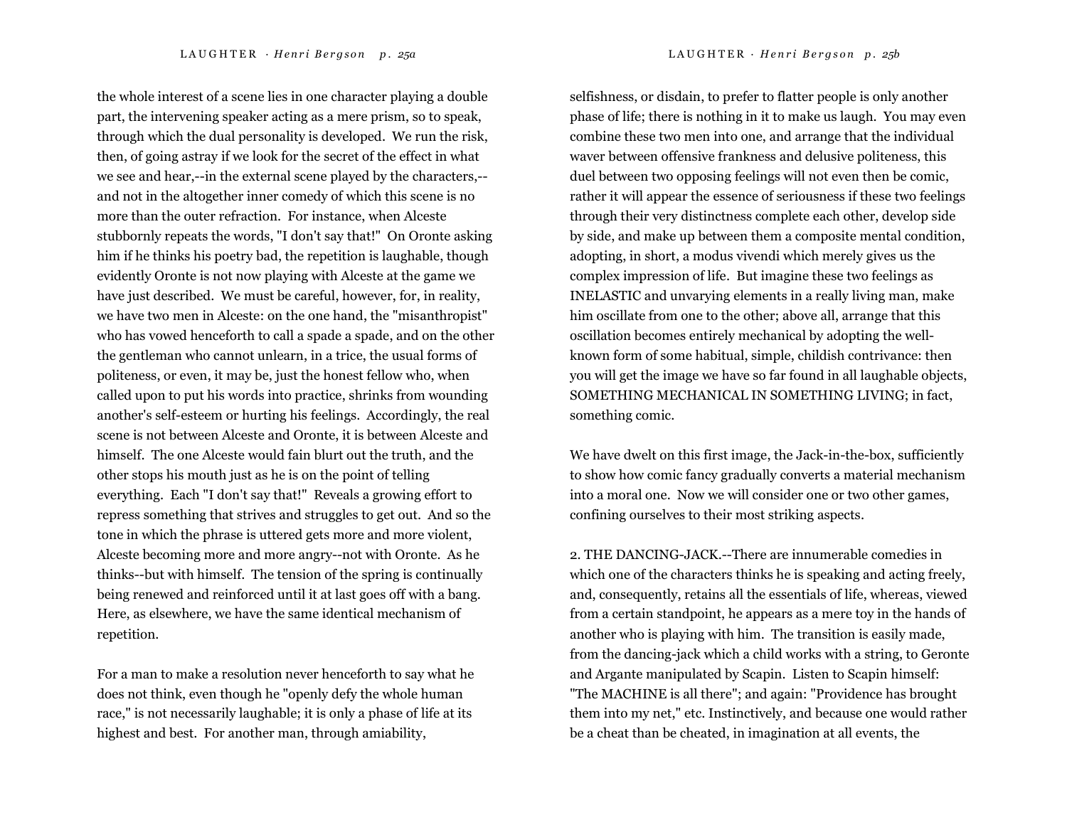the whole interest of a scene lies in one character playing a double part, the intervening speaker acting as a mere prism, so to speak, through which the dual personality is developed. We run the risk, then, of going astray if we look for the secret of the effect in what we see and hear,--in the external scene played by the characters,--and not in the altogether inner comedy of which this scene is no more than the outer refraction. For instance, when Alceste stubbornly repeats the words, "I don't say that!" On Oronte asking him if he thinks his poetry bad, the repetition is laughable, though evidently Oronte is not now playing with Alceste at the game we have just described. We must be careful, however, for, in reality, we have two men in Alceste: on the one hand, the "misanthropist" who has vowed henceforth to call a spade a spade, and on the other the gentleman who cannot unlearn, in a trice, the usual forms of politeness, or even, it may be, just the honest fellow who, when called upon to put his words into practice, shrinks from wounding another's self-esteem or hurting his feelings. Accordingly, the real scene is not between Alceste and Oronte, it is between Alceste and himself. The one Alceste would fain blurt out the truth, and the other stops his mouth just as he is on the point of telling everything. Each "I don't say that!" Reveals a growing effort to repress something that strives and struggles to get out. And so the tone in which the phrase is uttered gets more and more violent, Alceste becoming more and more angry--not with Oronte. As he thinks--but with himself. The tension of the spring is continually being renewed and reinforced until it at last goes off with a bang. Here, as elsewhere, we have the same identical mechanism of repetition.

For a man to make a resolution never henceforth to say what he does not think, even though he "openly defy the whole human race," is not necessarily laughable; it is only a phase of life at its highest and best. For another man, through amiability, selfishness, or disdain, to prefer to flatter people is only another phase of life; there is nothing in it to make us laugh. You may even combine these two men into one, and arrange that the individual waver between offensive frankness and delusive politeness, this duel between two opposing feelings will not even then be comic, rather it will appear the essence of seriousness if these two feelings through their very distinctness complete each other, develop side by side, and make up between them a composite mental condition, adopting, in short, a modus vivendi which merely gives us the complex impression of life. But imagine these two feelings as INELASTIC and unvarying elements in a really living man, make him oscillate from one to the other; above all, arrange that this oscillation becomes entirely mechanical by adopting the well-known form of some habitual, simple, childish contrivance: then you will get the image we have so far found in all laughable objects, SOMETHING MECHANICAL IN SOMETHING LIVING; in fact, something comic.

We have dwelt on this first image, the Jack-in-the-box, sufficiently to show how comic fancy gradually converts a material mechanism into a moral one. Now we will consider one or two other games, confining ourselves to their most striking aspects.

2. THE DANCING-JACK.--There are innumerable comedies in which one of the characters thinks he is speaking and acting freely, and, consequently, retains all the essentials of life, whereas, viewed from a certain standpoint, he appears as a mere toy in the hands of another who is playing with him. The transition is easily made, from the dancing-jack which a child works with a string, to Geronte and Argante manipulated by Scapin. Listen to Scapin himself: "The MACHINE is all there"; and again: "Providence has brought them into my net," etc. Instinctively, and because one would rather be a cheat than be cheated, in imagination at all events, the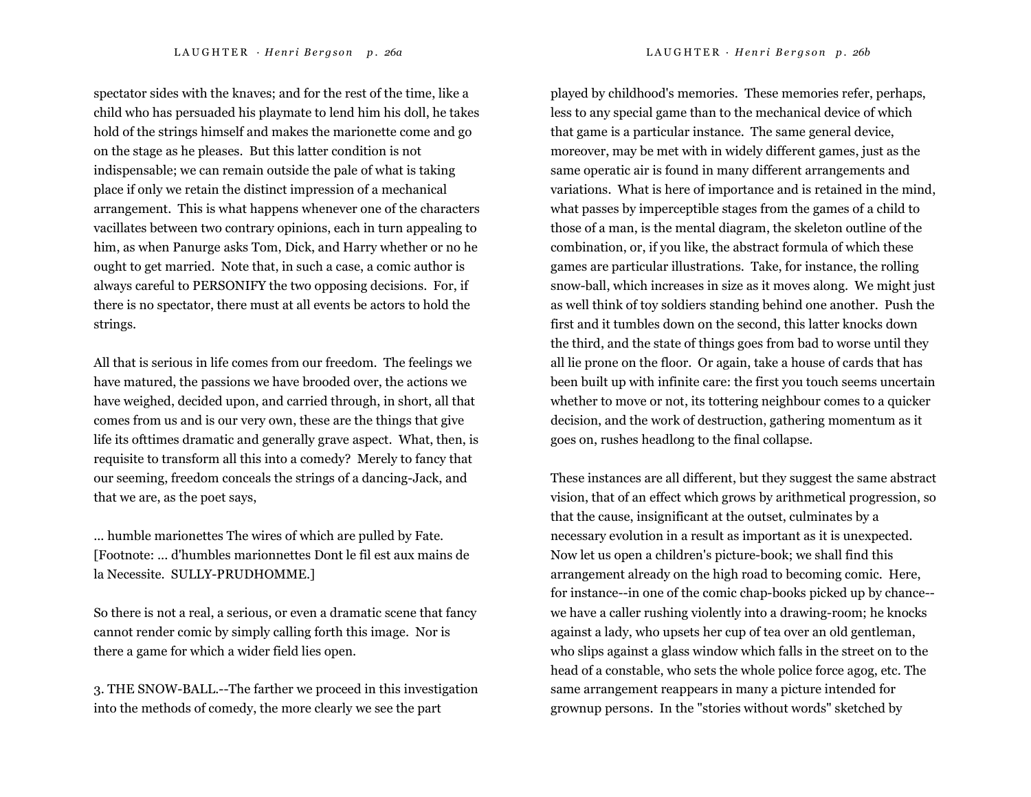spectator sides with the knaves; and for the rest of the time, like a child who has persuaded his playmate to lend him his doll, he takes hold of the strings himself and makes the marionette come and go on the stage as he pleases. But this latter condition is not indispensable; we can remain outside the pale of what is taking place if only we retain the distinct impression of a mechanical arrangement. This is what happens whenever one of the characters vacillates between two contrary opinions, each in turn appealing to him, as when Panurge asks Tom, Dick, and Harry whether or no he ought to get married. Note that, in such a case, a comic author is always careful to PERSONIFY the two opposing decisions. For, if there is no spectator, there must at all events be actors to hold the strings.

All that is serious in life comes from our freedom. The feelings we have matured, the passions we have brooded over, the actions we have weighed, decided upon, and carried through, in short, all that comes from us and is our very own, these are the things that give life its ofttimes dramatic and generally grave aspect. What, then, is requisite to transform all this into a comedy? Merely to fancy that our seeming, freedom conceals the strings of a dancing-Jack, and that we are, as the poet says,

... humble marionettes The wires of which are pulled by Fate. [Footnote: ... d'humbles marionnettes Dont le fil est aux mains de la Necessite. SULLY-PRUDHOMME.]

So there is not a real, a serious, or even a dramatic scene that fancy cannot render comic by simply calling forth this image. Nor is there a game for which a wider field lies open.

3. THE SNOW-BALL.--The farther we proceed in this investigation into the methods of comedy, the more clearly we see the part played by childhood's memories. These memories refer, perhaps, less to any special game than to the mechanical device of which that game is a particular instance. The same general device, moreover, may be met with in widely different games, just as the same operatic air is found in many different arrangements and variations. What is here of importance and is retained in the mind, what passes by imperceptible stages from the games of a child to those of a man, is the mental diagram, the skeleton outline of the combination, or, if you like, the abstract formula of which these games are particular illustrations. Take, for instance, the rolling snow-ball, which increases in size as it moves along. We might just as well think of toy soldiers standing behind one another. Push the first and it tumbles down on the second, this latter knocks down the third, and the state of things goes from bad to worse until they all lie prone on the floor. Or again, take a house of cards that has been built up with infinite care: the first you touch seems uncertain whether to move or not, its tottering neighbour comes to a quicker decision, and the work of destruction, gathering momentum as it goes on, rushes headlong to the final collapse.

These instances are all different, but they suggest the same abstract vision, that of an effect which grows by arithmetical progression, so that the cause, insignificant at the outset, culminates by a necessary evolution in a result as important as it is unexpected. Now let us open a children's picture-book; we shall find this arrangement already on the high road to becoming comic. Here, for instance--in one of the comic chap-books picked up by chance--we have a caller rushing violently into a drawing-room; he knocks against a lady, who upsets her cup of tea over an old gentleman, who slips against a glass window which falls in the street on to the head of a constable, who sets the whole police force agog, etc. The same arrangement reappears in many a picture intended for grownup persons. In the "stories without words" sketched by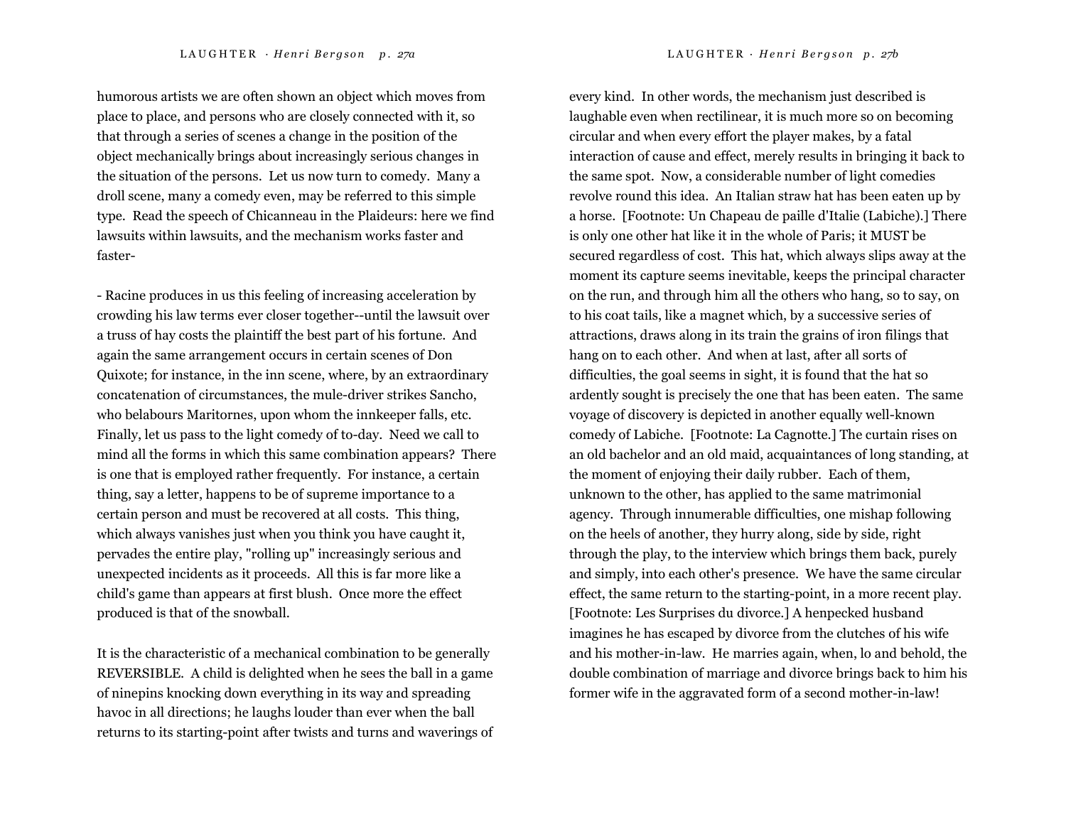humorous artists we are often shown an object which moves from place to place, and persons who are closely connected with it, so that through a series of scenes a change in the position of the object mechanically brings about increasingly serious changes in the situation of the persons. Let us now turn to comedy. Many a droll scene, many a comedy even, may be referred to this simple type. Read the speech of Chicanneau in the Plaideurs: here we find lawsuits within lawsuits, and the mechanism works faster and faster-

- Racine produces in us this feeling of increasing acceleration by crowding his law terms ever closer together--until the lawsuit over a truss of hay costs the plaintiff the best part of his fortune. And again the same arrangement occurs in certain scenes of Don Quixote; for instance, in the inn scene, where, by an extraordinary concatenation of circumstances, the mule-driver strikes Sancho, who belabours Maritornes, upon whom the innkeeper falls, etc. Finally, let us pass to the light comedy of to-day. Need we call to mind all the forms in which this same combination appears? There is one that is employed rather frequently. For instance, a certain thing, say a letter, happens to be of supreme importance to a certain person and must be recovered at all costs. This thing, which always vanishes just when you think you have caught it, pervades the entire play, "rolling up" increasingly serious and unexpected incidents as it proceeds. All this is far more like a child's game than appears at first blush. Once more the effect produced is that of the snowball.

It is the characteristic of a mechanical combination to be generally REVERSIBLE. A child is delighted when he sees the ball in a game of ninepins knocking down everything in its way and spreading havoc in all directions; he laughs louder than ever when the ball returns to its starting-point after twists and turns and waverings of every kind. In other words, the mechanism just described is laughable even when rectilinear, it is much more so on becoming circular and when every effort the player makes, by a fatal interaction of cause and effect, merely results in bringing it back to the same spot. Now, a considerable number of light comedies revolve round this idea. An Italian straw hat has been eaten up by a horse. [Footnote: Un Chapeau de paille d'Italie (Labiche).] There is only one other hat like it in the whole of Paris; it MUST be secured regardless of cost. This hat, which always slips away at the moment its capture seems inevitable, keeps the principal character on the run, and through him all the others who hang, so to say, on to his coat tails, like a magnet which, by a successive series of attractions, draws along in its train the grains of iron filings that hang on to each other. And when at last, after all sorts of difficulties, the goal seems in sight, it is found that the hat so ardently sought is precisely the one that has been eaten. The same voyage of discovery is depicted in another equally well-known comedy of Labiche. [Footnote: La Cagnotte.] The curtain rises on an old bachelor and an old maid, acquaintances of long standing, at the moment of enjoying their daily rubber. Each of them, unknown to the other, has applied to the same matrimonial agency. Through innumerable difficulties, one mishap following on the heels of another, they hurry along, side by side, right through the play, to the interview which brings them back, purely and simply, into each other's presence. We have the same circular effect, the same return to the starting-point, in a more recent play. [Footnote: Les Surprises du divorce.] A henpecked husband imagines he has escaped by divorce from the clutches of his wife and his mother-in-law. He marries again, when, lo and behold, the double combination of marriage and divorce brings back to him his former wife in the aggravated form of a second mother-in-law!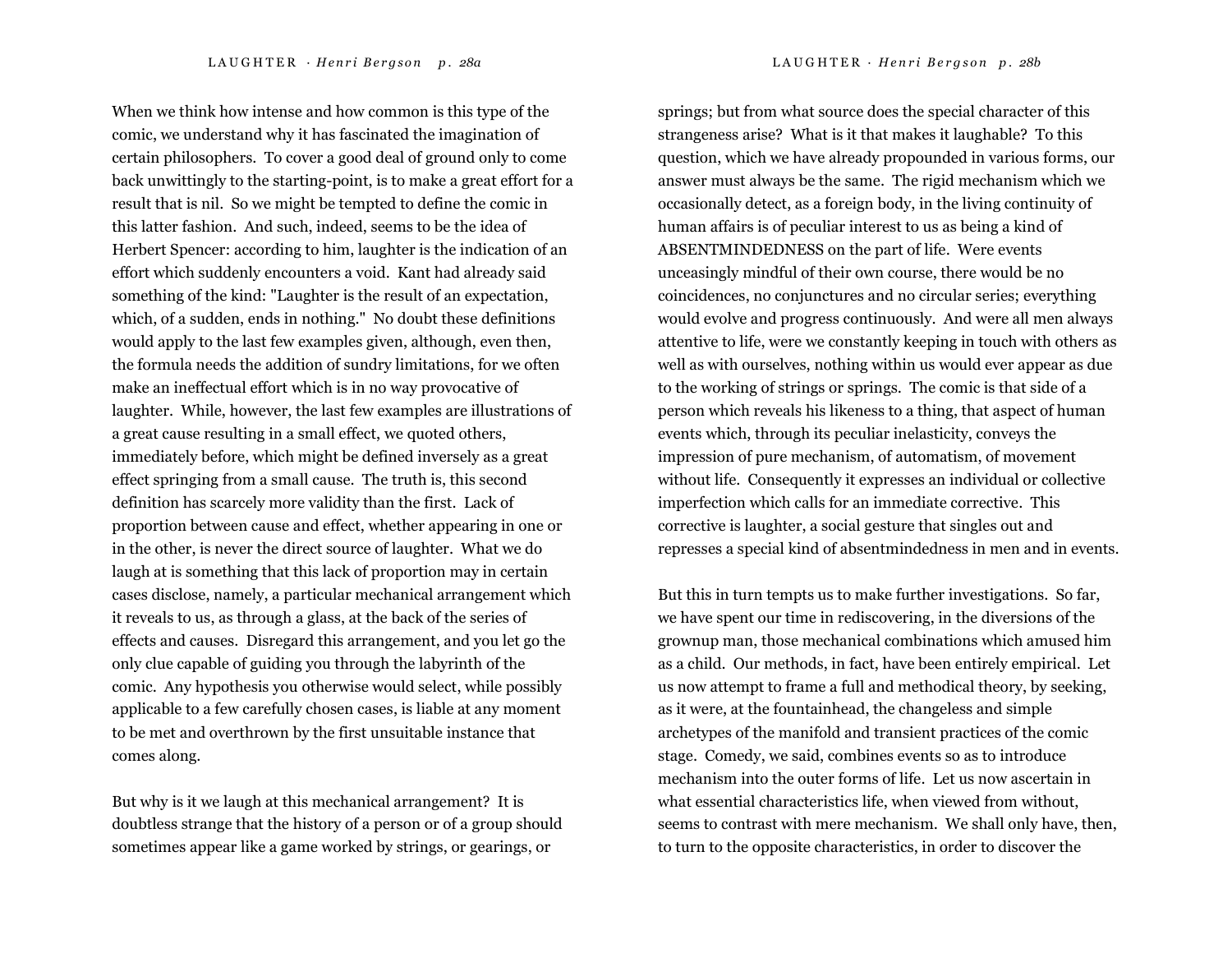When we think how intense and how common is this type of the comic, we understand why it has fascinated the imagination of certain philosophers. To cover a good deal of ground only to come back unwittingly to the starting-point, is to make a great effort for a result that is nil. So we might be tempted to define the comic in this latter fashion. And such, indeed, seems to be the idea of Herbert Spencer: according to him, laughter is the indication of an effort which suddenly encounters a void. Kant had already said something of the kind: "Laughter is the result of an expectation, which, of a sudden, ends in nothing." No doubt these definitions would apply to the last few examples given, although, even then, the formula needs the addition of sundry limitations, for we often make an ineffectual effort which is in no way provocative of laughter. While, however, the last few examples are illustrations of a great cause resulting in a small effect, we quoted others, immediately before, which might be defined inversely as a great effect springing from a small cause. The truth is, this second definition has scarcely more validity than the first. Lack of proportion between cause and effect, whether appearing in one or in the other, is never the direct source of laughter. What we do laugh at is something that this lack of proportion may in certain cases disclose, namely, a particular mechanical arrangement which it reveals to us, as through a glass, at the back of the series of effects and causes. Disregard this arrangement, and you let go the only clue capable of guiding you through the labyrinth of the comic. Any hypothesis you otherwise would select, while possibly applicable to a few carefully chosen cases, is liable at any moment to be met and overthrown by the first unsuitable instance that comes along.

But why is it we laugh at this mechanical arrangement? It is doubtless strange that the history of a person or of a group should sometimes appear like a game worked by strings, or gearings, or springs; but from what source does the special character of this strangeness arise? What is it that makes it laughable? To this question, which we have already propounded in various forms, our answer must always be the same. The rigid mechanism which we occasionally detect, as a foreign body, in the living continuity of human affairs is of peculiar interest to us as being a kind of ABSENTMINDEDNESS on the part of life. Were events unceasingly mindful of their own course, there would be no coincidences, no conjunctures and no circular series; everything would evolve and progress continuously. And were all men always attentive to life, were we constantly keeping in touch with others as well as with ourselves, nothing within us would ever appear as due to the working of strings or springs. The comic is that side of a person which reveals his likeness to a thing, that aspect of human events which, through its peculiar inelasticity, conveys the impression of pure mechanism, of automatism, of movement without life. Consequently it expresses an individual or collective imperfection which calls for an immediate corrective. This corrective is laughter, a social gesture that singles out and represses a special kind of absentmindedness in men and in events.

But this in turn tempts us to make further investigations. So far, we have spent our time in rediscovering, in the diversions of the grownup man, those mechanical combinations which amused him as a child. Our methods, in fact, have been entirely empirical. Let us now attempt to frame a full and methodical theory, by seeking, as it were, at the fountainhead, the changeless and simple archetypes of the manifold and transient practices of the comic stage. Comedy, we said, combines events so as to introduce mechanism into the outer forms of life. Let us now ascertain in what essential characteristics life, when viewed from without, seems to contrast with mere mechanism. We shall only have, then, to turn to the opposite characteristics, in order to discover the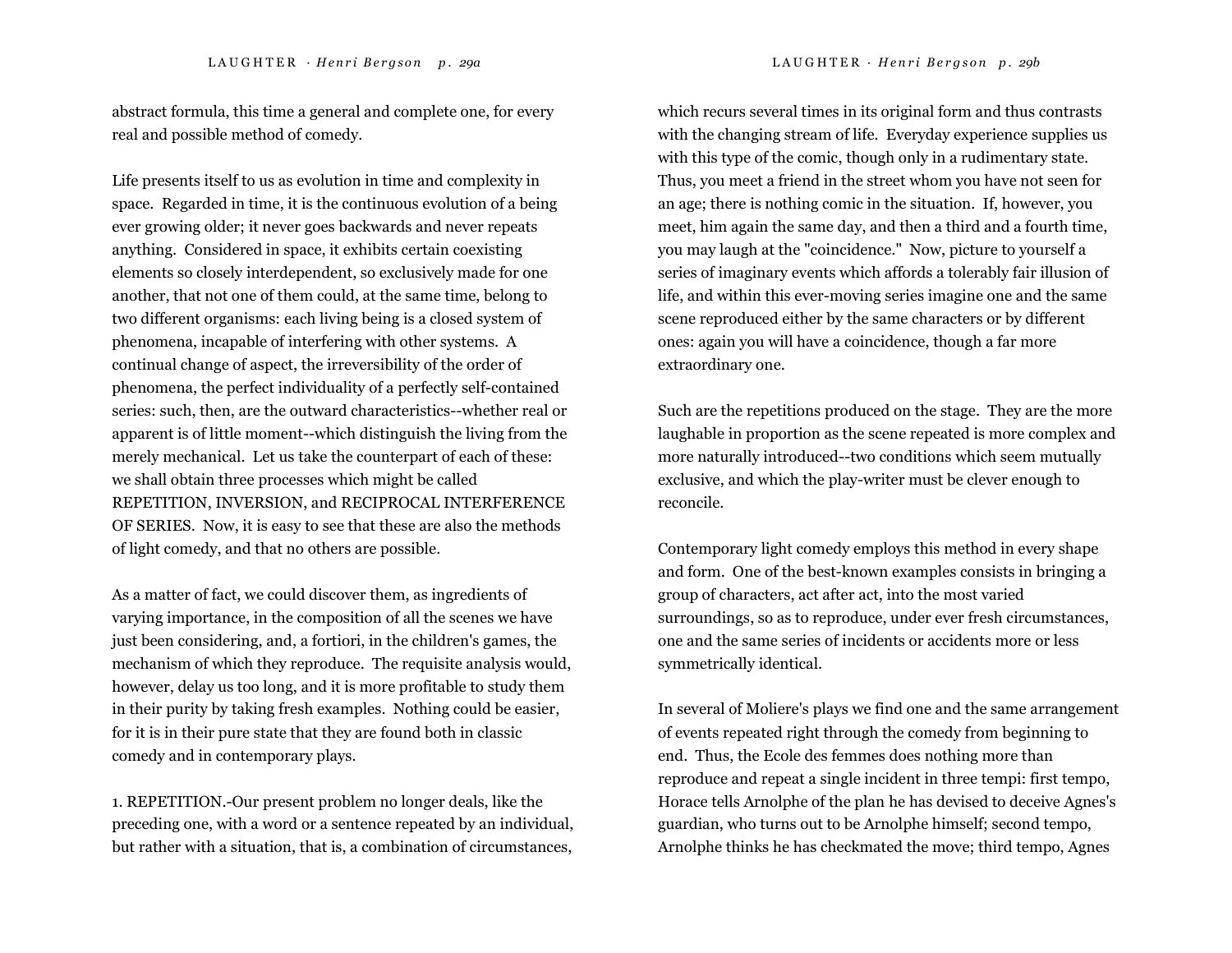abstract formula, this time a general and complete one, for every real and possible method of comedy.

Life presents itself to us as evolution in time and complexity in space. Regarded in time, it is the continuous evolution of a being ever growing older; it never goes backwards and never repeats anything. Considered in space, it exhibits certain coexisting elements so closely interdependent, so exclusively made for one another, that not one of them could, at the same time, belong to two different organisms: each living being is a closed system of phenomena, incapable of interfering with other systems. A continual change of aspect, the irreversibility of the order of phenomena, the perfect individuality of a perfectly self-contained series: such, then, are the outward characteristics--whether real or apparent is of little moment--which distinguish the living from the merely mechanical. Let us take the counterpart of each of these: we shall obtain three processes which might be called REPETITION, INVERSION, and RECIPROCAL INTERFERENCE OF SERIES. Now, it is easy to see that these are also the methods of light comedy, and that no others are possible.

As a matter of fact, we could discover them, as ingredients of varying importance, in the composition of all the scenes we have just been considering, and, a fortiori, in the children's games, the mechanism of which they reproduce. The requisite analysis would, however, delay us too long, and it is more profitable to study them in their purity by taking fresh examples. Nothing could be easier, for it is in their pure state that they are found both in classic comedy and in contemporary plays.

1. REPETITION.-Our present problem no longer deals, like the preceding one, with a word or a sentence repeated by an individual, but rather with a situation, that is, a combination of circumstances, which recurs several times in its original form and thus contrasts with the changing stream of life. Everyday experience supplies us with this type of the comic, though only in a rudimentary state. Thus, you meet a friend in the street whom you have not seen for an age; there is nothing comic in the situation. If, however, you meet, him again the same day, and then a third and a fourth time, you may laugh at the "coincidence." Now, picture to yourself a series of imaginary events which affords a tolerably fair illusion of life, and within this ever-moving series imagine one and the same scene reproduced either by the same characters or by different ones: again you will have a coincidence, though a far more extraordinary one.

Such are the repetitions produced on the stage. They are the more laughable in proportion as the scene repeated is more complex and more naturally introduced--two conditions which seem mutually exclusive, and which the play-writer must be clever enough to reconcile.

Contemporary light comedy employs this method in every shape and form. One of the best-known examples consists in bringing a group of characters, act after act, into the most varied surroundings, so as to reproduce, under ever fresh circumstances, one and the same series of incidents or accidents more or less symmetrically identical.

In several of Moliere's plays we find one and the same arrangement of events repeated right through the comedy from beginning to end. Thus, the Ecole des femmes does nothing more than reproduce and repeat a single incident in three tempi: first tempo, Horace tells Arnolphe of the plan he has devised to deceive Agnes's guardian, who turns out to be Arnolphe himself; second tempo, Arnolphe thinks he has checkmated the move; third tempo, Agnes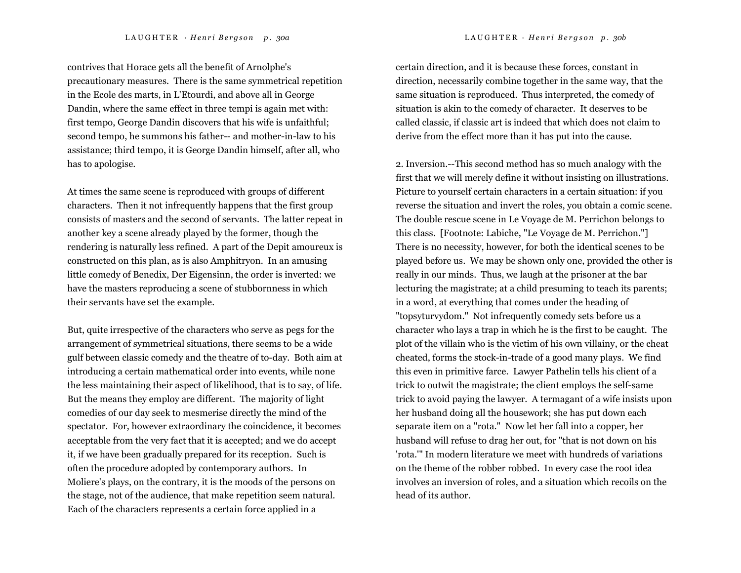contrives that Horace gets all the benefit of Arnolphe's precautionary measures. There is the same symmetrical repetition in the Ecole des marts, in L'Etourdi, and above all in George Dandin, where the same effect in three tempi is again met with: first tempo, George Dandin discovers that his wife is unfaithful; second tempo, he summons his father-- and mother-in-law to his assistance; third tempo, it is George Dandin himself, after all, who has to apologise.

At times the same scene is reproduced with groups of different characters. Then it not infrequently happens that the first group consists of masters and the second of servants. The latter repeat in another key a scene already played by the former, though the rendering is naturally less refined. A part of the Depit amoureux is constructed on this plan, as is also Amphitryon. In an amusing little comedy of Benedix, Der Eigensinn, the order is inverted: we have the masters reproducing a scene of stubbornness in which their servants have set the example.

But, quite irrespective of the characters who serve as pegs for the arrangement of symmetrical situations, there seems to be a wide gulf between classic comedy and the theatre of to-day. Both aim at introducing a certain mathematical order into events, while none the less maintaining their aspect of likelihood, that is to say, of life. But the means they employ are different. The majority of light comedies of our day seek to mesmerise directly the mind of the spectator. For, however extraordinary the coincidence, it becomes acceptable from the very fact that it is accepted; and we do accept it, if we have been gradually prepared for its reception. Such is often the procedure adopted by contemporary authors. In Moliere's plays, on the contrary, it is the moods of the persons on the stage, not of the audience, that make repetition seem natural. Each of the characters represents a certain force applied in a certain direction, and it is because these forces, constant in direction, necessarily combine together in the same way, that the same situation is reproduced. Thus interpreted, the comedy of situation is akin to the comedy of character. It deserves to be called classic, if classic art is indeed that which does not claim to derive from the effect more than it has put into the cause.

2. Inversion.--This second method has so much analogy with the first that we will merely define it without insisting on illustrations. Picture to yourself certain characters in a certain situation: if you reverse the situation and invert the roles, you obtain a comic scene. The double rescue scene in Le Voyage de M. Perrichon belongs to this class. [Footnote: Labiche, "Le Voyage de M. Perrichon."] There is no necessity, however, for both the identical scenes to be played before us. We may be shown only one, provided the other is really in our minds. Thus, we laugh at the prisoner at the bar lecturing the magistrate; at a child presuming to teach its parents; in a word, at everything that comes under the heading of "topsyturvydom." Not infrequently comedy sets before us a character who lays a trap in which he is the first to be caught. The plot of the villain who is the victim of his own villainy, or the cheat cheated, forms the stock-in-trade of a good many plays. We find this even in primitive farce. Lawyer Pathelin tells his client of a trick to outwit the magistrate; the client employs the self-same trick to avoid paying the lawyer. A termagant of a wife insists upon her husband doing all the housework; she has put down each separate item on a "rota." Now let her fall into a copper, her husband will refuse to drag her out, for "that is not down on his 'rota.'" In modern literature we meet with hundreds of variations on the theme of the robber robbed. In every case the root idea involves an inversion of roles, and a situation which recoils on the head of its author.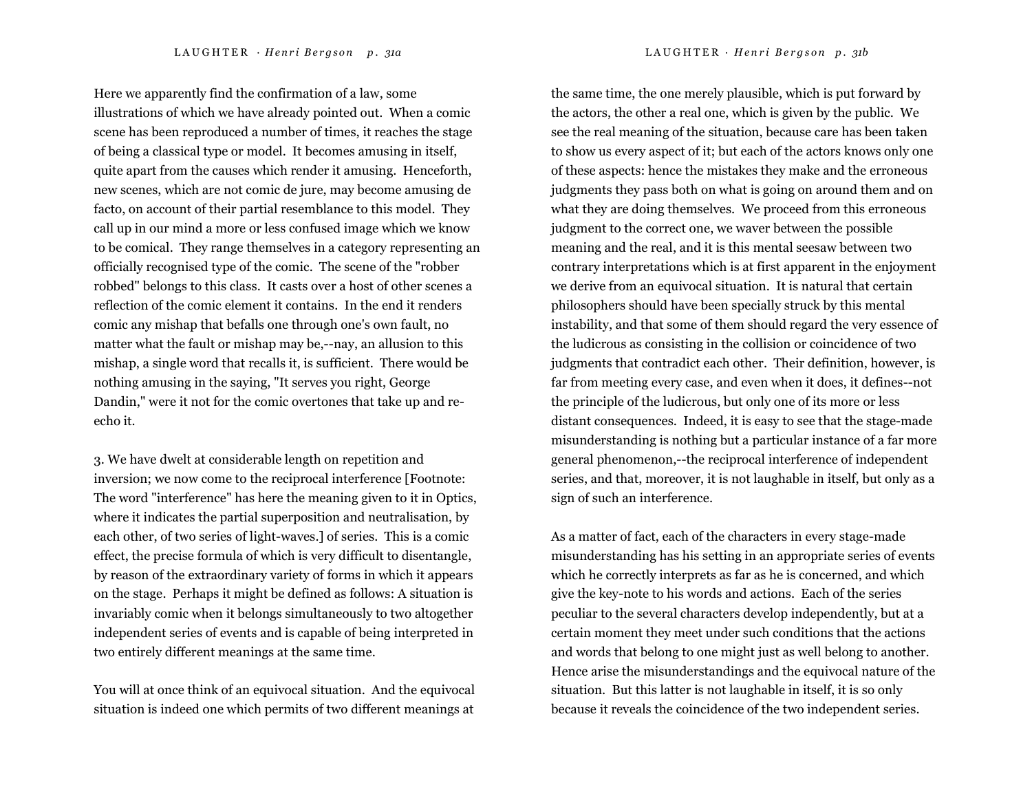Here we apparently find the confirmation of a law, some illustrations of which we have already pointed out. When a comic scene has been reproduced a number of times, it reaches the stage of being a classical type or model. It becomes amusing in itself, quite apart from the causes which render it amusing. Henceforth, new scenes, which are not comic de jure, may become amusing de facto, on account of their partial resemblance to this model. They call up in our mind a more or less confused image which we know to be comical. They range themselves in a category representing an officially recognised type of the comic. The scene of the "robber robbed" belongs to this class. It casts over a host of other scenes a reflection of the comic element it contains. In the end it renders comic any mishap that befalls one through one's own fault, no matter what the fault or mishap may be,--nay, an allusion to this mishap, a single word that recalls it, is sufficient. There would be nothing amusing in the saying, "It serves you right, George Dandin," were it not for the comic overtones that take up and re-echo it.

3. We have dwelt at considerable length on repetition and inversion; we now come to the reciprocal interference [Footnote: The word "interference" has here the meaning given to it in Optics, where it indicates the partial superposition and neutralisation, by each other, of two series of light-waves.] of series. This is a comic effect, the precise formula of which is very difficult to disentangle, by reason of the extraordinary variety of forms in which it appears on the stage. Perhaps it might be defined as follows: A situation is invariably comic when it belongs simultaneously to two altogether independent series of events and is capable of being interpreted in two entirely different meanings at the same time.

You will at once think of an equivocal situation. And the equivocal situation is indeed one which permits of two different meanings at the same time, the one merely plausible, which is put forward by the actors, the other a real one, which is given by the public. We see the real meaning of the situation, because care has been taken to show us every aspect of it; but each of the actors knows only one of these aspects: hence the mistakes they make and the erroneous judgments they pass both on what is going on around them and on what they are doing themselves. We proceed from this erroneous judgment to the correct one, we waver between the possible meaning and the real, and it is this mental seesaw between two contrary interpretations which is at first apparent in the enjoyment we derive from an equivocal situation. It is natural that certain philosophers should have been specially struck by this mental instability, and that some of them should regard the very essence of the ludicrous as consisting in the collision or coincidence of two judgments that contradict each other. Their definition, however, is far from meeting every case, and even when it does, it defines--not the principle of the ludicrous, but only one of its more or less distant consequences. Indeed, it is easy to see that the stage-made misunderstanding is nothing but a particular instance of a far more general phenomenon,--the reciprocal interference of independent series, and that, moreover, it is not laughable in itself, but only as a sign of such an interference.

As a matter of fact, each of the characters in every stage-made misunderstanding has his setting in an appropriate series of events which he correctly interprets as far as he is concerned, and which give the key-note to his words and actions. Each of the series peculiar to the several characters develop independently, but at a certain moment they meet under such conditions that the actions and words that belong to one might just as well belong to another. Hence arise the misunderstandings and the equivocal nature of the situation. But this latter is not laughable in itself, it is so only because it reveals the coincidence of the two independent series.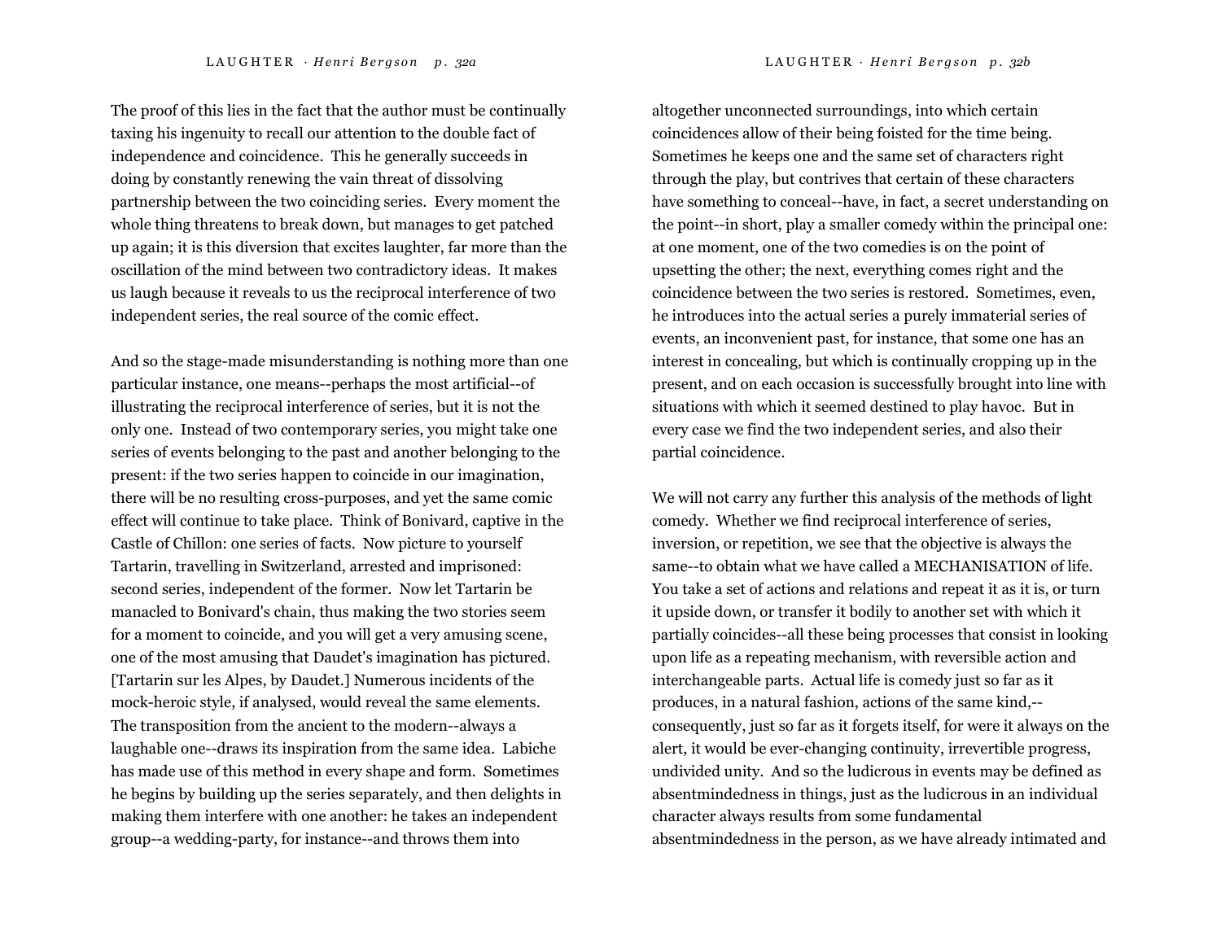The proof of this lies in the fact that the author must be continually taxing his ingenuity to recall our attention to the double fact of independence and coincidence. This he generally succeeds in doing by constantly renewing the vain threat of dissolving partnership between the two coinciding series. Every moment the whole thing threatens to break down, but manages to get patched up again; it is this diversion that excites laughter, far more than the oscillation of the mind between two contradictory ideas. It makes us laugh because it reveals to us the reciprocal interference of two independent series, the real source of the comic effect.

And so the stage-made misunderstanding is nothing more than one particular instance, one means--perhaps the most artificial--of illustrating the reciprocal interference of series, but it is not the only one. Instead of two contemporary series, you might take one series of events belonging to the past and another belonging to the present: if the two series happen to coincide in our imagination, there will be no resulting cross-purposes, and yet the same comic effect will continue to take place. Think of Bonivard, captive in the Castle of Chillon: one series of facts. Now picture to yourself Tartarin, travelling in Switzerland, arrested and imprisoned: second series, independent of the former. Now let Tartarin be manacled to Bonivard's chain, thus making the two stories seem for a moment to coincide, and you will get a very amusing scene, one of the most amusing that Daudet's imagination has pictured. [Tartarin sur les Alpes, by Daudet.] Numerous incidents of the mock-heroic style, if analysed, would reveal the same elements. The transposition from the ancient to the modern--always a laughable one--draws its inspiration from the same idea. Labiche has made use of this method in every shape and form. Sometimes he begins by building up the series separately, and then delights in making them interfere with one another: he takes an independent group--a wedding-party, for instance--and throws them into altogether unconnected surroundings, into which certain coincidences allow of their being foisted for the time being. Sometimes he keeps one and the same set of characters right through the play, but contrives that certain of these characters have something to conceal--have, in fact, a secret understanding on the point--in short, play a smaller comedy within the principal one: at one moment, one of the two comedies is on the point of upsetting the other; the next, everything comes right and the coincidence between the two series is restored. Sometimes, even, he introduces into the actual series a purely immaterial series of events, an inconvenient past, for instance, that some one has an interest in concealing, but which is continually cropping up in the present, and on each occasion is successfully brought into line with situations with which it seemed destined to play havoc. But in every case we find the two independent series, and also their partial coincidence.

We will not carry any further this analysis of the methods of light comedy. Whether we find reciprocal interference of series, inversion, or repetition, we see that the objective is always the same--to obtain what we have called a MECHANISATION of life. You take a set of actions and relations and repeat it as it is, or turn it upside down, or transfer it bodily to another set with which it partially coincides--all these being processes that consist in looking upon life as a repeating mechanism, with reversible action and interchangeable parts. Actual life is comedy just so far as it produces, in a natural fashion, actions of the same kind,--consequently, just so far as it forgets itself, for were it always on the alert, it would be ever-changing continuity, irrevertible progress, undivided unity. And so the ludicrous in events may be defined as absentmindedness in things, just as the ludicrous in an individual character always results from some fundamental absentmindedness in the person, as we have already intimated and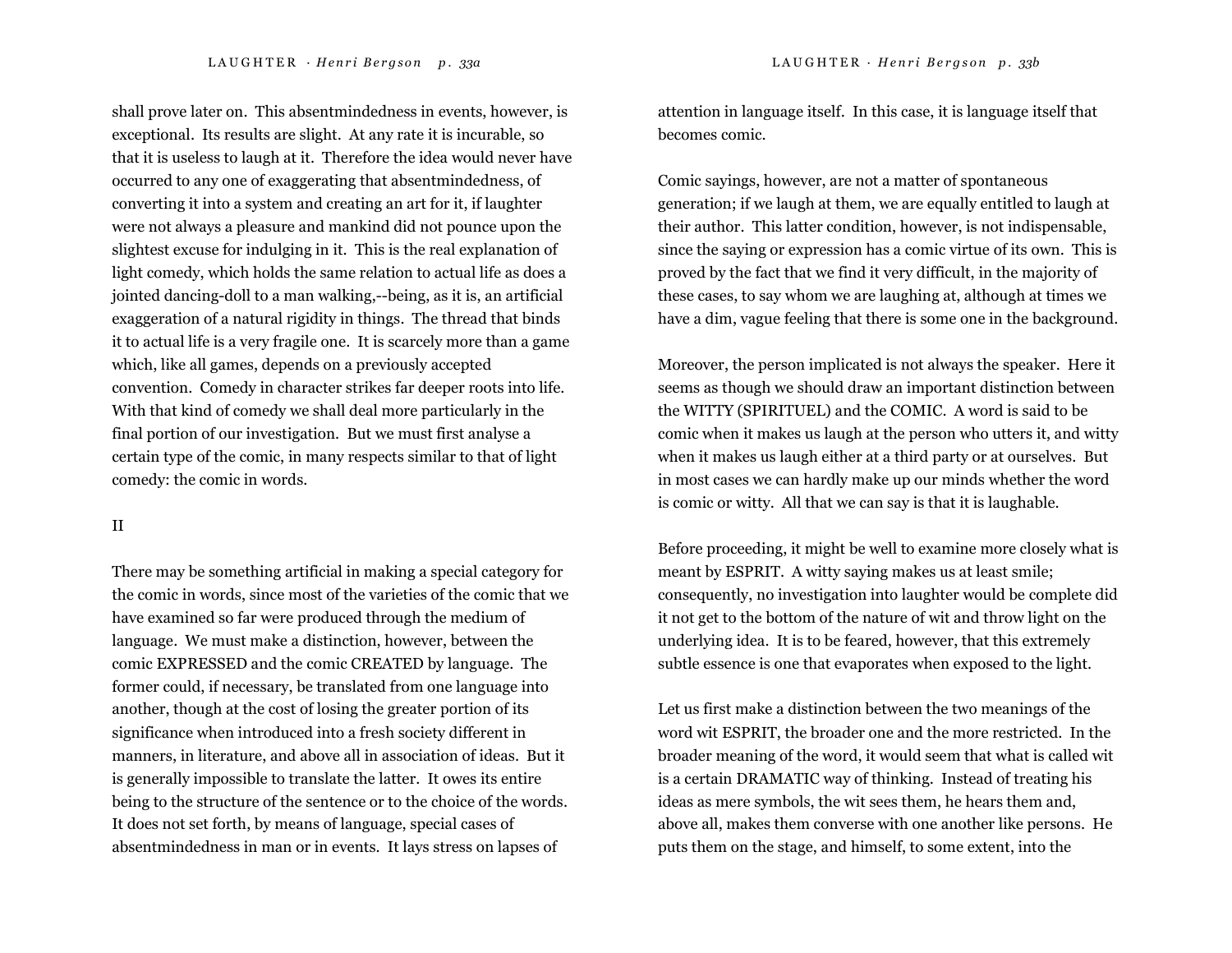shall prove later on. This absentmindedness in events, however, is exceptional. Its results are slight. At any rate it is incurable, so that it is useless to laugh at it. Therefore the idea would never have occurred to any one of exaggerating that absentmindedness, of converting it into a system and creating an art for it, if laughter were not always a pleasure and mankind did not pounce upon the slightest excuse for indulging in it. This is the real explanation of light comedy, which holds the same relation to actual life as does a jointed dancing-doll to a man walking,--being, as it is, an artificial exaggeration of a natural rigidity in things. The thread that binds it to actual life is a very fragile one. It is scarcely more than a game which, like all games, depends on a previously accepted convention. Comedy in character strikes far deeper roots into life. With that kind of comedy we shall deal more particularly in the final portion of our investigation. But we must first analyse a certain type of the comic, in many respects similar to that of light comedy: the comic in words.

## II

There may be something artificial in making a special category for the comic in words, since most of the varieties of the comic that we have examined so far were produced through the medium of language. We must make a distinction, however, between the comic EXPRESSED and the comic CREATED by language. The former could, if necessary, be translated from one language into another, though at the cost of losing the greater portion of its significance when introduced into a fresh society different in manners, in literature, and above all in association of ideas. But it is generally impossible to translate the latter. It owes its entire being to the structure of the sentence or to the choice of the words. It does not set forth, by means of language, special cases of absentmindedness in man or in events. It lays stress on lapses of attention in language itself. In this case, it is language itself that becomes comic.

Comic sayings, however, are not a matter of spontaneous generation; if we laugh at them, we are equally entitled to laugh at their author. This latter condition, however, is not indispensable, since the saying or expression has a comic virtue of its own. This is proved by the fact that we find it very difficult, in the majority of these cases, to say whom we are laughing at, although at times we have a dim, vague feeling that there is some one in the background.

Moreover, the person implicated is not always the speaker. Here it seems as though we should draw an important distinction between the WITTY (SPIRITUEL) and the COMIC. A word is said to be comic when it makes us laugh at the person who utters it, and witty when it makes us laugh either at a third party or at ourselves. But in most cases we can hardly make up our minds whether the word is comic or witty. All that we can say is that it is laughable.

Before proceeding, it might be well to examine more closely what is meant by ESPRIT. A witty saying makes us at least smile; consequently, no investigation into laughter would be complete did it not get to the bottom of the nature of wit and throw light on the underlying idea. It is to be feared, however, that this extremely subtle essence is one that evaporates when exposed to the light.

Let us first make a distinction between the two meanings of the word wit ESPRIT, the broader one and the more restricted. In the broader meaning of the word, it would seem that what is called wit is a certain DRAMATIC way of thinking. Instead of treating his ideas as mere symbols, the wit sees them, he hears them and, above all, makes them converse with one another like persons. He puts them on the stage, and himself, to some extent, into the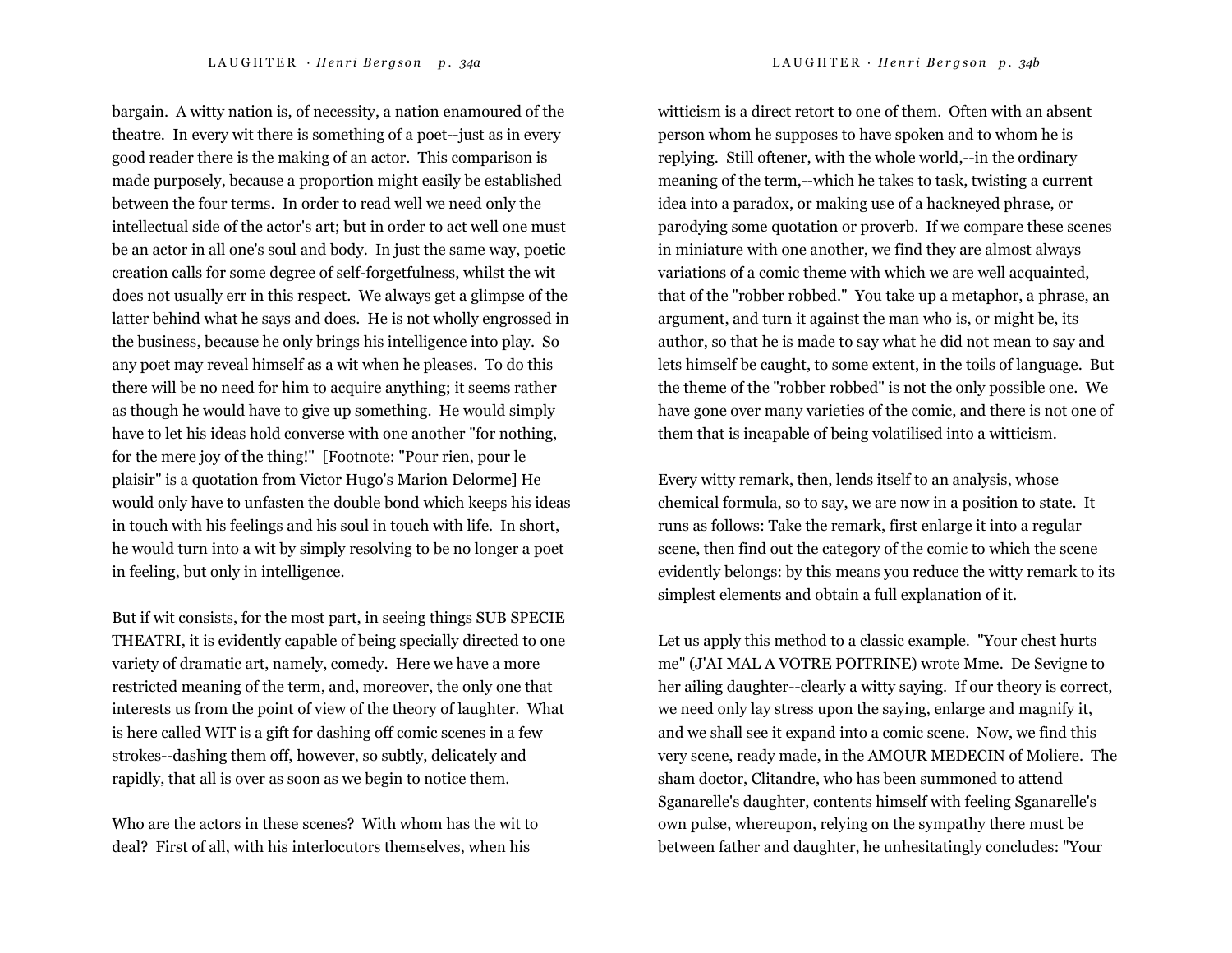bargain. A witty nation is, of necessity, a nation enamoured of the theatre. In every wit there is something of a poet--just as in every good reader there is the making of an actor. This comparison is made purposely, because a proportion might easily be established between the four terms. In order to read well we need only the intellectual side of the actor's art; but in order to act well one must be an actor in all one's soul and body. In just the same way, poetic creation calls for some degree of self-forgetfulness, whilst the wit does not usually err in this respect. We always get a glimpse of the latter behind what he says and does. He is not wholly engrossed in the business, because he only brings his intelligence into play. So any poet may reveal himself as a wit when he pleases. To do this there will be no need for him to acquire anything; it seems rather as though he would have to give up something. He would simply have to let his ideas hold converse with one another "for nothing, for the mere joy of the thing!" [Footnote: "Pour rien, pour le plaisir" is a quotation from Victor Hugo's Marion Delorme] He would only have to unfasten the double bond which keeps his ideas in touch with his feelings and his soul in touch with life. In short, he would turn into a wit by simply resolving to be no longer a poet in feeling, but only in intelligence.

But if wit consists, for the most part, in seeing things SUB SPECIE THEATRI, it is evidently capable of being specially directed to one variety of dramatic art, namely, comedy. Here we have a more restricted meaning of the term, and, moreover, the only one that interests us from the point of view of the theory of laughter. What is here called WIT is a gift for dashing off comic scenes in a few strokes--dashing them off, however, so subtly, delicately and rapidly, that all is over as soon as we begin to notice them.

Who are the actors in these scenes? With whom has the wit to deal? First of all, with his interlocutors themselves, when his witticism is a direct retort to one of them. Often with an absent person whom he supposes to have spoken and to whom he is replying. Still oftener, with the whole world,--in the ordinary meaning of the term,--which he takes to task, twisting a current idea into a paradox, or making use of a hackneyed phrase, or parodying some quotation or proverb. If we compare these scenes in miniature with one another, we find they are almost always variations of a comic theme with which we are well acquainted, that of the "robber robbed." You take up a metaphor, a phrase, an argument, and turn it against the man who is, or might be, its author, so that he is made to say what he did not mean to say and lets himself be caught, to some extent, in the toils of language. But the theme of the "robber robbed" is not the only possible one. We have gone over many varieties of the comic, and there is not one of them that is incapable of being volatilised into a witticism.

Every witty remark, then, lends itself to an analysis, whose chemical formula, so to say, we are now in a position to state. It runs as follows: Take the remark, first enlarge it into a regular scene, then find out the category of the comic to which the scene evidently belongs: by this means you reduce the witty remark to its simplest elements and obtain a full explanation of it.

Let us apply this method to a classic example. "Your chest hurts me" (J'AI MAL A VOTRE POITRINE) wrote Mme. De Sevigne to her ailing daughter--clearly a witty saying. If our theory is correct, we need only lay stress upon the saying, enlarge and magnify it, and we shall see it expand into a comic scene. Now, we find this very scene, ready made, in the AMOUR MEDECIN of Moliere. The sham doctor, Clitandre, who has been summoned to attend Sganarelle's daughter, contents himself with feeling Sganarelle's own pulse, whereupon, relying on the sympathy there must be between father and daughter, he unhesitatingly concludes: "Your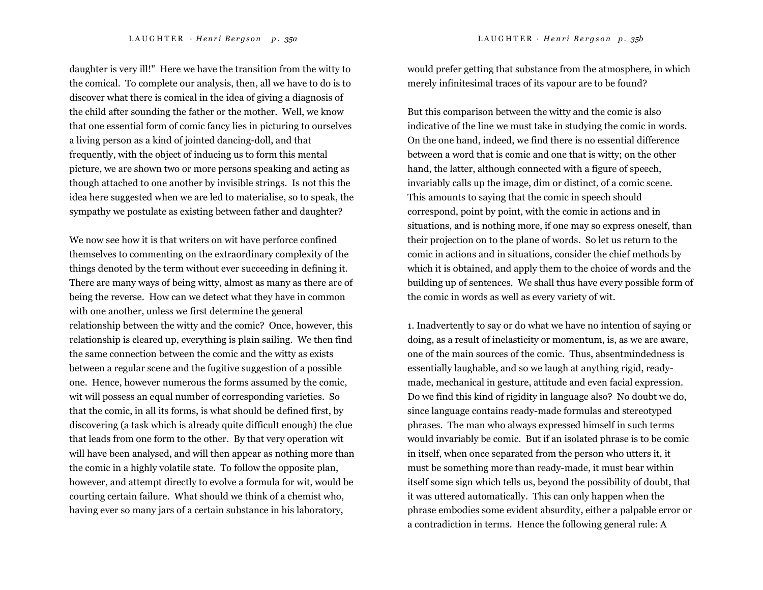daughter is very ill!" Here we have the transition from the witty to the comical. To complete our analysis, then, all we have to do is to discover what there is comical in the idea of giving a diagnosis of the child after sounding the father or the mother. Well, we know that one essential form of comic fancy lies in picturing to ourselves a living person as a kind of jointed dancing-doll, and that frequently, with the object of inducing us to form this mental picture, we are shown two or more persons speaking and acting as though attached to one another by invisible strings. Is not this the idea here suggested when we are led to materialise, so to speak, the sympathy we postulate as existing between father and daughter?

We now see how it is that writers on wit have perforce confined themselves to commenting on the extraordinary complexity of the things denoted by the term without ever succeeding in defining it. There are many ways of being witty, almost as many as there are of being the reverse. How can we detect what they have in common with one another, unless we first determine the general relationship between the witty and the comic? Once, however, this relationship is cleared up, everything is plain sailing. We then find the same connection between the comic and the witty as exists between a regular scene and the fugitive suggestion of a possible one. Hence, however numerous the forms assumed by the comic, wit will possess an equal number of corresponding varieties. So that the comic, in all its forms, is what should be defined first, by discovering (a task which is already quite difficult enough) the clue that leads from one form to the other. By that very operation wit will have been analysed, and will then appear as nothing more than the comic in a highly volatile state. To follow the opposite plan, however, and attempt directly to evolve a formula for wit, would be courting certain failure. What should we think of a chemist who, having ever so many jars of a certain substance in his laboratory, would prefer getting that substance from the atmosphere, in which merely infinitesimal traces of its vapour are to be found?

But this comparison between the witty and the comic is also indicative of the line we must take in studying the comic in words. On the one hand, indeed, we find there is no essential difference between a word that is comic and one that is witty; on the other hand, the latter, although connected with a figure of speech, invariably calls up the image, dim or distinct, of a comic scene. This amounts to saying that the comic in speech should correspond, point by point, with the comic in actions and in situations, and is nothing more, if one may so express oneself, than their projection on to the plane of words. So let us return to the comic in actions and in situations, consider the chief methods by which it is obtained, and apply them to the choice of words and the building up of sentences. We shall thus have every possible form of the comic in words as well as every variety of wit.

1. Inadvertently to say or do what we have no intention of saying or doing, as a result of inelasticity or momentum, is, as we are aware, one of the main sources of the comic. Thus, absentmindedness is essentially laughable, and so we laugh at anything rigid, ready-made, mechanical in gesture, attitude and even facial expression. Do we find this kind of rigidity in language also? No doubt we do, since language contains ready-made formulas and stereotyped phrases. The man who always expressed himself in such terms would invariably be comic. But if an isolated phrase is to be comic in itself, when once separated from the person who utters it, it must be something more than ready-made, it must bear within itself some sign which tells us, beyond the possibility of doubt, that it was uttered automatically. This can only happen when the phrase embodies some evident absurdity, either a palpable error or a contradiction in terms. Hence the following general rule: A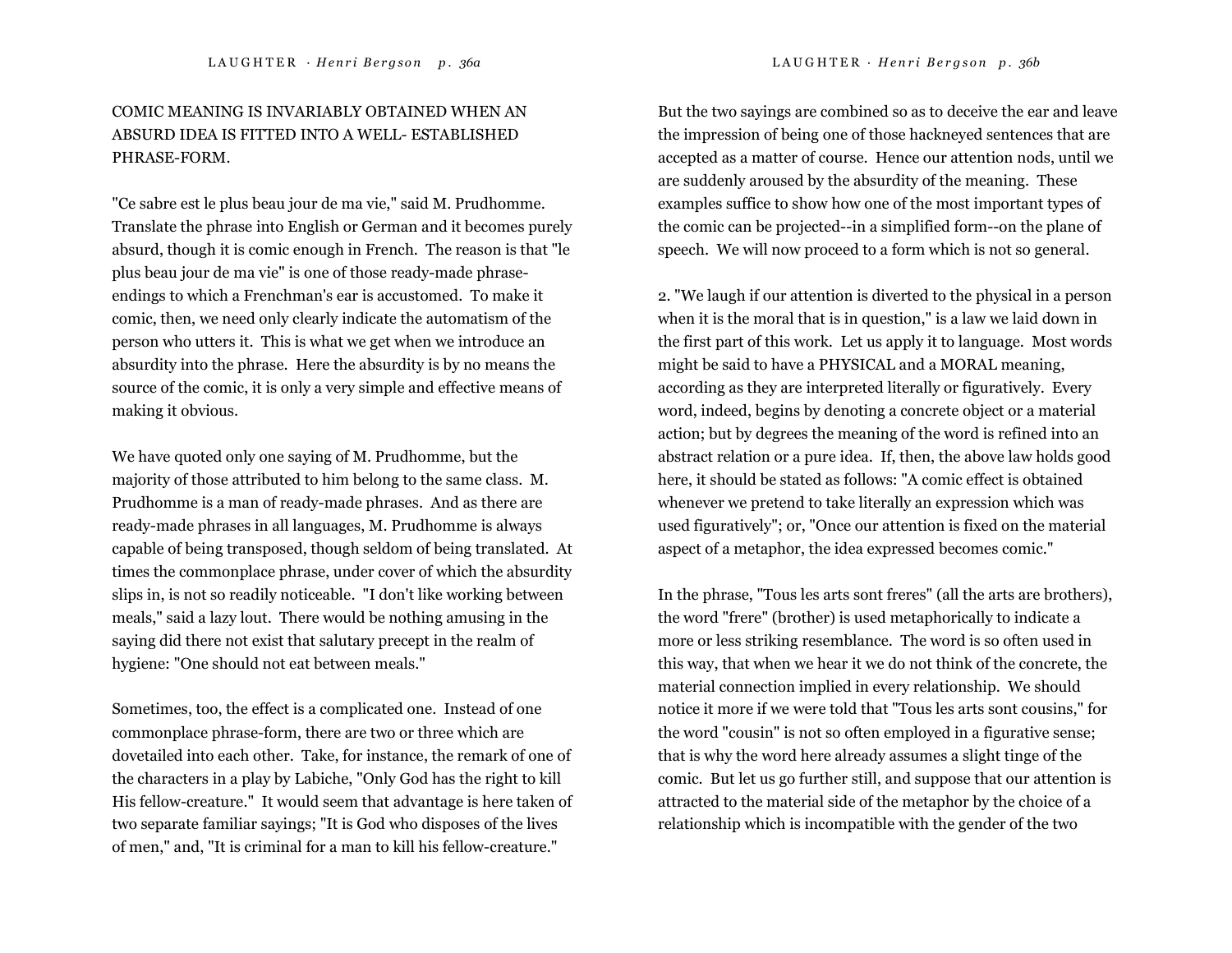COMIC MEANING IS INVARIABLY OBTAINED WHEN AN ABSURD IDEA IS FITTED INTO A WELL- ESTABLISHED PHRASE-FORM.

"Ce sabre est le plus beau jour de ma vie," said M. Prudhomme. Translate the phrase into English or German and it becomes purely absurd, though it is comic enough in French. The reason is that "le plus beau jour de ma vie" is one of those ready-made phrase-endings to which a Frenchman's ear is accustomed. To make it comic, then, we need only clearly indicate the automatism of the person who utters it. This is what we get when we introduce an absurdity into the phrase. Here the absurdity is by no means the source of the comic, it is only a very simple and effective means of making it obvious.

We have quoted only one saying of M. Prudhomme, but the majority of those attributed to him belong to the same class. M. Prudhomme is a man of ready-made phrases. And as there are ready-made phrases in all languages, M. Prudhomme is always capable of being transposed, though seldom of being translated. At times the commonplace phrase, under cover of which the absurdity slips in, is not so readily noticeable. "I don't like working between meals," said a lazy lout. There would be nothing amusing in the saying did there not exist that salutary precept in the realm of hygiene: "One should not eat between meals."

Sometimes, too, the effect is a complicated one. Instead of one commonplace phrase-form, there are two or three which are dovetailed into each other. Take, for instance, the remark of one of the characters in a play by Labiche, "Only God has the right to kill His fellow-creature." It would seem that advantage is here taken of two separate familiar sayings; "It is God who disposes of the lives of men," and, "It is criminal for a man to kill his fellow-creature." But the two sayings are combined so as to deceive the ear and leave the impression of being one of those hackneyed sentences that are accepted as a matter of course. Hence our attention nods, until we are suddenly aroused by the absurdity of the meaning. These examples suffice to show how one of the most important types of the comic can be projected--in a simplified form--on the plane of speech. We will now proceed to a form which is not so general.

2. "We laugh if our attention is diverted to the physical in a person when it is the moral that is in question," is a law we laid down in the first part of this work. Let us apply it to language. Most words might be said to have a PHYSICAL and a MORAL meaning, according as they are interpreted literally or figuratively. Every word, indeed, begins by denoting a concrete object or a material action; but by degrees the meaning of the word is refined into an abstract relation or a pure idea. If, then, the above law holds good here, it should be stated as follows: "A comic effect is obtained whenever we pretend to take literally an expression which was used figuratively"; or, "Once our attention is fixed on the material aspect of a metaphor, the idea expressed becomes comic."

In the phrase, "Tous les arts sont freres" (all the arts are brothers), the word "frere" (brother) is used metaphorically to indicate a more or less striking resemblance. The word is so often used in this way, that when we hear it we do not think of the concrete, the material connection implied in every relationship. We should notice it more if we were told that "Tous les arts sont cousins," for the word "cousin" is not so often employed in a figurative sense; that is why the word here already assumes a slight tinge of the comic. But let us go further still, and suppose that our attention is attracted to the material side of the metaphor by the choice of a relationship which is incompatible with the gender of the two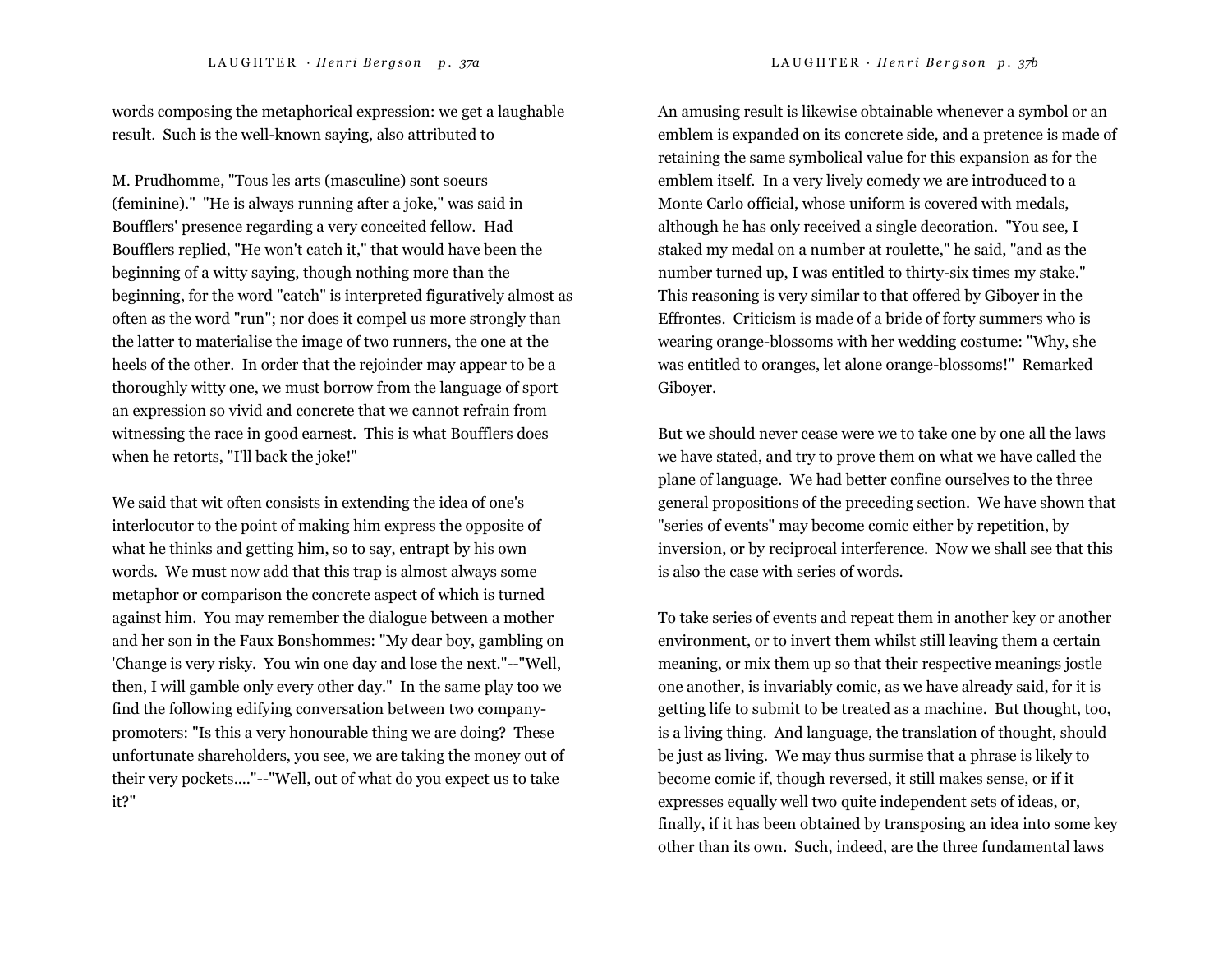words composing the metaphorical expression: we get a laughable result. Such is the well-known saying, also attributed to

M. Prudhomme, "Tous les arts (masculine) sont soeurs (feminine)." "He is always running after a joke," was said in Boufflers' presence regarding a very conceited fellow. Had Boufflers replied, "He won't catch it," that would have been the beginning of a witty saying, though nothing more than the beginning, for the word "catch" is interpreted figuratively almost as often as the word "run"; nor does it compel us more strongly than the latter to materialise the image of two runners, the one at the heels of the other. In order that the rejoinder may appear to be a thoroughly witty one, we must borrow from the language of sport an expression so vivid and concrete that we cannot refrain from witnessing the race in good earnest. This is what Boufflers does when he retorts, "I'll back the joke!"

We said that wit often consists in extending the idea of one's interlocutor to the point of making him express the opposite of what he thinks and getting him, so to say, entrapt by his own words. We must now add that this trap is almost always some metaphor or comparison the concrete aspect of which is turned against him. You may remember the dialogue between a mother and her son in the Faux Bonshommes: "My dear boy, gambling on 'Change is very risky. You win one day and lose the next."--"Well, then, I will gamble only every other day." In the same play too we find the following edifying conversation between two company-promoters: "Is this a very honourable thing we are doing? These unfortunate shareholders, you see, we are taking the money out of their very pockets...."--"Well, out of what do you expect us to take it?"

An amusing result is likewise obtainable whenever a symbol or an emblem is expanded on its concrete side, and a pretence is made of retaining the same symbolical value for this expansion as for the emblem itself. In a very lively comedy we are introduced to a Monte Carlo official, whose uniform is covered with medals, although he has only received a single decoration. "You see, I staked my medal on a number at roulette," he said, "and as the number turned up, I was entitled to thirty-six times my stake." This reasoning is very similar to that offered by Giboyer in the Effrontes. Criticism is made of a bride of forty summers who is wearing orange-blossoms with her wedding costume: "Why, she was entitled to oranges, let alone orange-blossoms!" Remarked Giboyer.

But we should never cease were we to take one by one all the laws we have stated, and try to prove them on what we have called the plane of language. We had better confine ourselves to the three general propositions of the preceding section. We have shown that "series of events" may become comic either by repetition, by inversion, or by reciprocal interference. Now we shall see that this is also the case with series of words.

To take series of events and repeat them in another key or another environment, or to invert them whilst still leaving them a certain meaning, or mix them up so that their respective meanings jostle one another, is invariably comic, as we have already said, for it is getting life to submit to be treated as a machine. But thought, too, is a living thing. And language, the translation of thought, should be just as living. We may thus surmise that a phrase is likely to become comic if, though reversed, it still makes sense, or if it expresses equally well two quite independent sets of ideas, or, finally, if it has been obtained by transposing an idea into some key other than its own. Such, indeed, are the three fundamental laws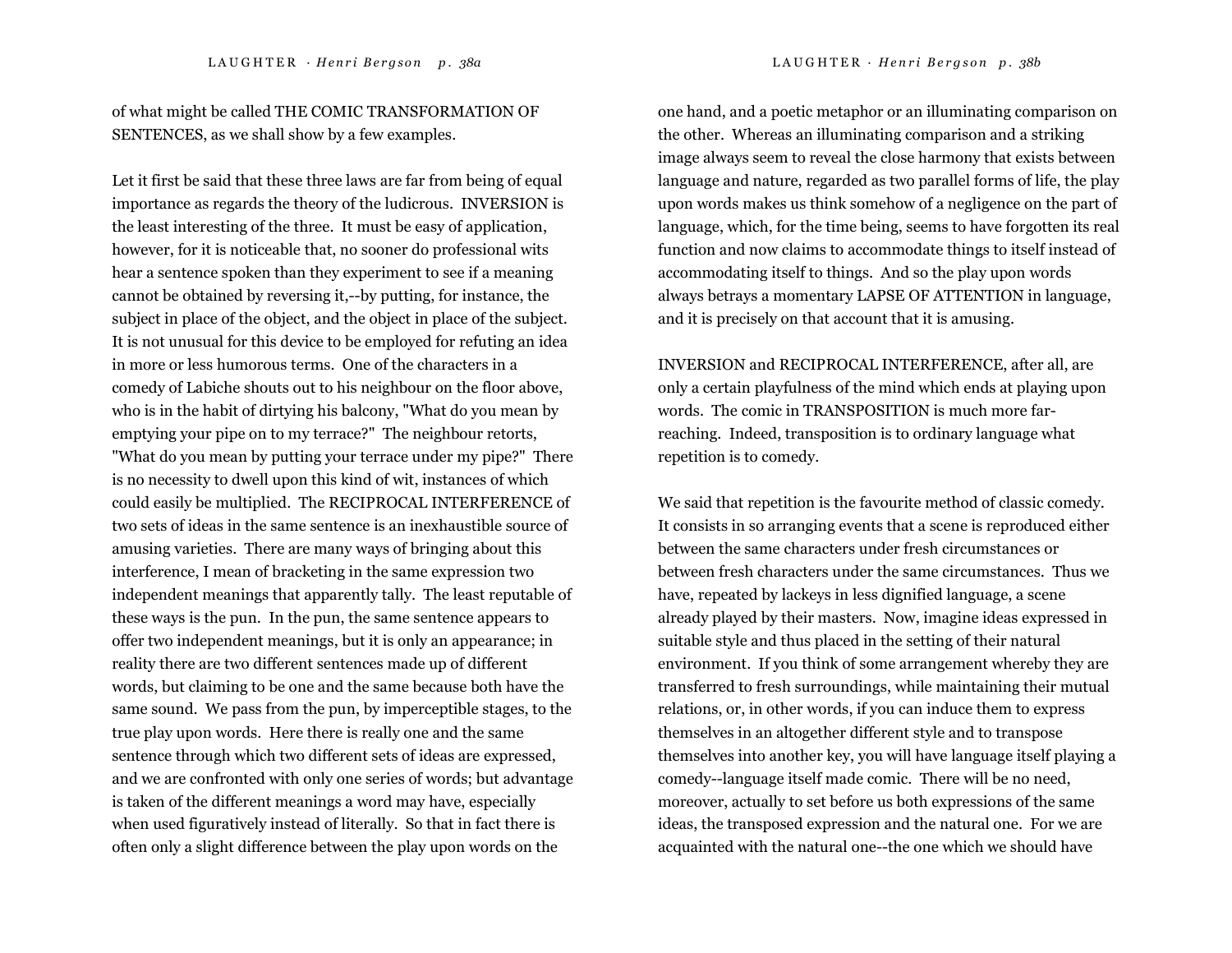of what might be called THE COMIC TRANSFORMATION OF SENTENCES, as we shall show by a few examples.

Let it first be said that these three laws are far from being of equal importance as regards the theory of the ludicrous. INVERSION is the least interesting of the three. It must be easy of application, however, for it is noticeable that, no sooner do professional wits hear a sentence spoken than they experiment to see if a meaning cannot be obtained by reversing it,--by putting, for instance, the subject in place of the object, and the object in place of the subject. It is not unusual for this device to be employed for refuting an idea in more or less humorous terms. One of the characters in a comedy of Labiche shouts out to his neighbour on the floor above, who is in the habit of dirtying his balcony, "What do you mean by emptying your pipe on to my terrace?" The neighbour retorts, "What do you mean by putting your terrace under my pipe?" There is no necessity to dwell upon this kind of wit, instances of which could easily be multiplied. The RECIPROCAL INTERFERENCE of two sets of ideas in the same sentence is an inexhaustible source of amusing varieties. There are many ways of bringing about this interference, I mean of bracketing in the same expression two independent meanings that apparently tally. The least reputable of these ways is the pun. In the pun, the same sentence appears to offer two independent meanings, but it is only an appearance; in reality there are two different sentences made up of different words, but claiming to be one and the same because both have the same sound. We pass from the pun, by imperceptible stages, to the true play upon words. Here there is really one and the same sentence through which two different sets of ideas are expressed, and we are confronted with only one series of words; but advantage is taken of the different meanings a word may have, especially when used figuratively instead of literally. So that in fact there is often only a slight difference between the play upon words on the one hand, and a poetic metaphor or an illuminating comparison on the other. Whereas an illuminating comparison and a striking image always seem to reveal the close harmony that exists between language and nature, regarded as two parallel forms of life, the play upon words makes us think somehow of a negligence on the part of language, which, for the time being, seems to have forgotten its real function and now claims to accommodate things to itself instead of accommodating itself to things. And so the play upon words always betrays a momentary LAPSE OF ATTENTION in language, and it is precisely on that account that it is amusing.

INVERSION and RECIPROCAL INTERFERENCE, after all, are only a certain playfulness of the mind which ends at playing upon words. The comic in TRANSPOSITION is much more far-reaching. Indeed, transposition is to ordinary language what repetition is to comedy.

We said that repetition is the favourite method of classic comedy. It consists in so arranging events that a scene is reproduced either between the same characters under fresh circumstances or between fresh characters under the same circumstances. Thus we have, repeated by lackeys in less dignified language, a scene already played by their masters. Now, imagine ideas expressed in suitable style and thus placed in the setting of their natural environment. If you think of some arrangement whereby they are transferred to fresh surroundings, while maintaining their mutual relations, or, in other words, if you can induce them to express themselves in an altogether different style and to transpose themselves into another key, you will have language itself playing a comedy--language itself made comic. There will be no need, moreover, actually to set before us both expressions of the same ideas, the transposed expression and the natural one. For we are acquainted with the natural one--the one which we should have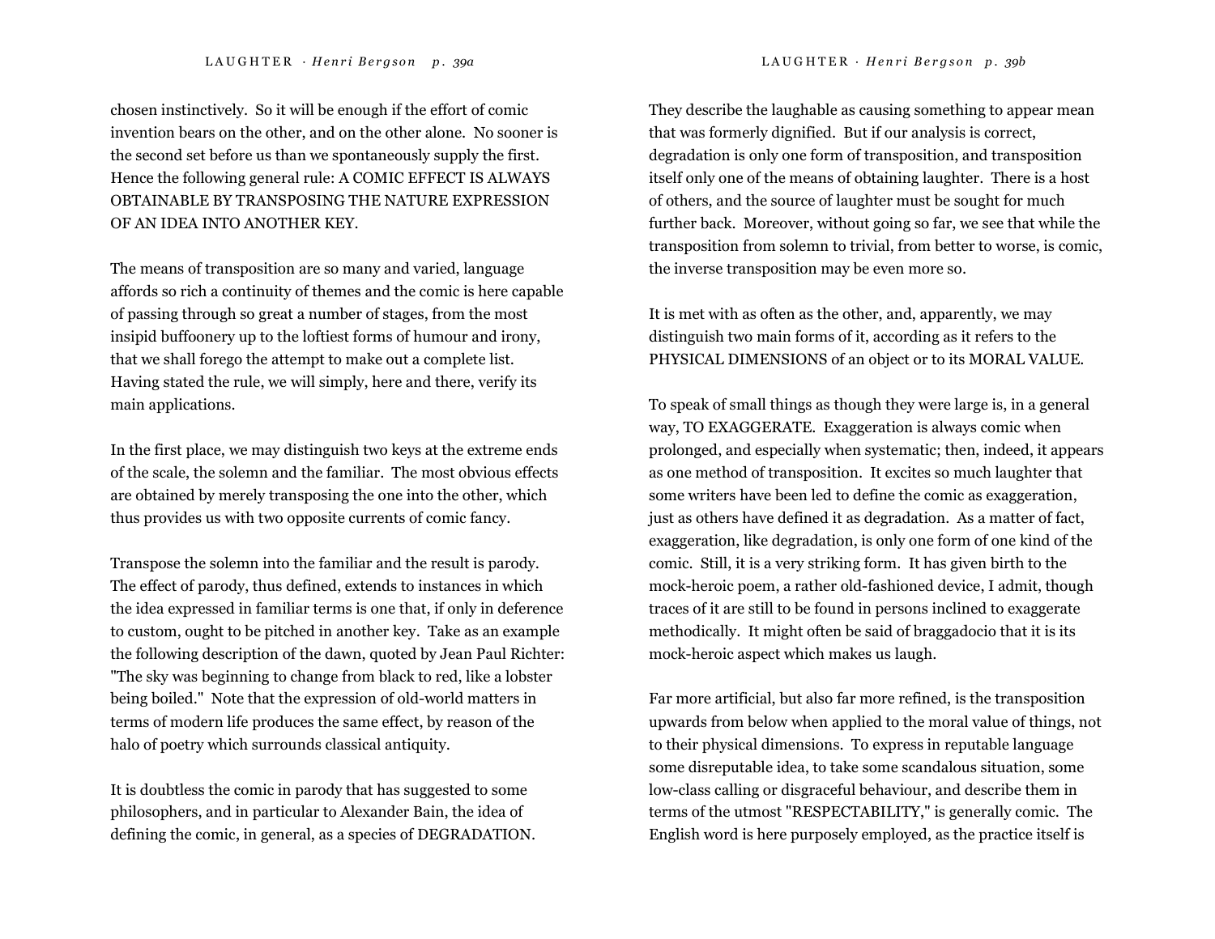chosen instinctively. So it will be enough if the effort of comic invention bears on the other, and on the other alone. No sooner is the second set before us than we spontaneously supply the first. Hence the following general rule: A COMIC EFFECT IS ALWAYS OBTAINABLE BY TRANSPOSING THE NATURE EXPRESSION OF AN IDEA INTO ANOTHER KEY.

The means of transposition are so many and varied, language affords so rich a continuity of themes and the comic is here capable of passing through so great a number of stages, from the most insipid buffoonery up to the loftiest forms of humour and irony, that we shall forego the attempt to make out a complete list. Having stated the rule, we will simply, here and there, verify its main applications.

In the first place, we may distinguish two keys at the extreme ends of the scale, the solemn and the familiar. The most obvious effects are obtained by merely transposing the one into the other, which thus provides us with two opposite currents of comic fancy.

Transpose the solemn into the familiar and the result is parody. The effect of parody, thus defined, extends to instances in which the idea expressed in familiar terms is one that, if only in deference to custom, ought to be pitched in another key. Take as an example the following description of the dawn, quoted by Jean Paul Richter: "The sky was beginning to change from black to red, like a lobster being boiled." Note that the expression of old-world matters in terms of modern life produces the same effect, by reason of the halo of poetry which surrounds classical antiquity.

It is doubtless the comic in parody that has suggested to some philosophers, and in particular to Alexander Bain, the idea of defining the comic, in general, as a species of DEGRADATION. They describe the laughable as causing something to appear mean that was formerly dignified. But if our analysis is correct, degradation is only one form of transposition, and transposition itself only one of the means of obtaining laughter. There is a host of others, and the source of laughter must be sought for much further back. Moreover, without going so far, we see that while the transposition from solemn to trivial, from better to worse, is comic, the inverse transposition may be even more so.

It is met with as often as the other, and, apparently, we may distinguish two main forms of it, according as it refers to the PHYSICAL DIMENSIONS of an object or to its MORAL VALUE.

To speak of small things as though they were large is, in a general way, TO EXAGGERATE. Exaggeration is always comic when prolonged, and especially when systematic; then, indeed, it appears as one method of transposition. It excites so much laughter that some writers have been led to define the comic as exaggeration, just as others have defined it as degradation. As a matter of fact, exaggeration, like degradation, is only one form of one kind of the comic. Still, it is a very striking form. It has given birth to the mock-heroic poem, a rather old-fashioned device, I admit, though traces of it are still to be found in persons inclined to exaggerate methodically. It might often be said of braggadocio that it is its mock-heroic aspect which makes us laugh.

Far more artificial, but also far more refined, is the transposition upwards from below when applied to the moral value of things, not to their physical dimensions. To express in reputable language some disreputable idea, to take some scandalous situation, some low-class calling or disgraceful behaviour, and describe them in terms of the utmost "RESPECTABILITY," is generally comic. The English word is here purposely employed, as the practice itself is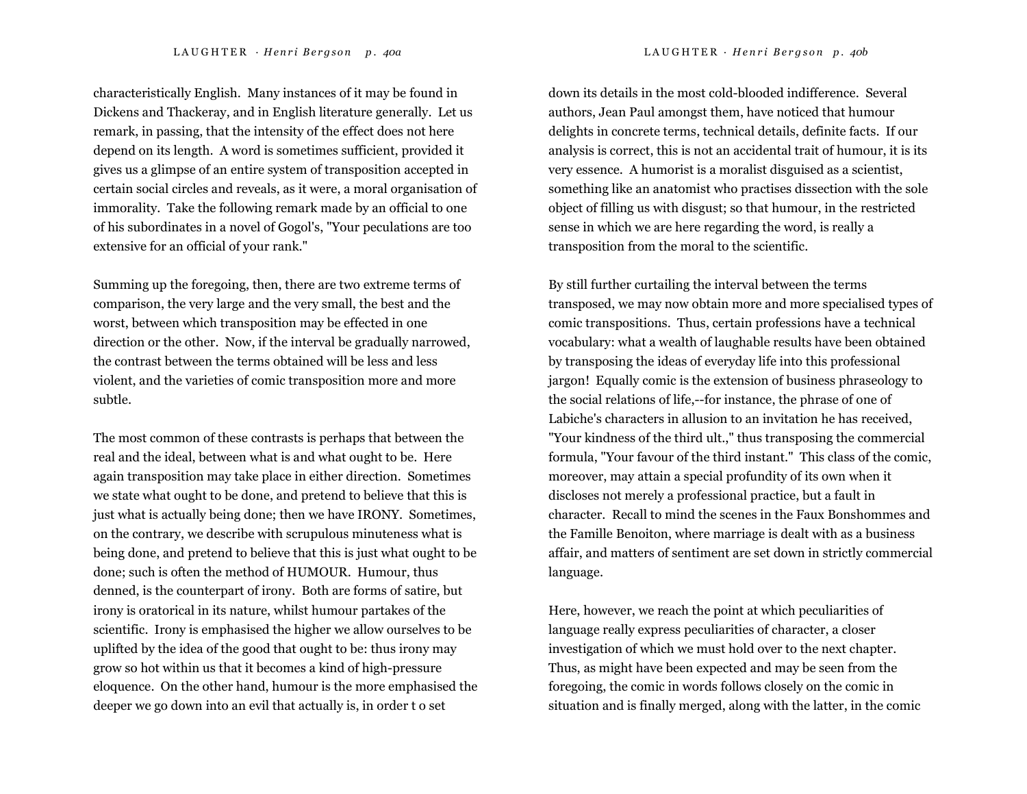characteristically English. Many instances of it may be found in Dickens and Thackeray, and in English literature generally. Let us remark, in passing, that the intensity of the effect does not here depend on its length. A word is sometimes sufficient, provided it gives us a glimpse of an entire system of transposition accepted in certain social circles and reveals, as it were, a moral organisation of immorality. Take the following remark made by an official to one of his subordinates in a novel of Gogol's, "Your peculations are too extensive for an official of your rank."

Summing up the foregoing, then, there are two extreme terms of comparison, the very large and the very small, the best and the worst, between which transposition may be effected in one direction or the other. Now, if the interval be gradually narrowed, the contrast between the terms obtained will be less and less violent, and the varieties of comic transposition more and more subtle.

The most common of these contrasts is perhaps that between the real and the ideal, between what is and what ought to be. Here again transposition may take place in either direction. Sometimes we state what ought to be done, and pretend to believe that this is just what is actually being done; then we have IRONY. Sometimes, on the contrary, we describe with scrupulous minuteness what is being done, and pretend to believe that this is just what ought to be done; such is often the method of HUMOUR. Humour, thus denned, is the counterpart of irony. Both are forms of satire, but irony is oratorical in its nature, whilst humour partakes of the scientific. Irony is emphasised the higher we allow ourselves to be uplifted by the idea of the good that ought to be: thus irony may grow so hot within us that it becomes a kind of high-pressure eloquence. On the other hand, humour is the more emphasised the deeper we go down into an evil that actually is, in order t o set down its details in the most cold-blooded indifference. Several authors, Jean Paul amongst them, have noticed that humour delights in concrete terms, technical details, definite facts. If our analysis is correct, this is not an accidental trait of humour, it is its very essence. A humorist is a moralist disguised as a scientist, something like an anatomist who practises dissection with the sole object of filling us with disgust; so that humour, in the restricted sense in which we are here regarding the word, is really a transposition from the moral to the scientific.

By still further curtailing the interval between the terms transposed, we may now obtain more and more specialised types of comic transpositions. Thus, certain professions have a technical vocabulary: what a wealth of laughable results have been obtained by transposing the ideas of everyday life into this professional jargon! Equally comic is the extension of business phraseology to the social relations of life,--for instance, the phrase of one of Labiche's characters in allusion to an invitation he has received, "Your kindness of the third ult.," thus transposing the commercial formula, "Your favour of the third instant." This class of the comic, moreover, may attain a special profundity of its own when it discloses not merely a professional practice, but a fault in character. Recall to mind the scenes in the Faux Bonshommes and the Famille Benoiton, where marriage is dealt with as a business affair, and matters of sentiment are set down in strictly commercial language.

Here, however, we reach the point at which peculiarities of language really express peculiarities of character, a closer investigation of which we must hold over to the next chapter. Thus, as might have been expected and may be seen from the foregoing, the comic in words follows closely on the comic in situation and is finally merged, along with the latter, in the comic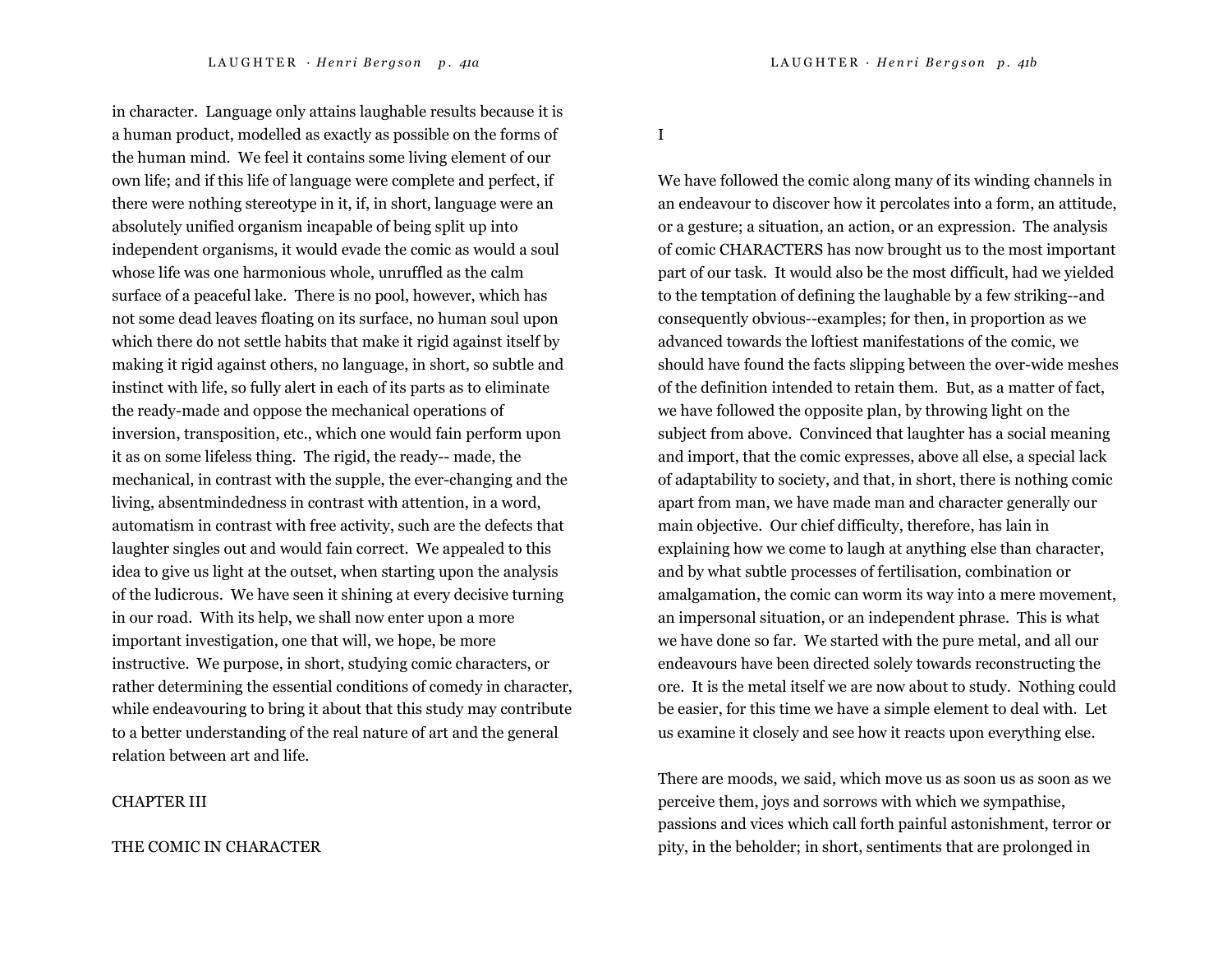in character. Language only attains laughable results because it is a human product, modelled as exactly as possible on the forms of the human mind. We feel it contains some living element of our own life; and if this life of language were complete and perfect, if there were nothing stereotype in it, if, in short, language were an absolutely unified organism incapable of being split up into independent organisms, it would evade the comic as would a soul whose life was one harmonious whole, unruffled as the calm surface of a peaceful lake. There is no pool, however, which has not some dead leaves floating on its surface, no human soul upon which there do not settle habits that make it rigid against itself by making it rigid against others, no language, in short, so subtle and instinct with life, so fully alert in each of its parts as to eliminate the ready-made and oppose the mechanical operations of inversion, transposition, etc., which one would fain perform upon it as on some lifeless thing. The rigid, the ready-- made, the mechanical, in contrast with the supple, the ever-changing and the living, absentmindedness in contrast with attention, in a word, automatism in contrast with free activity, such are the defects that laughter singles out and would fain correct. We appealed to this idea to give us light at the outset, when starting upon the analysis of the ludicrous. We have seen it shining at every decisive turning in our road. With its help, we shall now enter upon a more important investigation, one that will, we hope, be more instructive. We purpose, in short, studying comic characters, or rather determining the essential conditions of comedy in character, while endeavouring to bring it about that this study may contribute to a better understanding of the real nature of art and the general relation between art and life.

# CHAPTER III

## THE COMIC IN CHARACTER

### I

We have followed the comic along many of its winding channels in an endeavour to discover how it percolates into a form, an attitude, or a gesture; a situation, an action, or an expression. The analysis of comic CHARACTERS has now brought us to the most important part of our task. It would also be the most difficult, had we yielded to the temptation of defining the laughable by a few striking--and consequently obvious--examples; for then, in proportion as we advanced towards the loftiest manifestations of the comic, we should have found the facts slipping between the over-wide meshes of the definition intended to retain them. But, as a matter of fact, we have followed the opposite plan, by throwing light on the subject from above. Convinced that laughter has a social meaning and import, that the comic expresses, above all else, a special lack of adaptability to society, and that, in short, there is nothing comic apart from man, we have made man and character generally our main objective. Our chief difficulty, therefore, has lain in explaining how we come to laugh at anything else than character, and by what subtle processes of fertilisation, combination or amalgamation, the comic can worm its way into a mere movement, an impersonal situation, or an independent phrase. This is what we have done so far. We started with the pure metal, and all our endeavours have been directed solely towards reconstructing the ore. It is the metal itself we are now about to study. Nothing could be easier, for this time we have a simple element to deal with. Let us examine it closely and see how it reacts upon everything else.

There are moods, we said, which move us as soon us as soon as we perceive them, joys and sorrows with which we sympathise, passions and vices which call forth painful astonishment, terror or pity, in the beholder; in short, sentiments that are prolonged in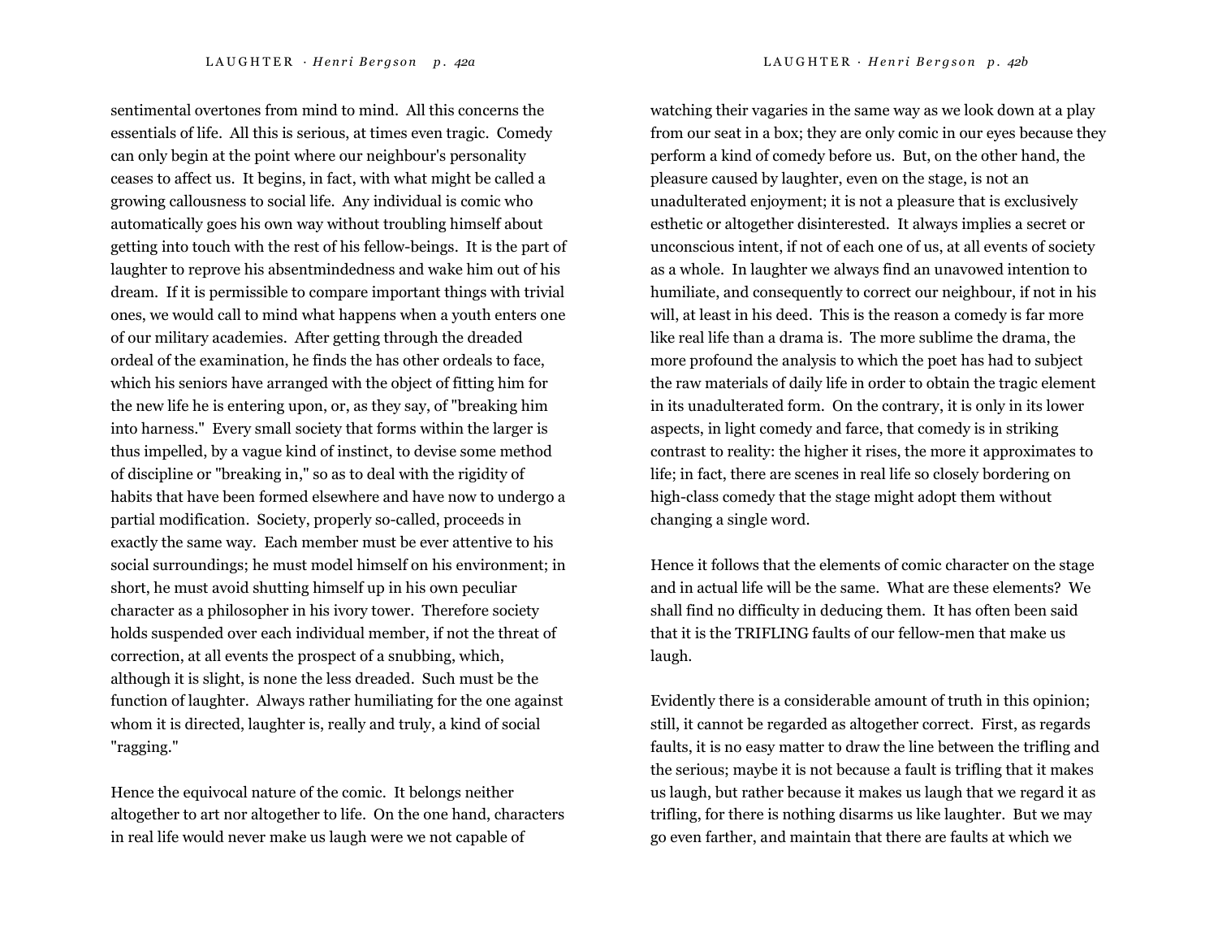sentimental overtones from mind to mind. All this concerns the essentials of life. All this is serious, at times even tragic. Comedy can only begin at the point where our neighbour's personality ceases to affect us. It begins, in fact, with what might be called a growing callousness to social life. Any individual is comic who automatically goes his own way without troubling himself about getting into touch with the rest of his fellow-beings. It is the part of laughter to reprove his absentmindedness and wake him out of his dream. If it is permissible to compare important things with trivial ones, we would call to mind what happens when a youth enters one of our military academies. After getting through the dreaded ordeal of the examination, he finds the has other ordeals to face, which his seniors have arranged with the object of fitting him for the new life he is entering upon, or, as they say, of "breaking him into harness." Every small society that forms within the larger is thus impelled, by a vague kind of instinct, to devise some method of discipline or "breaking in," so as to deal with the rigidity of habits that have been formed elsewhere and have now to undergo a partial modification. Society, properly so-called, proceeds in exactly the same way. Each member must be ever attentive to his social surroundings; he must model himself on his environment; in short, he must avoid shutting himself up in his own peculiar character as a philosopher in his ivory tower. Therefore society holds suspended over each individual member, if not the threat of correction, at all events the prospect of a snubbing, which, although it is slight, is none the less dreaded. Such must be the function of laughter. Always rather humiliating for the one against whom it is directed, laughter is, really and truly, a kind of social "ragging."

Hence the equivocal nature of the comic. It belongs neither altogether to art nor altogether to life. On the one hand, characters in real life would never make us laugh were we not capable of watching their vagaries in the same way as we look down at a play from our seat in a box; they are only comic in our eyes because they perform a kind of comedy before us. But, on the other hand, the pleasure caused by laughter, even on the stage, is not an unadulterated enjoyment; it is not a pleasure that is exclusively esthetic or altogether disinterested. It always implies a secret or unconscious intent, if not of each one of us, at all events of society as a whole. In laughter we always find an unavowed intention to humiliate, and consequently to correct our neighbour, if not in his will, at least in his deed. This is the reason a comedy is far more like real life than a drama is. The more sublime the drama, the more profound the analysis to which the poet has had to subject the raw materials of daily life in order to obtain the tragic element in its unadulterated form. On the contrary, it is only in its lower aspects, in light comedy and farce, that comedy is in striking contrast to reality: the higher it rises, the more it approximates to life; in fact, there are scenes in real life so closely bordering on high-class comedy that the stage might adopt them without changing a single word.

Hence it follows that the elements of comic character on the stage and in actual life will be the same. What are these elements? We shall find no difficulty in deducing them. It has often been said that it is the TRIFLING faults of our fellow-men that make us laugh.

Evidently there is a considerable amount of truth in this opinion; still, it cannot be regarded as altogether correct. First, as regards faults, it is no easy matter to draw the line between the trifling and the serious; maybe it is not because a fault is trifling that it makes us laugh, but rather because it makes us laugh that we regard it as trifling, for there is nothing disarms us like laughter. But we may go even farther, and maintain that there are faults at which we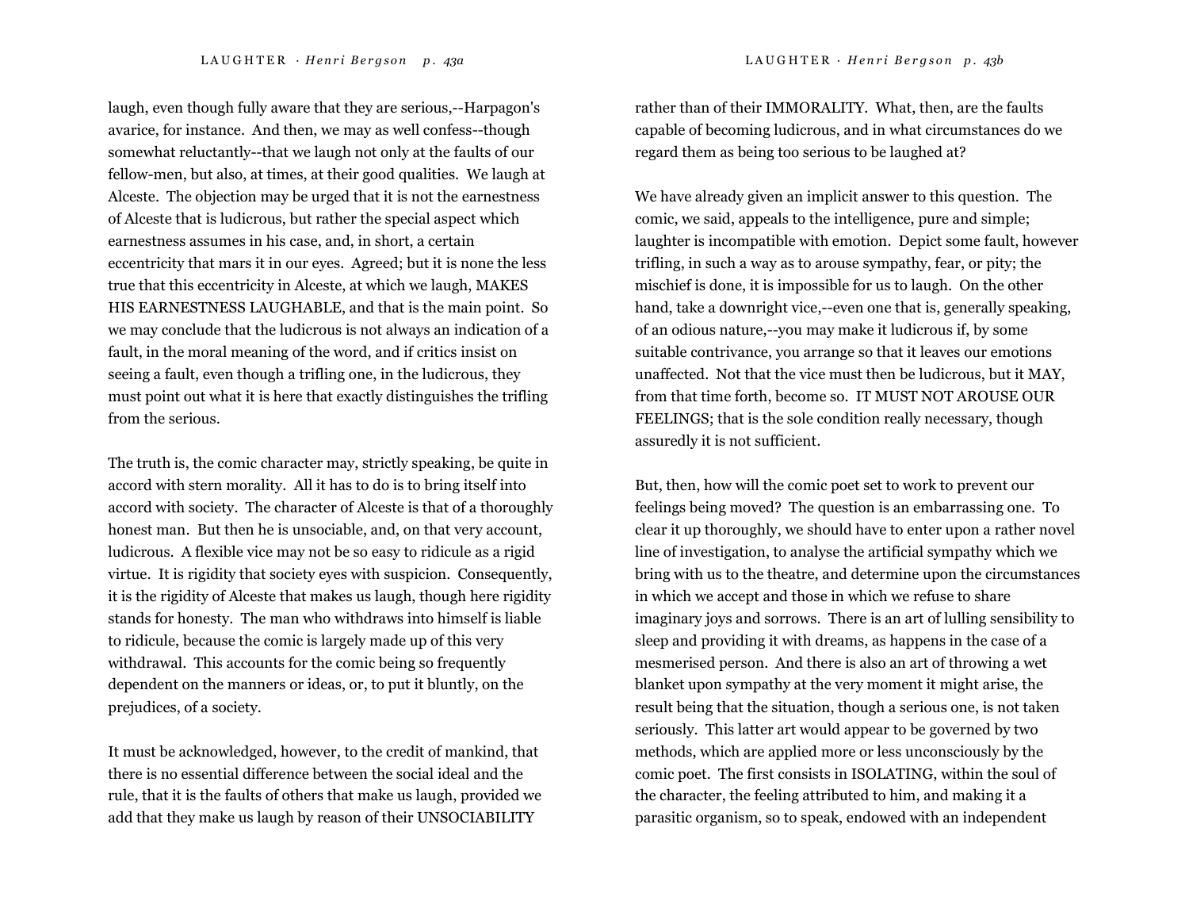laugh, even though fully aware that they are serious,--Harpagon's avarice, for instance. And then, we may as well confess--though somewhat reluctantly--that we laugh not only at the faults of our fellow-men, but also, at times, at their good qualities. We laugh at Alceste. The objection may be urged that it is not the earnestness of Alceste that is ludicrous, but rather the special aspect which earnestness assumes in his case, and, in short, a certain eccentricity that mars it in our eyes. Agreed; but it is none the less true that this eccentricity in Alceste, at which we laugh, MAKES HIS EARNESTNESS LAUGHABLE, and that is the main point. So we may conclude that the ludicrous is not always an indication of a fault, in the moral meaning of the word, and if critics insist on seeing a fault, even though a trifling one, in the ludicrous, they must point out what it is here that exactly distinguishes the trifling from the serious.

The truth is, the comic character may, strictly speaking, be quite in accord with stern morality. All it has to do is to bring itself into accord with society. The character of Alceste is that of a thoroughly honest man. But then he is unsociable, and, on that very account, ludicrous. A flexible vice may not be so easy to ridicule as a rigid virtue. It is rigidity that society eyes with suspicion. Consequently, it is the rigidity of Alceste that makes us laugh, though here rigidity stands for honesty. The man who withdraws into himself is liable to ridicule, because the comic is largely made up of this very withdrawal. This accounts for the comic being so frequently dependent on the manners or ideas, or, to put it bluntly, on the prejudices, of a society.

It must be acknowledged, however, to the credit of mankind, that there is no essential difference between the social ideal and the rule, that it is the faults of others that make us laugh, provided we add that they make us laugh by reason of their UNSOCIABILITY rather than of their IMMORALITY. What, then, are the faults capable of becoming ludicrous, and in what circumstances do we regard them as being too serious to be laughed at?

We have already given an implicit answer to this question. The comic, we said, appeals to the intelligence, pure and simple; laughter is incompatible with emotion. Depict some fault, however trifling, in such a way as to arouse sympathy, fear, or pity; the mischief is done, it is impossible for us to laugh. On the other hand, take a downright vice,--even one that is, generally speaking, of an odious nature,--you may make it ludicrous if, by some suitable contrivance, you arrange so that it leaves our emotions unaffected. Not that the vice must then be ludicrous, but it MAY, from that time forth, become so. IT MUST NOT AROUSE OUR FEELINGS; that is the sole condition really necessary, though assuredly it is not sufficient.

But, then, how will the comic poet set to work to prevent our feelings being moved? The question is an embarrassing one. To clear it up thoroughly, we should have to enter upon a rather novel line of investigation, to analyse the artificial sympathy which we bring with us to the theatre, and determine upon the circumstances in which we accept and those in which we refuse to share imaginary joys and sorrows. There is an art of lulling sensibility to sleep and providing it with dreams, as happens in the case of a mesmerised person. And there is also an art of throwing a wet blanket upon sympathy at the very moment it might arise, the result being that the situation, though a serious one, is not taken seriously. This latter art would appear to be governed by two methods, which are applied more or less unconsciously by the comic poet. The first consists in ISOLATING, within the soul of the character, the feeling attributed to him, and making it a parasitic organism, so to speak, endowed with an independent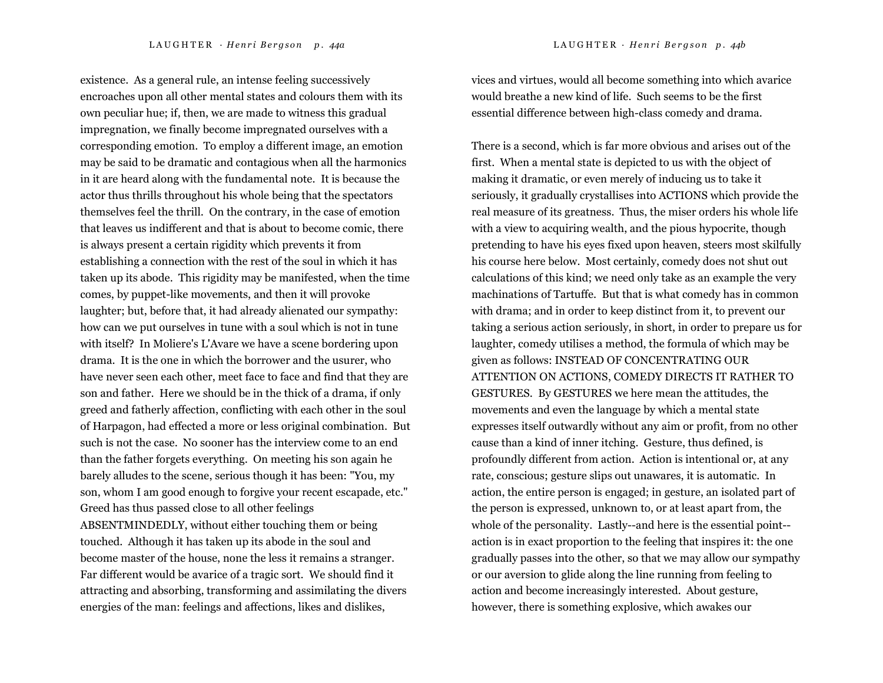existence. As a general rule, an intense feeling successively encroaches upon all other mental states and colours them with its own peculiar hue; if, then, we are made to witness this gradual impregnation, we finally become impregnated ourselves with a corresponding emotion. To employ a different image, an emotion may be said to be dramatic and contagious when all the harmonics in it are heard along with the fundamental note. It is because the actor thus thrills throughout his whole being that the spectators themselves feel the thrill. On the contrary, in the case of emotion that leaves us indifferent and that is about to become comic, there is always present a certain rigidity which prevents it from establishing a connection with the rest of the soul in which it has taken up its abode. This rigidity may be manifested, when the time comes, by puppet-like movements, and then it will provoke laughter; but, before that, it had already alienated our sympathy: how can we put ourselves in tune with a soul which is not in tune with itself? In Moliere's L'Avare we have a scene bordering upon drama. It is the one in which the borrower and the usurer, who have never seen each other, meet face to face and find that they are son and father. Here we should be in the thick of a drama, if only greed and fatherly affection, conflicting with each other in the soul of Harpagon, had effected a more or less original combination. But such is not the case. No sooner has the interview come to an end than the father forgets everything. On meeting his son again he barely alludes to the scene, serious though it has been: "You, my son, whom I am good enough to forgive your recent escapade, etc." Greed has thus passed close to all other feelings ABSENTMINDEDLY, without either touching them or being touched. Although it has taken up its abode in the soul and become master of the house, none the less it remains a stranger. Far different would be avarice of a tragic sort. We should find it attracting and absorbing, transforming and assimilating the divers energies of the man: feelings and affections, likes and dislikes, vices and virtues, would all become something into which avarice would breathe a new kind of life. Such seems to be the first essential difference between high-class comedy and drama.

There is a second, which is far more obvious and arises out of the first. When a mental state is depicted to us with the object of making it dramatic, or even merely of inducing us to take it seriously, it gradually crystallises into ACTIONS which provide the real measure of its greatness. Thus, the miser orders his whole life with a view to acquiring wealth, and the pious hypocrite, though pretending to have his eyes fixed upon heaven, steers most skilfully his course here below. Most certainly, comedy does not shut out calculations of this kind; we need only take as an example the very machinations of Tartuffe. But that is what comedy has in common with drama; and in order to keep distinct from it, to prevent our taking a serious action seriously, in short, in order to prepare us for laughter, comedy utilises a method, the formula of which may be given as follows: INSTEAD OF CONCENTRATING OUR ATTENTION ON ACTIONS, COMEDY DIRECTS IT RATHER TO GESTURES. By GESTURES we here mean the attitudes, the movements and even the language by which a mental state expresses itself outwardly without any aim or profit, from no other cause than a kind of inner itching. Gesture, thus defined, is profoundly different from action. Action is intentional or, at any rate, conscious; gesture slips out unawares, it is automatic. In action, the entire person is engaged; in gesture, an isolated part of the person is expressed, unknown to, or at least apart from, the whole of the personality. Lastly--and here is the essential point--action is in exact proportion to the feeling that inspires it: the one gradually passes into the other, so that we may allow our sympathy or our aversion to glide along the line running from feeling to action and become increasingly interested. About gesture, however, there is something explosive, which awakes our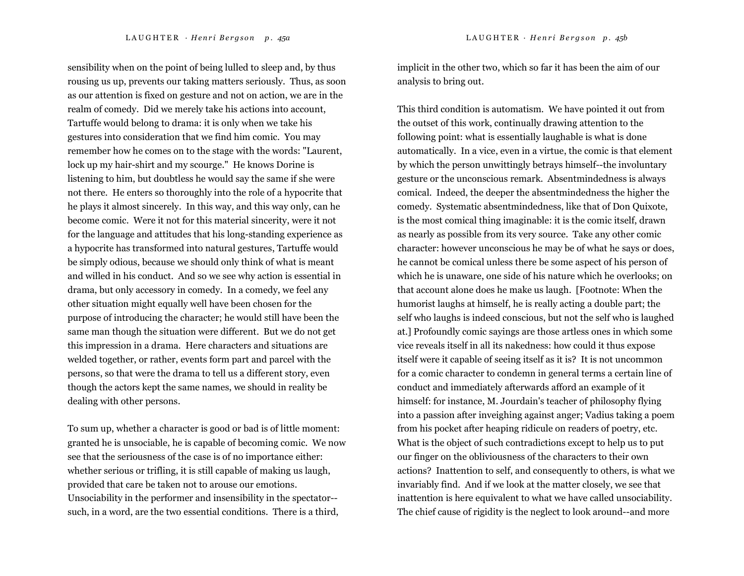sensibility when on the point of being lulled to sleep and, by thus rousing us up, prevents our taking matters seriously. Thus, as soon as our attention is fixed on gesture and not on action, we are in the realm of comedy. Did we merely take his actions into account, Tartuffe would belong to drama: it is only when we take his gestures into consideration that we find him comic. You may remember how he comes on to the stage with the words: "Laurent, lock up my hair-shirt and my scourge." He knows Dorine is listening to him, but doubtless he would say the same if she were not there. He enters so thoroughly into the role of a hypocrite that he plays it almost sincerely. In this way, and this way only, can he become comic. Were it not for this material sincerity, were it not for the language and attitudes that his long-standing experience as a hypocrite has transformed into natural gestures, Tartuffe would be simply odious, because we should only think of what is meant and willed in his conduct. And so we see why action is essential in drama, but only accessory in comedy. In a comedy, we feel any other situation might equally well have been chosen for the purpose of introducing the character; he would still have been the same man though the situation were different. But we do not get this impression in a drama. Here characters and situations are welded together, or rather, events form part and parcel with the persons, so that were the drama to tell us a different story, even though the actors kept the same names, we should in reality be dealing with other persons.

To sum up, whether a character is good or bad is of little moment: granted he is unsociable, he is capable of becoming comic. We now see that the seriousness of the case is of no importance either: whether serious or trifling, it is still capable of making us laugh, provided that care be taken not to arouse our emotions. Unsociability in the performer and insensibility in the spectator--such, in a word, are the two essential conditions. There is a third, implicit in the other two, which so far it has been the aim of our analysis to bring out.

This third condition is automatism. We have pointed it out from the outset of this work, continually drawing attention to the following point: what is essentially laughable is what is done automatically. In a vice, even in a virtue, the comic is that element by which the person unwittingly betrays himself--the involuntary gesture or the unconscious remark. Absentmindedness is always comical. Indeed, the deeper the absentmindedness the higher the comedy. Systematic absentmindedness, like that of Don Quixote, is the most comical thing imaginable: it is the comic itself, drawn as nearly as possible from its very source. Take any other comic character: however unconscious he may be of what he says or does, he cannot be comical unless there be some aspect of his person of which he is unaware, one side of his nature which he overlooks; on that account alone does he make us laugh. [Footnote: When the humorist laughs at himself, he is really acting a double part; the self who laughs is indeed conscious, but not the self who is laughed at.] Profoundly comic sayings are those artless ones in which some vice reveals itself in all its nakedness: how could it thus expose itself were it capable of seeing itself as it is? It is not uncommon for a comic character to condemn in general terms a certain line of conduct and immediately afterwards afford an example of it himself: for instance, M. Jourdain's teacher of philosophy flying into a passion after inveighing against anger; Vadius taking a poem from his pocket after heaping ridicule on readers of poetry, etc. What is the object of such contradictions except to help us to put our finger on the obliviousness of the characters to their own actions? Inattention to self, and consequently to others, is what we invariably find. And if we look at the matter closely, we see that inattention is here equivalent to what we have called unsociability. The chief cause of rigidity is the neglect to look around--and more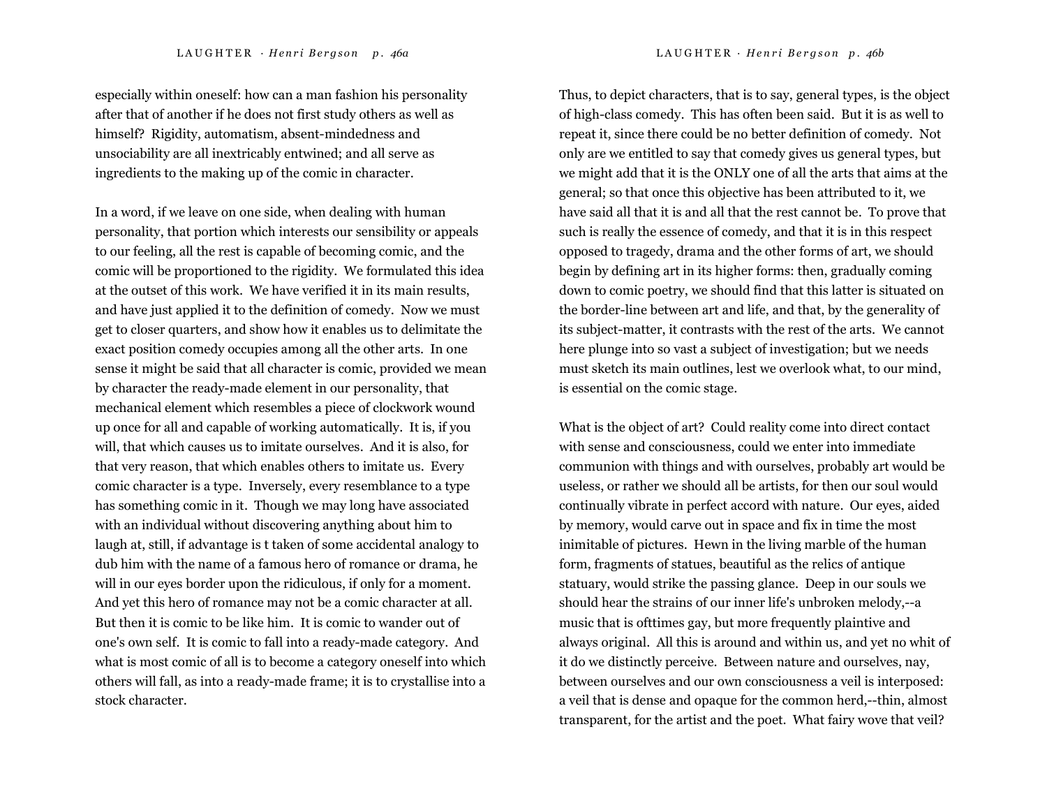especially within oneself: how can a man fashion his personality after that of another if he does not first study others as well as himself? Rigidity, automatism, absent-mindedness and unsociability are all inextricably entwined; and all serve as ingredients to the making up of the comic in character.

In a word, if we leave on one side, when dealing with human personality, that portion which interests our sensibility or appeals to our feeling, all the rest is capable of becoming comic, and the comic will be proportioned to the rigidity. We formulated this idea at the outset of this work. We have verified it in its main results, and have just applied it to the definition of comedy. Now we must get to closer quarters, and show how it enables us to delimitate the exact position comedy occupies among all the other arts. In one sense it might be said that all character is comic, provided we mean by character the ready-made element in our personality, that mechanical element which resembles a piece of clockwork wound up once for all and capable of working automatically. It is, if you will, that which causes us to imitate ourselves. And it is also, for that very reason, that which enables others to imitate us. Every comic character is a type. Inversely, every resemblance to a type has something comic in it. Though we may long have associated with an individual without discovering anything about him to laugh at, still, if advantage is t taken of some accidental analogy to dub him with the name of a famous hero of romance or drama, he will in our eyes border upon the ridiculous, if only for a moment. And yet this hero of romance may not be a comic character at all. But then it is comic to be like him. It is comic to wander out of one's own self. It is comic to fall into a ready-made category. And what is most comic of all is to become a category oneself into which others will fall, as into a ready-made frame; it is to crystallise into a stock character.

Thus, to depict characters, that is to say, general types, is the object of high-class comedy. This has often been said. But it is as well to repeat it, since there could be no better definition of comedy. Not only are we entitled to say that comedy gives us general types, but we might add that it is the ONLY one of all the arts that aims at the general; so that once this objective has been attributed to it, we have said all that it is and all that the rest cannot be. To prove that such is really the essence of comedy, and that it is in this respect opposed to tragedy, drama and the other forms of art, we should begin by defining art in its higher forms: then, gradually coming down to comic poetry, we should find that this latter is situated on the border-line between art and life, and that, by the generality of its subject-matter, it contrasts with the rest of the arts. We cannot here plunge into so vast a subject of investigation; but we needs must sketch its main outlines, lest we overlook what, to our mind, is essential on the comic stage.

What is the object of art? Could reality come into direct contact with sense and consciousness, could we enter into immediate communion with things and with ourselves, probably art would be useless, or rather we should all be artists, for then our soul would continually vibrate in perfect accord with nature. Our eyes, aided by memory, would carve out in space and fix in time the most inimitable of pictures. Hewn in the living marble of the human form, fragments of statues, beautiful as the relics of antique statuary, would strike the passing glance. Deep in our souls we should hear the strains of our inner life's unbroken melody,--a music that is ofttimes gay, but more frequently plaintive and always original. All this is around and within us, and yet no whit of it do we distinctly perceive. Between nature and ourselves, nay, between ourselves and our own consciousness a veil is interposed: a veil that is dense and opaque for the common herd,--thin, almost transparent, for the artist and the poet. What fairy wove that veil?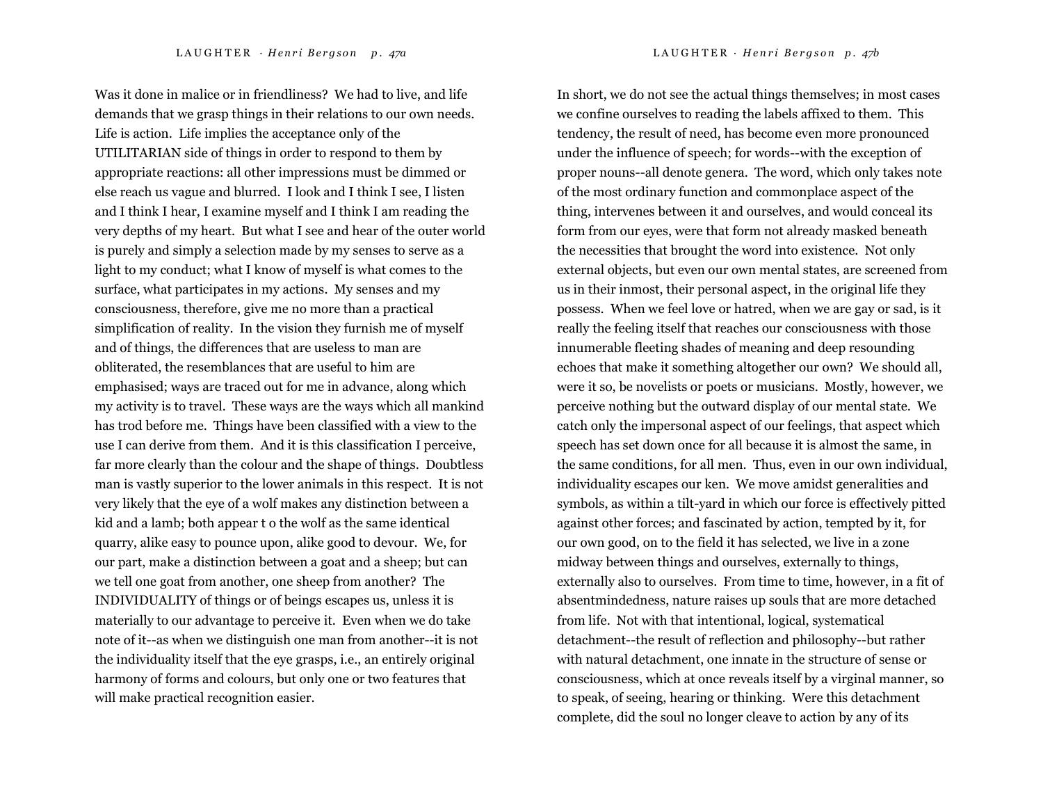Was it done in malice or in friendliness? We had to live, and life demands that we grasp things in their relations to our own needs. Life is action. Life implies the acceptance only of the UTILITARIAN side of things in order to respond to them by appropriate reactions: all other impressions must be dimmed or else reach us vague and blurred. I look and I think I see, I listen and I think I hear, I examine myself and I think I am reading the very depths of my heart. But what I see and hear of the outer world is purely and simply a selection made by my senses to serve as a light to my conduct; what I know of myself is what comes to the surface, what participates in my actions. My senses and my consciousness, therefore, give me no more than a practical simplification of reality. In the vision they furnish me of myself and of things, the differences that are useless to man are obliterated, the resemblances that are useful to him are emphasised; ways are traced out for me in advance, along which my activity is to travel. These ways are the ways which all mankind has trod before me. Things have been classified with a view to the use I can derive from them. And it is this classification I perceive, far more clearly than the colour and the shape of things. Doubtless man is vastly superior to the lower animals in this respect. It is not very likely that the eye of a wolf makes any distinction between a kid and a lamb; both appear t o the wolf as the same identical quarry, alike easy to pounce upon, alike good to devour. We, for our part, make a distinction between a goat and a sheep; but can we tell one goat from another, one sheep from another? The INDIVIDUALITY of things or of beings escapes us, unless it is materially to our advantage to perceive it. Even when we do take note of it--as when we distinguish one man from another--it is not the individuality itself that the eye grasps, i.e., an entirely original harmony of forms and colours, but only one or two features that will make practical recognition easier.

In short, we do not see the actual things themselves; in most cases we confine ourselves to reading the labels affixed to them. This tendency, the result of need, has become even more pronounced under the influence of speech; for words--with the exception of proper nouns--all denote genera. The word, which only takes note of the most ordinary function and commonplace aspect of the thing, intervenes between it and ourselves, and would conceal its form from our eyes, were that form not already masked beneath the necessities that brought the word into existence. Not only external objects, but even our own mental states, are screened from us in their inmost, their personal aspect, in the original life they possess. When we feel love or hatred, when we are gay or sad, is it really the feeling itself that reaches our consciousness with those innumerable fleeting shades of meaning and deep resounding echoes that make it something altogether our own? We should all, were it so, be novelists or poets or musicians. Mostly, however, we perceive nothing but the outward display of our mental state. We catch only the impersonal aspect of our feelings, that aspect which speech has set down once for all because it is almost the same, in the same conditions, for all men. Thus, even in our own individual, individuality escapes our ken. We move amidst generalities and symbols, as within a tilt-yard in which our force is effectively pitted against other forces; and fascinated by action, tempted by it, for our own good, on to the field it has selected, we live in a zone midway between things and ourselves, externally to things, externally also to ourselves. From time to time, however, in a fit of absentmindedness, nature raises up souls that are more detached from life. Not with that intentional, logical, systematical detachment--the result of reflection and philosophy--but rather with natural detachment, one innate in the structure of sense or consciousness, which at once reveals itself by a virginal manner, so to speak, of seeing, hearing or thinking. Were this detachment complete, did the soul no longer cleave to action by any of its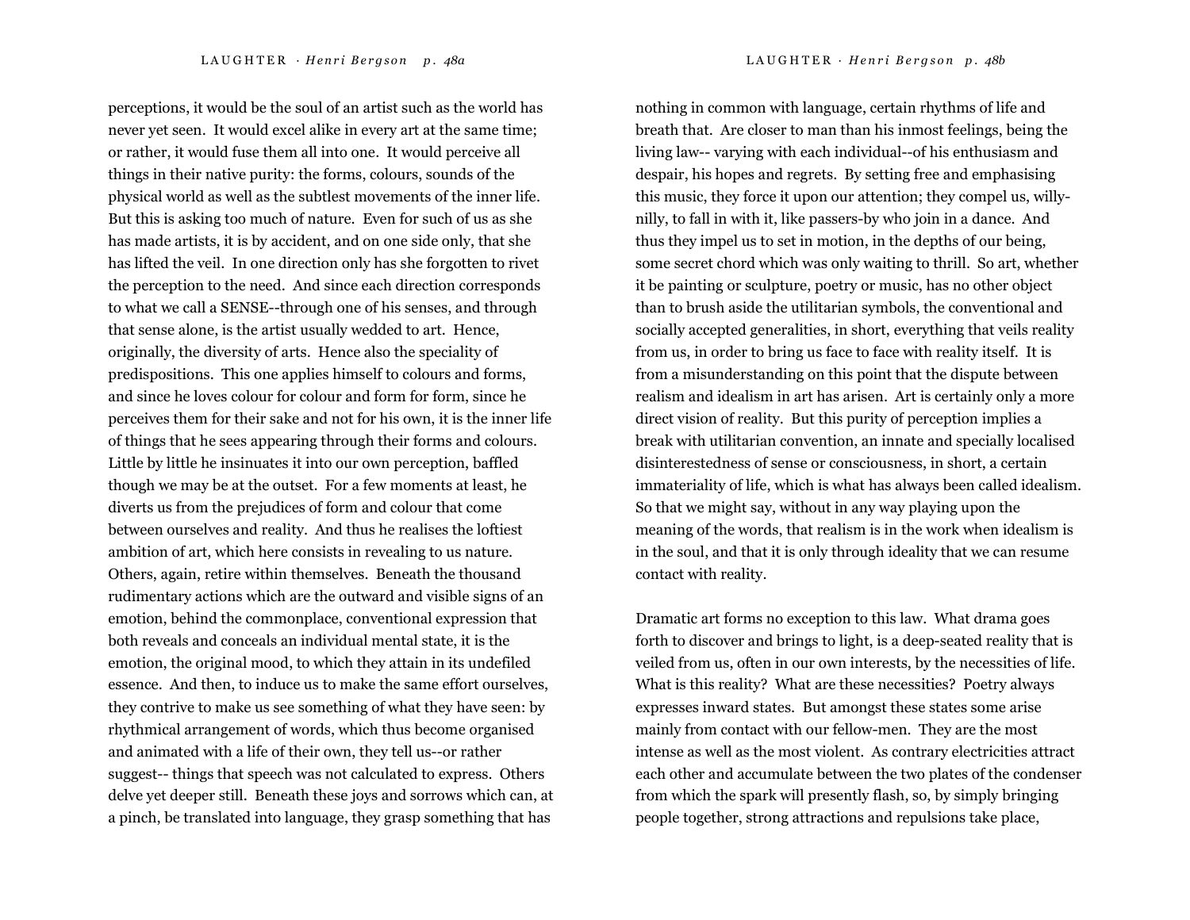perceptions, it would be the soul of an artist such as the world has never yet seen. It would excel alike in every art at the same time; or rather, it would fuse them all into one. It would perceive all things in their native purity: the forms, colours, sounds of the physical world as well as the subtlest movements of the inner life. But this is asking too much of nature. Even for such of us as she has made artists, it is by accident, and on one side only, that she has lifted the veil. In one direction only has she forgotten to rivet the perception to the need. And since each direction corresponds to what we call a SENSE--through one of his senses, and through that sense alone, is the artist usually wedded to art. Hence, originally, the diversity of arts. Hence also the speciality of predispositions. This one applies himself to colours and forms, and since he loves colour for colour and form for form, since he perceives them for their sake and not for his own, it is the inner life of things that he sees appearing through their forms and colours. Little by little he insinuates it into our own perception, baffled though we may be at the outset. For a few moments at least, he diverts us from the prejudices of form and colour that come between ourselves and reality. And thus he realises the loftiest ambition of art, which here consists in revealing to us nature. Others, again, retire within themselves. Beneath the thousand rudimentary actions which are the outward and visible signs of an emotion, behind the commonplace, conventional expression that both reveals and conceals an individual mental state, it is the emotion, the original mood, to which they attain in its undefiled essence. And then, to induce us to make the same effort ourselves, they contrive to make us see something of what they have seen: by rhythmical arrangement of words, which thus become organised and animated with a life of their own, they tell us--or rather suggest-- things that speech was not calculated to express. Others delve yet deeper still. Beneath these joys and sorrows which can, at a pinch, be translated into language, they grasp something that has nothing in common with language, certain rhythms of life and breath that. Are closer to man than his inmost feelings, being the living law-- varying with each individual--of his enthusiasm and despair, his hopes and regrets. By setting free and emphasising this music, they force it upon our attention; they compel us, willy-nilly, to fall in with it, like passers-by who join in a dance. And thus they impel us to set in motion, in the depths of our being, some secret chord which was only waiting to thrill. So art, whether it be painting or sculpture, poetry or music, has no other object than to brush aside the utilitarian symbols, the conventional and socially accepted generalities, in short, everything that veils reality from us, in order to bring us face to face with reality itself. It is from a misunderstanding on this point that the dispute between realism and idealism in art has arisen. Art is certainly only a more direct vision of reality. But this purity of perception implies a break with utilitarian convention, an innate and specially localised disinterestedness of sense or consciousness, in short, a certain immateriality of life, which is what has always been called idealism. So that we might say, without in any way playing upon the meaning of the words, that realism is in the work when idealism is in the soul, and that it is only through ideality that we can resume contact with reality.

Dramatic art forms no exception to this law. What drama goes forth to discover and brings to light, is a deep-seated reality that is veiled from us, often in our own interests, by the necessities of life. What is this reality? What are these necessities? Poetry always expresses inward states. But amongst these states some arise mainly from contact with our fellow-men. They are the most intense as well as the most violent. As contrary electricities attract each other and accumulate between the two plates of the condenser from which the spark will presently flash, so, by simply bringing people together, strong attractions and repulsions take place,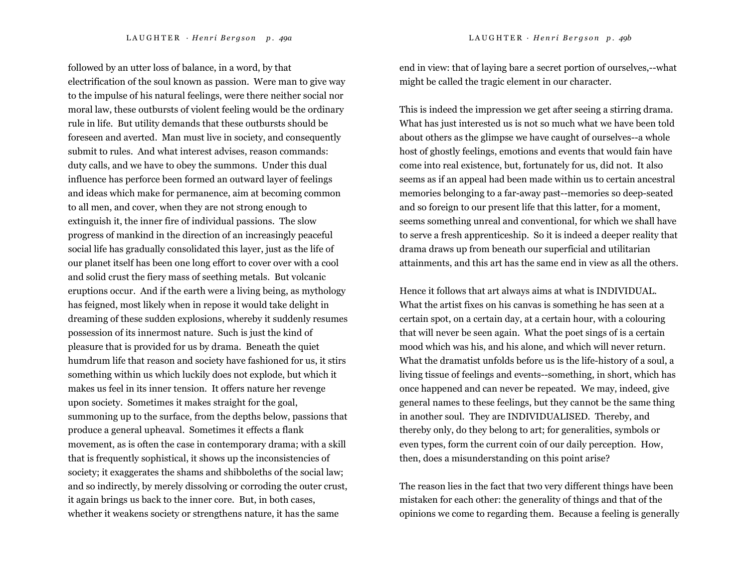followed by an utter loss of balance, in a word, by that electrification of the soul known as passion. Were man to give way to the impulse of his natural feelings, were there neither social nor moral law, these outbursts of violent feeling would be the ordinary rule in life. But utility demands that these outbursts should be foreseen and averted. Man must live in society, and consequently submit to rules. And what interest advises, reason commands: duty calls, and we have to obey the summons. Under this dual influence has perforce been formed an outward layer of feelings and ideas which make for permanence, aim at becoming common to all men, and cover, when they are not strong enough to extinguish it, the inner fire of individual passions. The slow progress of mankind in the direction of an increasingly peaceful social life has gradually consolidated this layer, just as the life of our planet itself has been one long effort to cover over with a cool and solid crust the fiery mass of seething metals. But volcanic eruptions occur. And if the earth were a living being, as mythology has feigned, most likely when in repose it would take delight in dreaming of these sudden explosions, whereby it suddenly resumes possession of its innermost nature. Such is just the kind of pleasure that is provided for us by drama. Beneath the quiet humdrum life that reason and society have fashioned for us, it stirs something within us which luckily does not explode, but which it makes us feel in its inner tension. It offers nature her revenge upon society. Sometimes it makes straight for the goal, summoning up to the surface, from the depths below, passions that produce a general upheaval. Sometimes it effects a flank movement, as is often the case in contemporary drama; with a skill that is frequently sophistical, it shows up the inconsistencies of society; it exaggerates the shams and shibboleths of the social law; and so indirectly, by merely dissolving or corroding the outer crust, it again brings us back to the inner core. But, in both cases, whether it weakens society or strengthens nature, it has the same end in view: that of laying bare a secret portion of ourselves,--what might be called the tragic element in our character.

This is indeed the impression we get after seeing a stirring drama. What has just interested us is not so much what we have been told about others as the glimpse we have caught of ourselves--a whole host of ghostly feelings, emotions and events that would fain have come into real existence, but, fortunately for us, did not. It also seems as if an appeal had been made within us to certain ancestral memories belonging to a far-away past--memories so deep-seated and so foreign to our present life that this latter, for a moment, seems something unreal and conventional, for which we shall have to serve a fresh apprenticeship. So it is indeed a deeper reality that drama draws up from beneath our superficial and utilitarian attainments, and this art has the same end in view as all the others.

Hence it follows that art always aims at what is INDIVIDUAL. What the artist fixes on his canvas is something he has seen at a certain spot, on a certain day, at a certain hour, with a colouring that will never be seen again. What the poet sings of is a certain mood which was his, and his alone, and which will never return. What the dramatist unfolds before us is the life-history of a soul, a living tissue of feelings and events--something, in short, which has once happened and can never be repeated. We may, indeed, give general names to these feelings, but they cannot be the same thing in another soul. They are INDIVIDUALISED. Thereby, and thereby only, do they belong to art; for generalities, symbols or even types, form the current coin of our daily perception. How, then, does a misunderstanding on this point arise?

The reason lies in the fact that two very different things have been mistaken for each other: the generality of things and that of the opinions we come to regarding them. Because a feeling is generally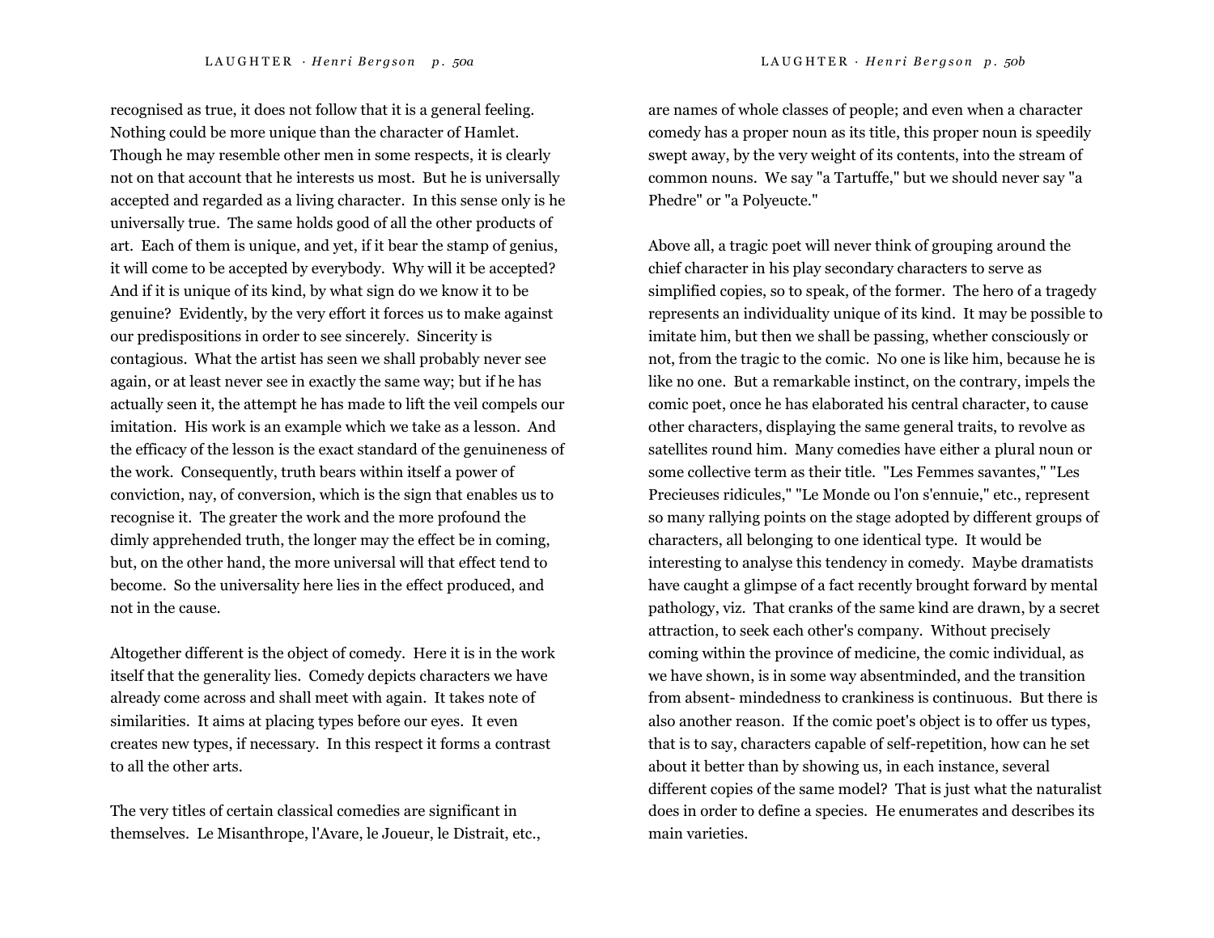recognised as true, it does not follow that it is a general feeling. Nothing could be more unique than the character of Hamlet. Though he may resemble other men in some respects, it is clearly not on that account that he interests us most. But he is universally accepted and regarded as a living character. In this sense only is he universally true. The same holds good of all the other products of art. Each of them is unique, and yet, if it bear the stamp of genius, it will come to be accepted by everybody. Why will it be accepted? And if it is unique of its kind, by what sign do we know it to be genuine? Evidently, by the very effort it forces us to make against our predispositions in order to see sincerely. Sincerity is contagious. What the artist has seen we shall probably never see again, or at least never see in exactly the same way; but if he has actually seen it, the attempt he has made to lift the veil compels our imitation. His work is an example which we take as a lesson. And the efficacy of the lesson is the exact standard of the genuineness of the work. Consequently, truth bears within itself a power of conviction, nay, of conversion, which is the sign that enables us to recognise it. The greater the work and the more profound the dimly apprehended truth, the longer may the effect be in coming, but, on the other hand, the more universal will that effect tend to become. So the universality here lies in the effect produced, and not in the cause.

Altogether different is the object of comedy. Here it is in the work itself that the generality lies. Comedy depicts characters we have already come across and shall meet with again. It takes note of similarities. It aims at placing types before our eyes. It even creates new types, if necessary. In this respect it forms a contrast to all the other arts.

The very titles of certain classical comedies are significant in themselves. Le Misanthrope, l'Avare, le Joueur, le Distrait, etc., are names of whole classes of people; and even when a character comedy has a proper noun as its title, this proper noun is speedily swept away, by the very weight of its contents, into the stream of common nouns. We say "a Tartuffe," but we should never say "a Phedre" or "a Polyeucte."

Above all, a tragic poet will never think of grouping around the chief character in his play secondary characters to serve as simplified copies, so to speak, of the former. The hero of a tragedy represents an individuality unique of its kind. It may be possible to imitate him, but then we shall be passing, whether consciously or not, from the tragic to the comic. No one is like him, because he is like no one. But a remarkable instinct, on the contrary, impels the comic poet, once he has elaborated his central character, to cause other characters, displaying the same general traits, to revolve as satellites round him. Many comedies have either a plural noun or some collective term as their title. "Les Femmes savantes," "Les Precieuses ridicules," "Le Monde ou l'on s'ennuie," etc., represent so many rallying points on the stage adopted by different groups of characters, all belonging to one identical type. It would be interesting to analyse this tendency in comedy. Maybe dramatists have caught a glimpse of a fact recently brought forward by mental pathology, viz. That cranks of the same kind are drawn, by a secret attraction, to seek each other's company. Without precisely coming within the province of medicine, the comic individual, as we have shown, is in some way absentminded, and the transition from absent- mindedness to crankiness is continuous. But there is also another reason. If the comic poet's object is to offer us types, that is to say, characters capable of self-repetition, how can he set about it better than by showing us, in each instance, several different copies of the same model? That is just what the naturalist does in order to define a species. He enumerates and describes its main varieties.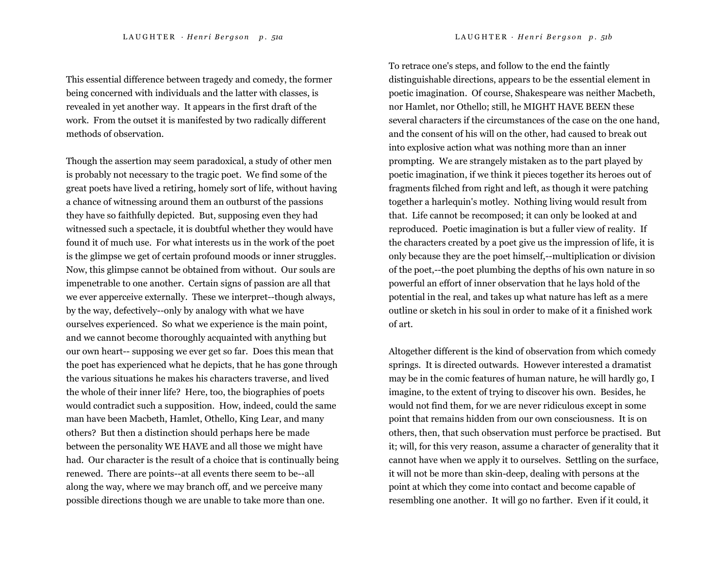This essential difference between tragedy and comedy, the former being concerned with individuals and the latter with classes, is revealed in yet another way. It appears in the first draft of the work. From the outset it is manifested by two radically different methods of observation.

Though the assertion may seem paradoxical, a study of other men is probably not necessary to the tragic poet. We find some of the great poets have lived a retiring, homely sort of life, without having a chance of witnessing around them an outburst of the passions they have so faithfully depicted. But, supposing even they had witnessed such a spectacle, it is doubtful whether they would have found it of much use. For what interests us in the work of the poet is the glimpse we get of certain profound moods or inner struggles. Now, this glimpse cannot be obtained from without. Our souls are impenetrable to one another. Certain signs of passion are all that we ever apperceive externally. These we interpret--though always, by the way, defectively--only by analogy with what we have ourselves experienced. So what we experience is the main point, and we cannot become thoroughly acquainted with anything but our own heart-- supposing we ever get so far. Does this mean that the poet has experienced what he depicts, that he has gone through the various situations he makes his characters traverse, and lived the whole of their inner life? Here, too, the biographies of poets would contradict such a supposition. How, indeed, could the same man have been Macbeth, Hamlet, Othello, King Lear, and many others? But then a distinction should perhaps here be made between the personality WE HAVE and all those we might have had. Our character is the result of a choice that is continually being renewed. There are points--at all events there seem to be--all along the way, where we may branch off, and we perceive many possible directions though we are unable to take more than one. To retrace one's steps, and follow to the end the faintly distinguishable directions, appears to be the essential element in poetic imagination. Of course, Shakespeare was neither Macbeth, nor Hamlet, nor Othello; still, he MIGHT HAVE BEEN these several characters if the circumstances of the case on the one hand, and the consent of his will on the other, had caused to break out into explosive action what was nothing more than an inner prompting. We are strangely mistaken as to the part played by poetic imagination, if we think it pieces together its heroes out of fragments filched from right and left, as though it were patching together a harlequin's motley. Nothing living would result from that. Life cannot be recomposed; it can only be looked at and reproduced. Poetic imagination is but a fuller view of reality. If the characters created by a poet give us the impression of life, it is only because they are the poet himself,--multiplication or division of the poet,--the poet plumbing the depths of his own nature in so powerful an effort of inner observation that he lays hold of the potential in the real, and takes up what nature has left as a mere outline or sketch in his soul in order to make of it a finished work of art.

Altogether different is the kind of observation from which comedy springs. It is directed outwards. However interested a dramatist may be in the comic features of human nature, he will hardly go, I imagine, to the extent of trying to discover his own. Besides, he would not find them, for we are never ridiculous except in some point that remains hidden from our own consciousness. It is on others, then, that such observation must perforce be practised. But it; will, for this very reason, assume a character of generality that it cannot have when we apply it to ourselves. Settling on the surface, it will not be more than skin-deep, dealing with persons at the point at which they come into contact and become capable of resembling one another. It will go no farther. Even if it could, it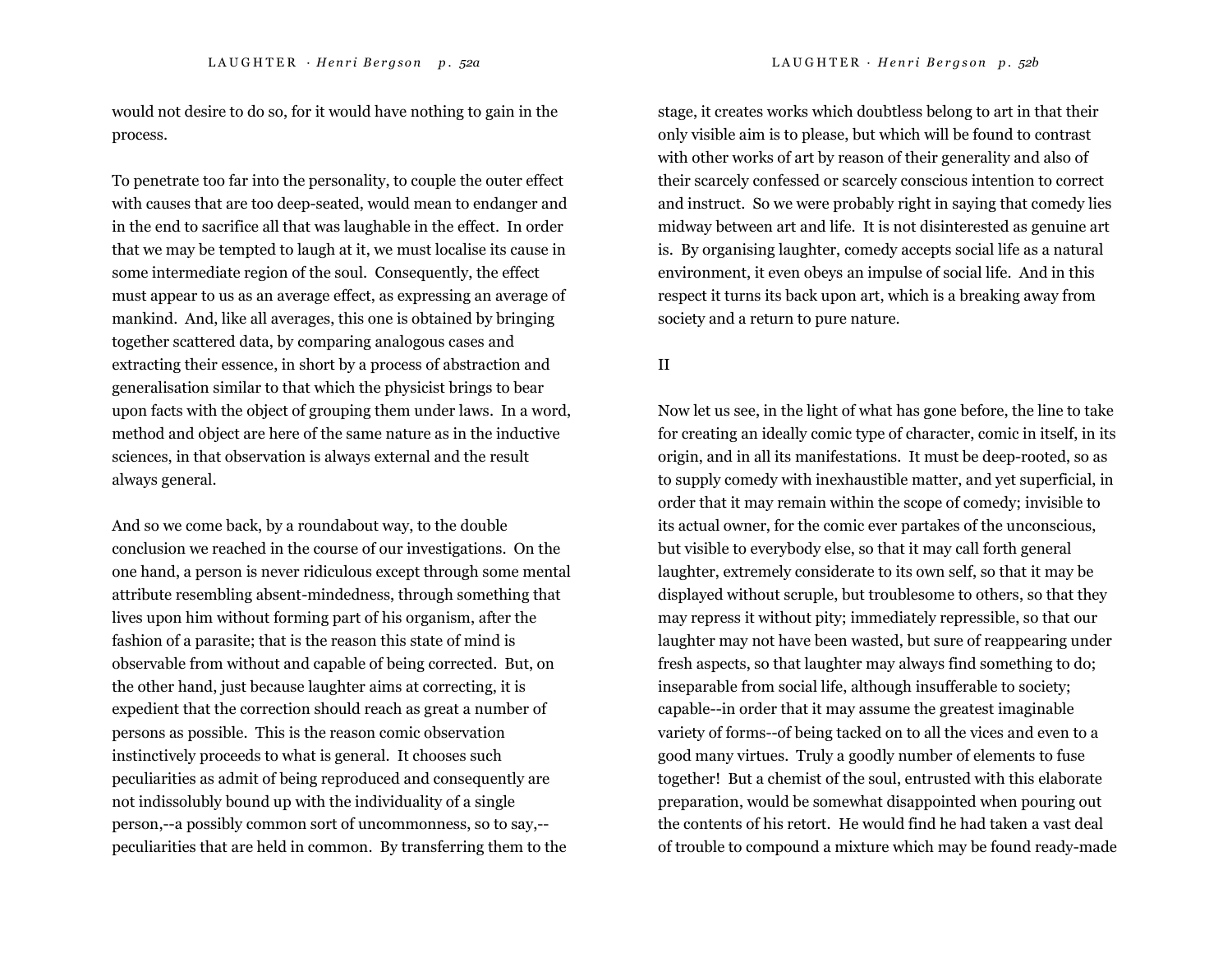would not desire to do so, for it would have nothing to gain in the process.

To penetrate too far into the personality, to couple the outer effect with causes that are too deep-seated, would mean to endanger and in the end to sacrifice all that was laughable in the effect. In order that we may be tempted to laugh at it, we must localise its cause in some intermediate region of the soul. Consequently, the effect must appear to us as an average effect, as expressing an average of mankind. And, like all averages, this one is obtained by bringing together scattered data, by comparing analogous cases and extracting their essence, in short by a process of abstraction and generalisation similar to that which the physicist brings to bear upon facts with the object of grouping them under laws. In a word, method and object are here of the same nature as in the inductive sciences, in that observation is always external and the result always general.

And so we come back, by a roundabout way, to the double conclusion we reached in the course of our investigations. On the one hand, a person is never ridiculous except through some mental attribute resembling absent-mindedness, through something that lives upon him without forming part of his organism, after the fashion of a parasite; that is the reason this state of mind is observable from without and capable of being corrected. But, on the other hand, just because laughter aims at correcting, it is expedient that the correction should reach as great a number of persons as possible. This is the reason comic observation instinctively proceeds to what is general. It chooses such peculiarities as admit of being reproduced and consequently are not indissolubly bound up with the individuality of a single person,--a possibly common sort of uncommonness, so to say,--peculiarities that are held in common. By transferring them to the stage, it creates works which doubtless belong to art in that their only visible aim is to please, but which will be found to contrast with other works of art by reason of their generality and also of their scarcely confessed or scarcely conscious intention to correct and instruct. So we were probably right in saying that comedy lies midway between art and life. It is not disinterested as genuine art is. By organising laughter, comedy accepts social life as a natural environment, it even obeys an impulse of social life. And in this respect it turns its back upon art, which is a breaking away from society and a return to pure nature.

## II

Now let us see, in the light of what has gone before, the line to take for creating an ideally comic type of character, comic in itself, in its origin, and in all its manifestations. It must be deep-rooted, so as to supply comedy with inexhaustible matter, and yet superficial, in order that it may remain within the scope of comedy; invisible to its actual owner, for the comic ever partakes of the unconscious, but visible to everybody else, so that it may call forth general laughter, extremely considerate to its own self, so that it may be displayed without scruple, but troublesome to others, so that they may repress it without pity; immediately repressible, so that our laughter may not have been wasted, but sure of reappearing under fresh aspects, so that laughter may always find something to do; inseparable from social life, although insufferable to society; capable--in order that it may assume the greatest imaginable variety of forms--of being tacked on to all the vices and even to a good many virtues. Truly a goodly number of elements to fuse together! But a chemist of the soul, entrusted with this elaborate preparation, would be somewhat disappointed when pouring out the contents of his retort. He would find he had taken a vast deal of trouble to compound a mixture which may be found ready-made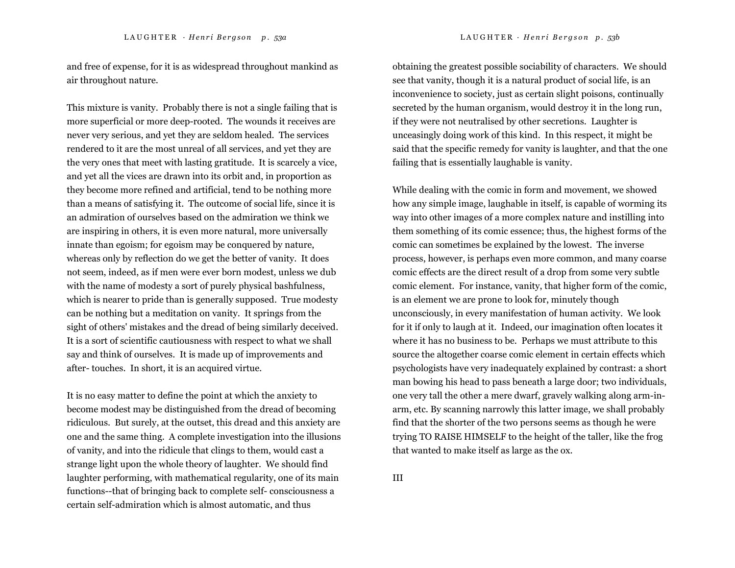and free of expense, for it is as widespread throughout mankind as air throughout nature.

This mixture is vanity. Probably there is not a single failing that is more superficial or more deep-rooted. The wounds it receives are never very serious, and yet they are seldom healed. The services rendered to it are the most unreal of all services, and yet they are the very ones that meet with lasting gratitude. It is scarcely a vice, and yet all the vices are drawn into its orbit and, in proportion as they become more refined and artificial, tend to be nothing more than a means of satisfying it. The outcome of social life, since it is an admiration of ourselves based on the admiration we think we are inspiring in others, it is even more natural, more universally innate than egoism; for egoism may be conquered by nature, whereas only by reflection do we get the better of vanity. It does not seem, indeed, as if men were ever born modest, unless we dub with the name of modesty a sort of purely physical bashfulness, which is nearer to pride than is generally supposed. True modesty can be nothing but a meditation on vanity. It springs from the sight of others' mistakes and the dread of being similarly deceived. It is a sort of scientific cautiousness with respect to what we shall say and think of ourselves. It is made up of improvements and after- touches. In short, it is an acquired virtue.

It is no easy matter to define the point at which the anxiety to become modest may be distinguished from the dread of becoming ridiculous. But surely, at the outset, this dread and this anxiety are one and the same thing. A complete investigation into the illusions of vanity, and into the ridicule that clings to them, would cast a strange light upon the whole theory of laughter. We should find laughter performing, with mathematical regularity, one of its main functions--that of bringing back to complete self- consciousness a certain self-admiration which is almost automatic, and thus obtaining the greatest possible sociability of characters. We should see that vanity, though it is a natural product of social life, is an inconvenience to society, just as certain slight poisons, continually secreted by the human organism, would destroy it in the long run, if they were not neutralised by other secretions. Laughter is unceasingly doing work of this kind. In this respect, it might be said that the specific remedy for vanity is laughter, and that the one failing that is essentially laughable is vanity.

While dealing with the comic in form and movement, we showed how any simple image, laughable in itself, is capable of worming its way into other images of a more complex nature and instilling into them something of its comic essence; thus, the highest forms of the comic can sometimes be explained by the lowest. The inverse process, however, is perhaps even more common, and many coarse comic effects are the direct result of a drop from some very subtle comic element. For instance, vanity, that higher form of the comic, is an element we are prone to look for, minutely though unconsciously, in every manifestation of human activity. We look for it if only to laugh at it. Indeed, our imagination often locates it where it has no business to be. Perhaps we must attribute to this source the altogether coarse comic element in certain effects which psychologists have very inadequately explained by contrast: a short man bowing his head to pass beneath a large door; two individuals, one very tall the other a mere dwarf, gravely walking along arm-in-arm, etc. By scanning narrowly this latter image, we shall probably find that the shorter of the two persons seems as though he were trying TO RAISE HIMSELF to the height of the taller, like the frog that wanted to make itself as large as the ox.

III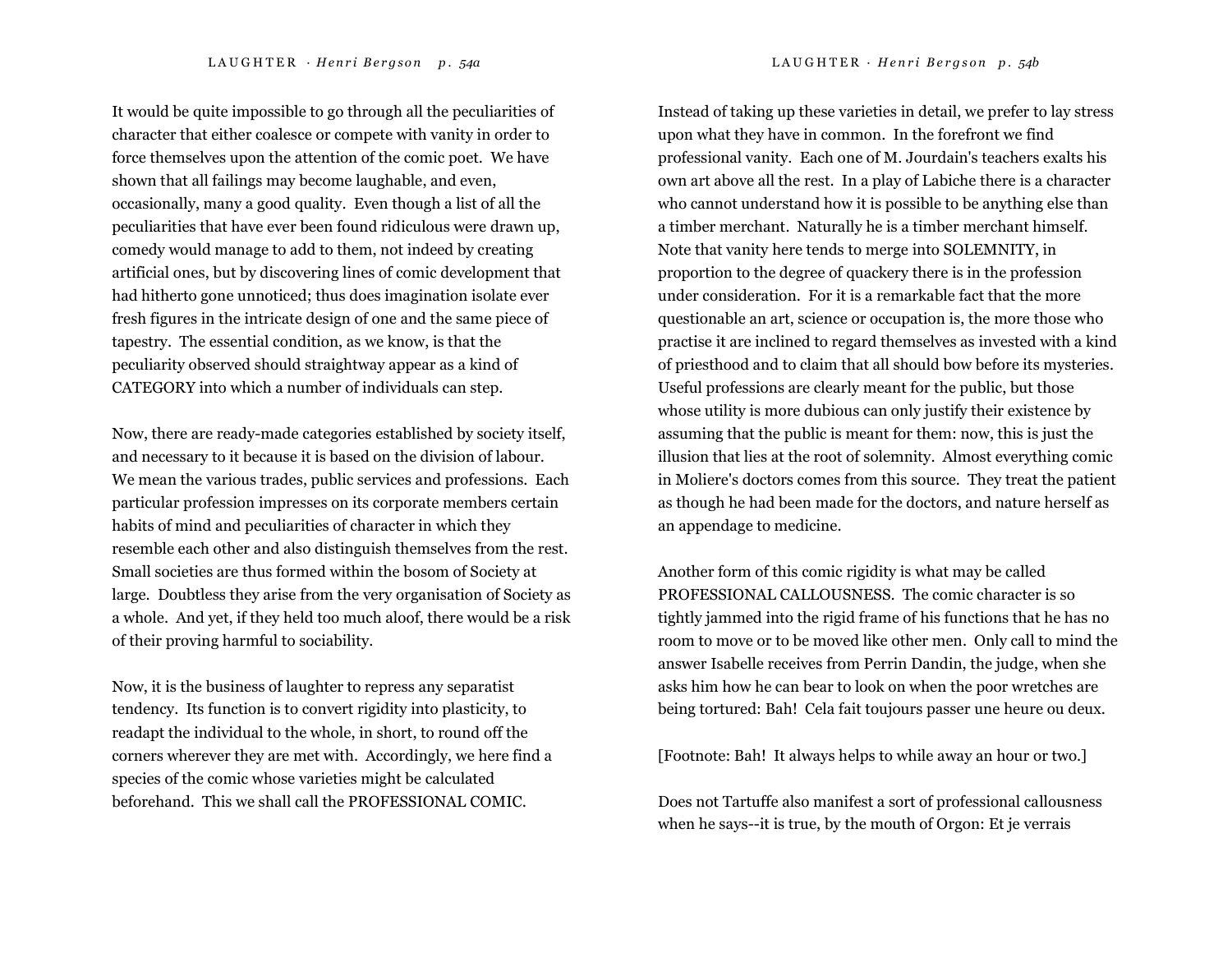It would be quite impossible to go through all the peculiarities of character that either coalesce or compete with vanity in order to force themselves upon the attention of the comic poet. We have shown that all failings may become laughable, and even, occasionally, many a good quality. Even though a list of all the peculiarities that have ever been found ridiculous were drawn up, comedy would manage to add to them, not indeed by creating artificial ones, but by discovering lines of comic development that had hitherto gone unnoticed; thus does imagination isolate ever fresh figures in the intricate design of one and the same piece of tapestry. The essential condition, as we know, is that the peculiarity observed should straightway appear as a kind of CATEGORY into which a number of individuals can step.

Now, there are ready-made categories established by society itself, and necessary to it because it is based on the division of labour. We mean the various trades, public services and professions. Each particular profession impresses on its corporate members certain habits of mind and peculiarities of character in which they resemble each other and also distinguish themselves from the rest. Small societies are thus formed within the bosom of Society at large. Doubtless they arise from the very organisation of Society as a whole. And yet, if they held too much aloof, there would be a risk of their proving harmful to sociability.

Now, it is the business of laughter to repress any separatist tendency. Its function is to convert rigidity into plasticity, to readapt the individual to the whole, in short, to round off the corners wherever they are met with. Accordingly, we here find a species of the comic whose varieties might be calculated beforehand. This we shall call the PROFESSIONAL COMIC.

Instead of taking up these varieties in detail, we prefer to lay stress upon what they have in common. In the forefront we find professional vanity. Each one of M. Jourdain's teachers exalts his own art above all the rest. In a play of Labiche there is a character who cannot understand how it is possible to be anything else than a timber merchant. Naturally he is a timber merchant himself. Note that vanity here tends to merge into SOLEMNITY, in proportion to the degree of quackery there is in the profession under consideration. For it is a remarkable fact that the more questionable an art, science or occupation is, the more those who practise it are inclined to regard themselves as invested with a kind of priesthood and to claim that all should bow before its mysteries. Useful professions are clearly meant for the public, but those whose utility is more dubious can only justify their existence by assuming that the public is meant for them: now, this is just the illusion that lies at the root of solemnity. Almost everything comic in Moliere's doctors comes from this source. They treat the patient as though he had been made for the doctors, and nature herself as an appendage to medicine.

Another form of this comic rigidity is what may be called PROFESSIONAL CALLOUSNESS. The comic character is so tightly jammed into the rigid frame of his functions that he has no room to move or to be moved like other men. Only call to mind the answer Isabelle receives from Perrin Dandin, the judge, when she asks him how he can bear to look on when the poor wretches are being tortured: Bah! Cela fait toujours passer une heure ou deux.

[Footnote: Bah! It always helps to while away an hour or two.]

Does not Tartuffe also manifest a sort of professional callousness when he says--it is true, by the mouth of Orgon: Et je verrais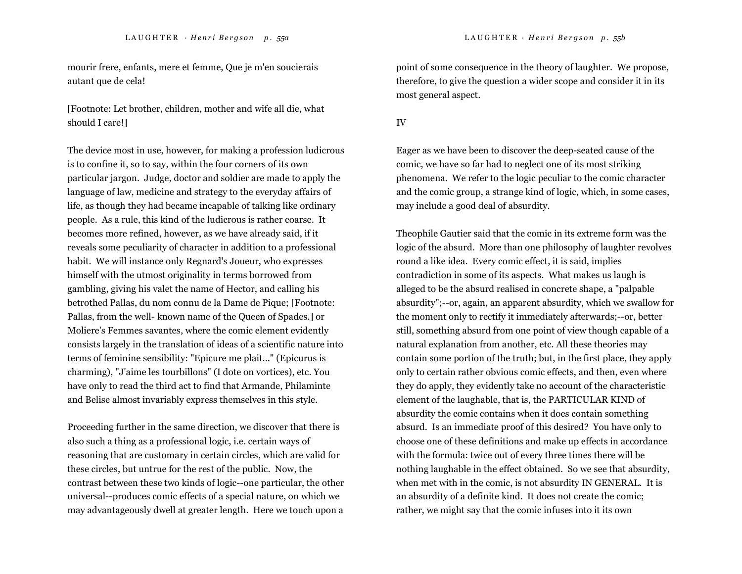mourir frere, enfants, mere et femme, Que je m'en soucierais autant que de cela!

[Footnote: Let brother, children, mother and wife all die, what should I care!]

The device most in use, however, for making a profession ludicrous is to confine it, so to say, within the four corners of its own particular jargon. Judge, doctor and soldier are made to apply the language of law, medicine and strategy to the everyday affairs of life, as though they had became incapable of talking like ordinary people. As a rule, this kind of the ludicrous is rather coarse. It becomes more refined, however, as we have already said, if it reveals some peculiarity of character in addition to a professional habit. We will instance only Regnard's Joueur, who expresses himself with the utmost originality in terms borrowed from gambling, giving his valet the name of Hector, and calling his betrothed Pallas, du nom connu de la Dame de Pique; [Footnote: Pallas, from the well- known name of the Queen of Spades.] or Moliere's Femmes savantes, where the comic element evidently consists largely in the translation of ideas of a scientific nature into terms of feminine sensibility: "Epicure me plait..." (Epicurus is charming), "J'aime les tourbillons" (I dote on vortices), etc. You have only to read the third act to find that Armande, Philaminte and Belise almost invariably express themselves in this style.

Proceeding further in the same direction, we discover that there is also such a thing as a professional logic, i.e. certain ways of reasoning that are customary in certain circles, which are valid for these circles, but untrue for the rest of the public. Now, the contrast between these two kinds of logic--one particular, the other universal--produces comic effects of a special nature, on which we may advantageously dwell at greater length. Here we touch upon a point of some consequence in the theory of laughter. We propose, therefore, to give the question a wider scope and consider it in its most general aspect.

## IV

Eager as we have been to discover the deep-seated cause of the comic, we have so far had to neglect one of its most striking phenomena. We refer to the logic peculiar to the comic character and the comic group, a strange kind of logic, which, in some cases, may include a good deal of absurdity.

Theophile Gautier said that the comic in its extreme form was the logic of the absurd. More than one philosophy of laughter revolves round a like idea. Every comic effect, it is said, implies contradiction in some of its aspects. What makes us laugh is alleged to be the absurd realised in concrete shape, a "palpable absurdity";--or, again, an apparent absurdity, which we swallow for the moment only to rectify it immediately afterwards;--or, better still, something absurd from one point of view though capable of a natural explanation from another, etc. All these theories may contain some portion of the truth; but, in the first place, they apply only to certain rather obvious comic effects, and then, even where they do apply, they evidently take no account of the characteristic element of the laughable, that is, the PARTICULAR KIND of absurdity the comic contains when it does contain something absurd. Is an immediate proof of this desired? You have only to choose one of these definitions and make up effects in accordance with the formula: twice out of every three times there will be nothing laughable in the effect obtained. So we see that absurdity, when met with in the comic, is not absurdity IN GENERAL. It is an absurdity of a definite kind. It does not create the comic; rather, we might say that the comic infuses into it its own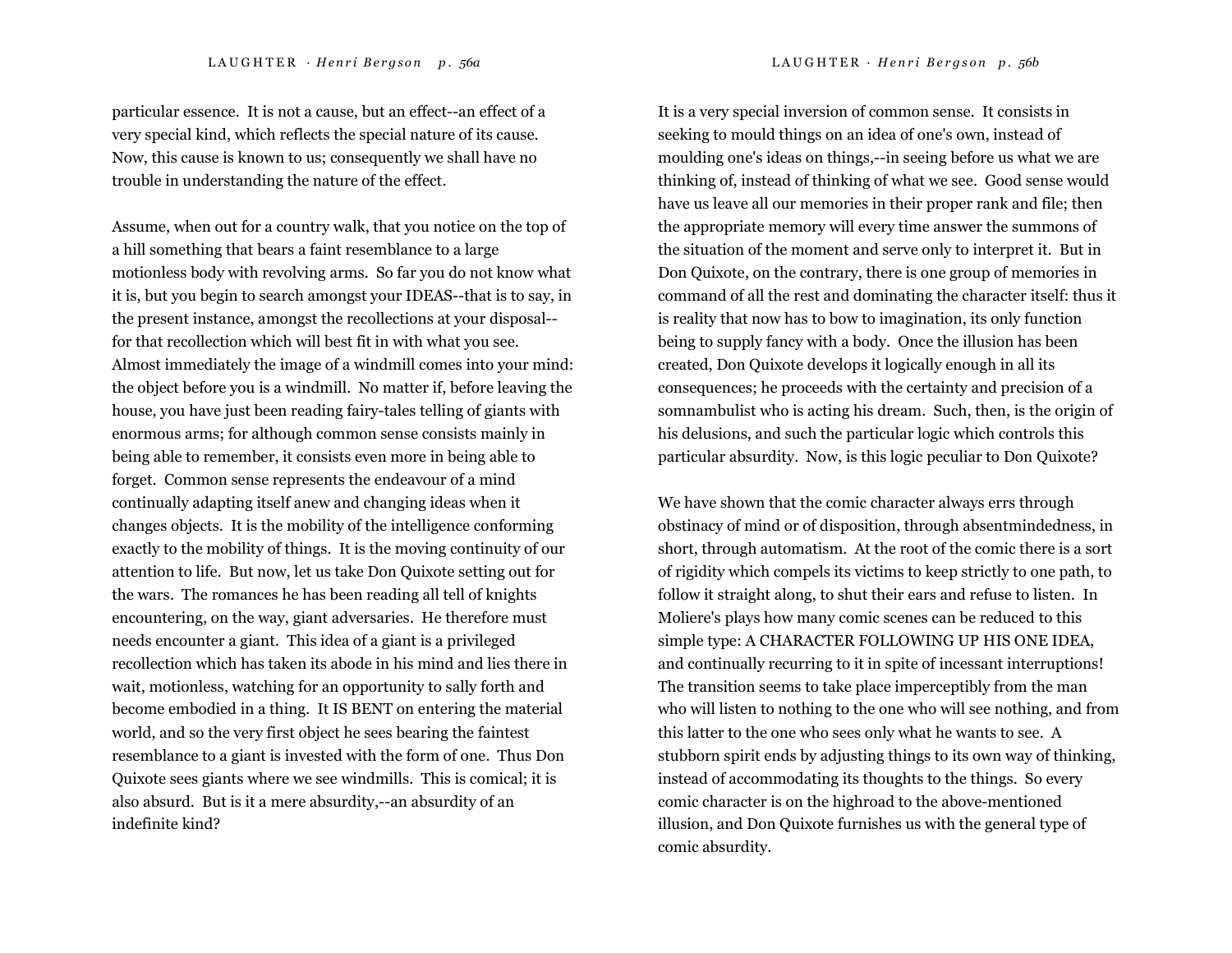particular essence. It is not a cause, but an effect--an effect of a very special kind, which reflects the special nature of its cause. Now, this cause is known to us; consequently we shall have no trouble in understanding the nature of the effect.

Assume, when out for a country walk, that you notice on the top of a hill something that bears a faint resemblance to a large motionless body with revolving arms. So far you do not know what it is, but you begin to search amongst your IDEAS--that is to say, in the present instance, amongst the recollections at your disposal--for that recollection which will best fit in with what you see. Almost immediately the image of a windmill comes into your mind: the object before you is a windmill. No matter if, before leaving the house, you have just been reading fairy-tales telling of giants with enormous arms; for although common sense consists mainly in being able to remember, it consists even more in being able to forget. Common sense represents the endeavour of a mind continually adapting itself anew and changing ideas when it changes objects. It is the mobility of the intelligence conforming exactly to the mobility of things. It is the moving continuity of our attention to life. But now, let us take Don Quixote setting out for the wars. The romances he has been reading all tell of knights encountering, on the way, giant adversaries. He therefore must needs encounter a giant. This idea of a giant is a privileged recollection which has taken its abode in his mind and lies there in wait, motionless, watching for an opportunity to sally forth and become embodied in a thing. It IS BENT on entering the material world, and so the very first object he sees bearing the faintest resemblance to a giant is invested with the form of one. Thus Don Quixote sees giants where we see windmills. This is comical; it is also absurd. But is it a mere absurdity,--an absurdity of an indefinite kind?

It is a very special inversion of common sense. It consists in seeking to mould things on an idea of one's own, instead of moulding one's ideas on things,--in seeing before us what we are thinking of, instead of thinking of what we see. Good sense would have us leave all our memories in their proper rank and file; then the appropriate memory will every time answer the summons of the situation of the moment and serve only to interpret it. But in Don Quixote, on the contrary, there is one group of memories in command of all the rest and dominating the character itself: thus it is reality that now has to bow to imagination, its only function being to supply fancy with a body. Once the illusion has been created, Don Quixote develops it logically enough in all its consequences; he proceeds with the certainty and precision of a somnambulist who is acting his dream. Such, then, is the origin of his delusions, and such the particular logic which controls this particular absurdity. Now, is this logic peculiar to Don Quixote?

We have shown that the comic character always errs through obstinacy of mind or of disposition, through absentmindedness, in short, through automatism. At the root of the comic there is a sort of rigidity which compels its victims to keep strictly to one path, to follow it straight along, to shut their ears and refuse to listen. In Moliere's plays how many comic scenes can be reduced to this simple type: A CHARACTER FOLLOWING UP HIS ONE IDEA, and continually recurring to it in spite of incessant interruptions! The transition seems to take place imperceptibly from the man who will listen to nothing to the one who will see nothing, and from this latter to the one who sees only what he wants to see. A stubborn spirit ends by adjusting things to its own way of thinking, instead of accommodating its thoughts to the things. So every comic character is on the highroad to the above-mentioned illusion, and Don Quixote furnishes us with the general type of comic absurdity.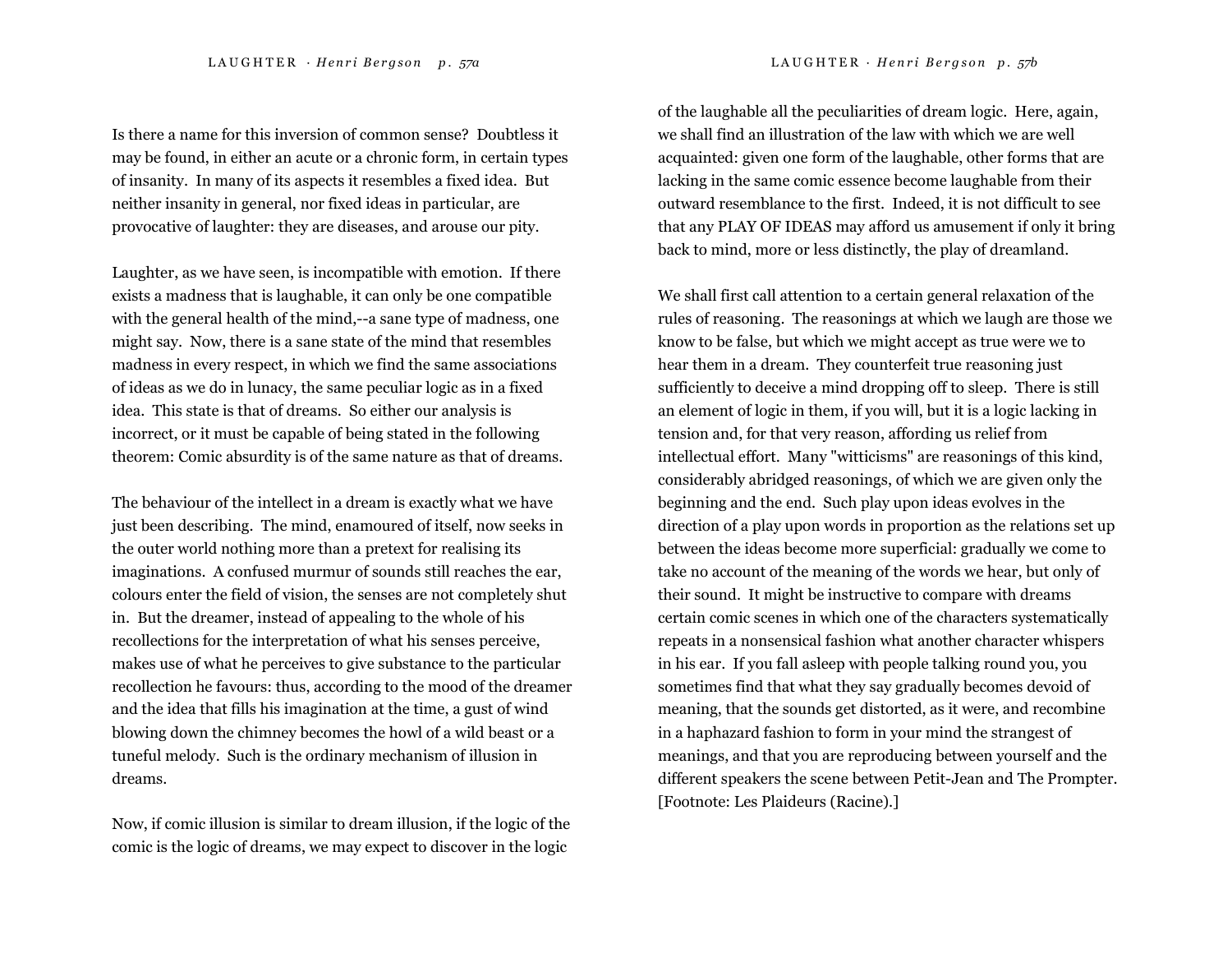Is there a name for this inversion of common sense? Doubtless it may be found, in either an acute or a chronic form, in certain types of insanity. In many of its aspects it resembles a fixed idea. But neither insanity in general, nor fixed ideas in particular, are provocative of laughter: they are diseases, and arouse our pity.

Laughter, as we have seen, is incompatible with emotion. If there exists a madness that is laughable, it can only be one compatible with the general health of the mind,--a sane type of madness, one might say. Now, there is a sane state of the mind that resembles madness in every respect, in which we find the same associations of ideas as we do in lunacy, the same peculiar logic as in a fixed idea. This state is that of dreams. So either our analysis is incorrect, or it must be capable of being stated in the following theorem: Comic absurdity is of the same nature as that of dreams.

The behaviour of the intellect in a dream is exactly what we have just been describing. The mind, enamoured of itself, now seeks in the outer world nothing more than a pretext for realising its imaginations. A confused murmur of sounds still reaches the ear, colours enter the field of vision, the senses are not completely shut in. But the dreamer, instead of appealing to the whole of his recollections for the interpretation of what his senses perceive, makes use of what he perceives to give substance to the particular recollection he favours: thus, according to the mood of the dreamer and the idea that fills his imagination at the time, a gust of wind blowing down the chimney becomes the howl of a wild beast or a tuneful melody. Such is the ordinary mechanism of illusion in dreams.

Now, if comic illusion is similar to dream illusion, if the logic of the comic is the logic of dreams, we may expect to discover in the logic of the laughable all the peculiarities of dream logic. Here, again, we shall find an illustration of the law with which we are well acquainted: given one form of the laughable, other forms that are lacking in the same comic essence become laughable from their outward resemblance to the first. Indeed, it is not difficult to see that any PLAY OF IDEAS may afford us amusement if only it bring back to mind, more or less distinctly, the play of dreamland.

We shall first call attention to a certain general relaxation of the rules of reasoning. The reasonings at which we laugh are those we know to be false, but which we might accept as true were we to hear them in a dream. They counterfeit true reasoning just sufficiently to deceive a mind dropping off to sleep. There is still an element of logic in them, if you will, but it is a logic lacking in tension and, for that very reason, affording us relief from intellectual effort. Many "witticisms" are reasonings of this kind, considerably abridged reasonings, of which we are given only the beginning and the end. Such play upon ideas evolves in the direction of a play upon words in proportion as the relations set up between the ideas become more superficial: gradually we come to take no account of the meaning of the words we hear, but only of their sound. It might be instructive to compare with dreams certain comic scenes in which one of the characters systematically repeats in a nonsensical fashion what another character whispers in his ear. If you fall asleep with people talking round you, you sometimes find that what they say gradually becomes devoid of meaning, that the sounds get distorted, as it were, and recombine in a haphazard fashion to form in your mind the strangest of meanings, and that you are reproducing between yourself and the different speakers the scene between Petit-Jean and The Prompter. [Footnote: Les Plaideurs (Racine).]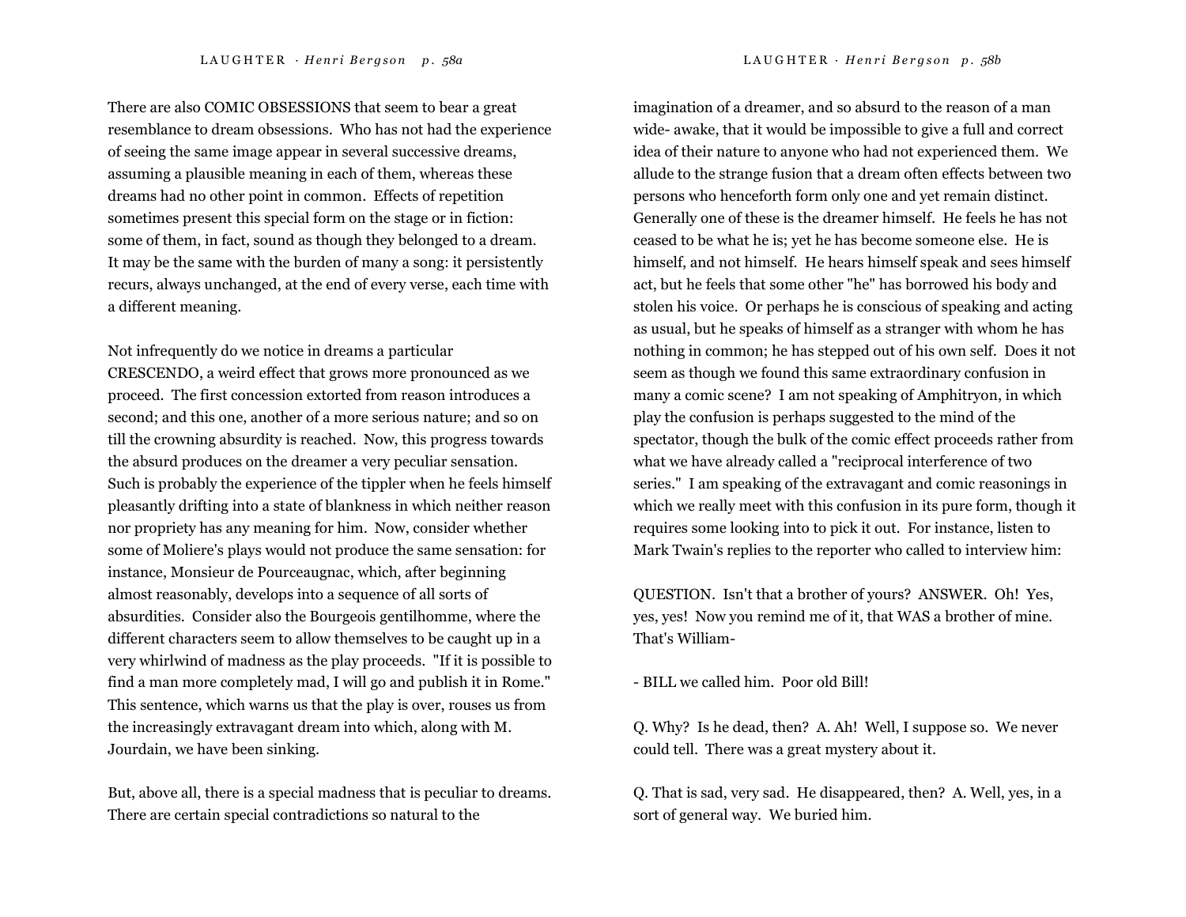There are also COMIC OBSESSIONS that seem to bear a great resemblance to dream obsessions. Who has not had the experience of seeing the same image appear in several successive dreams, assuming a plausible meaning in each of them, whereas these dreams had no other point in common. Effects of repetition sometimes present this special form on the stage or in fiction: some of them, in fact, sound as though they belonged to a dream. It may be the same with the burden of many a song: it persistently recurs, always unchanged, at the end of every verse, each time with a different meaning.

Not infrequently do we notice in dreams a particular CRESCENDO, a weird effect that grows more pronounced as we proceed. The first concession extorted from reason introduces a second; and this one, another of a more serious nature; and so on till the crowning absurdity is reached. Now, this progress towards the absurd produces on the dreamer a very peculiar sensation. Such is probably the experience of the tippler when he feels himself pleasantly drifting into a state of blankness in which neither reason nor propriety has any meaning for him. Now, consider whether some of Moliere's plays would not produce the same sensation: for instance, Monsieur de Pourceaugnac, which, after beginning almost reasonably, develops into a sequence of all sorts of absurdities. Consider also the Bourgeois gentilhomme, where the different characters seem to allow themselves to be caught up in a very whirlwind of madness as the play proceeds. "If it is possible to find a man more completely mad, I will go and publish it in Rome." This sentence, which warns us that the play is over, rouses us from the increasingly extravagant dream into which, along with M. Jourdain, we have been sinking.

But, above all, there is a special madness that is peculiar to dreams. There are certain special contradictions so natural to the imagination of a dreamer, and so absurd to the reason of a man wide- awake, that it would be impossible to give a full and correct idea of their nature to anyone who had not experienced them. We allude to the strange fusion that a dream often effects between two persons who henceforth form only one and yet remain distinct. Generally one of these is the dreamer himself. He feels he has not ceased to be what he is; yet he has become someone else. He is himself, and not himself. He hears himself speak and sees himself act, but he feels that some other "he" has borrowed his body and stolen his voice. Or perhaps he is conscious of speaking and acting as usual, but he speaks of himself as a stranger with whom he has nothing in common; he has stepped out of his own self. Does it not seem as though we found this same extraordinary confusion in many a comic scene? I am not speaking of Amphitryon, in which play the confusion is perhaps suggested to the mind of the spectator, though the bulk of the comic effect proceeds rather from what we have already called a "reciprocal interference of two series." I am speaking of the extravagant and comic reasonings in which we really meet with this confusion in its pure form, though it requires some looking into to pick it out. For instance, listen to Mark Twain's replies to the reporter who called to interview him:

QUESTION. Isn't that a brother of yours? ANSWER. Oh! Yes, yes, yes! Now you remind me of it, that WAS a brother of mine. That's William-

- BILL we called him. Poor old Bill!

Q. Why? Is he dead, then? A. Ah! Well, I suppose so. We never could tell. There was a great mystery about it.

Q. That is sad, very sad. He disappeared, then? A. Well, yes, in a sort of general way. We buried him.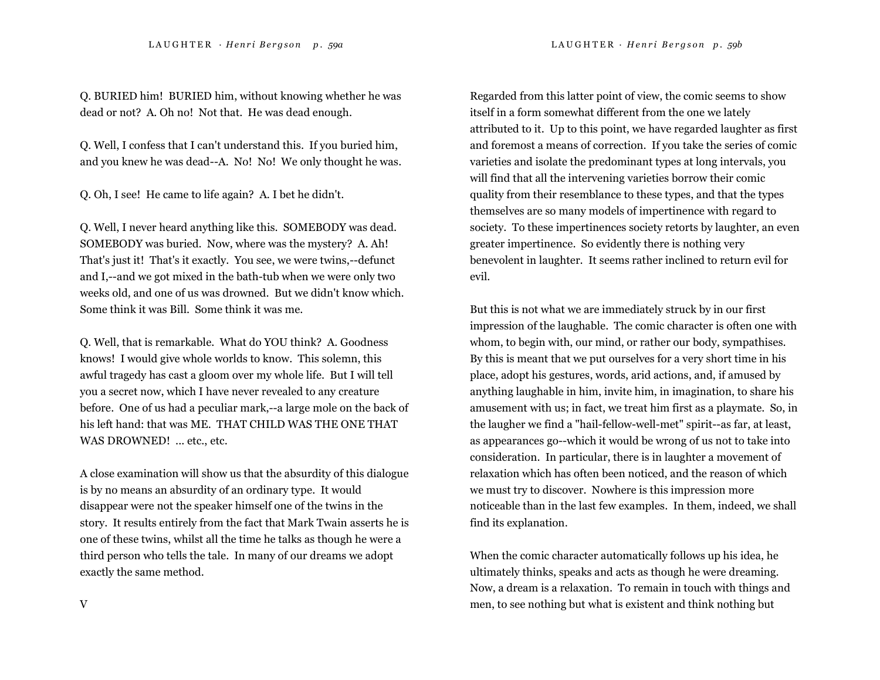Q. BURIED him! BURIED him, without knowing whether he was dead or not? A. Oh no! Not that. He was dead enough.

Q. Well, I confess that I can't understand this. If you buried him, and you knew he was dead--A. No! No! We only thought he was.

Q. Oh, I see! He came to life again? A. I bet he didn't.

Q. Well, I never heard anything like this. SOMEBODY was dead. SOMEBODY was buried. Now, where was the mystery? A. Ah! That's just it! That's it exactly. You see, we were twins,--defunct and I,--and we got mixed in the bath-tub when we were only two weeks old, and one of us was drowned. But we didn't know which. Some think it was Bill. Some think it was me.

Q. Well, that is remarkable. What do YOU think? A. Goodness knows! I would give whole worlds to know. This solemn, this awful tragedy has cast a gloom over my whole life. But I will tell you a secret now, which I have never revealed to any creature before. One of us had a peculiar mark,--a large mole on the back of his left hand: that was ME. THAT CHILD WAS THE ONE THAT WAS DROWNED! ... etc., etc.

A close examination will show us that the absurdity of this dialogue is by no means an absurdity of an ordinary type. It would disappear were not the speaker himself one of the twins in the story. It results entirely from the fact that Mark Twain asserts he is one of these twins, whilst all the time he talks as though he were a third person who tells the tale. In many of our dreams we adopt exactly the same method.

V

Regarded from this latter point of view, the comic seems to show itself in a form somewhat different from the one we lately attributed to it. Up to this point, we have regarded laughter as first and foremost a means of correction. If you take the series of comic varieties and isolate the predominant types at long intervals, you will find that all the intervening varieties borrow their comic quality from their resemblance to these types, and that the types themselves are so many models of impertinence with regard to society. To these impertinences society retorts by laughter, an even greater impertinence. So evidently there is nothing very benevolent in laughter. It seems rather inclined to return evil for evil.

But this is not what we are immediately struck by in our first impression of the laughable. The comic character is often one with whom, to begin with, our mind, or rather our body, sympathises. By this is meant that we put ourselves for a very short time in his place, adopt his gestures, words, arid actions, and, if amused by anything laughable in him, invite him, in imagination, to share his amusement with us; in fact, we treat him first as a playmate. So, in the laugher we find a "hail-fellow-well-met" spirit--as far, at least, as appearances go--which it would be wrong of us not to take into consideration. In particular, there is in laughter a movement of relaxation which has often been noticed, and the reason of which we must try to discover. Nowhere is this impression more noticeable than in the last few examples. In them, indeed, we shall find its explanation.

When the comic character automatically follows up his idea, he ultimately thinks, speaks and acts as though he were dreaming. Now, a dream is a relaxation. To remain in touch with things and men, to see nothing but what is existent and think nothing but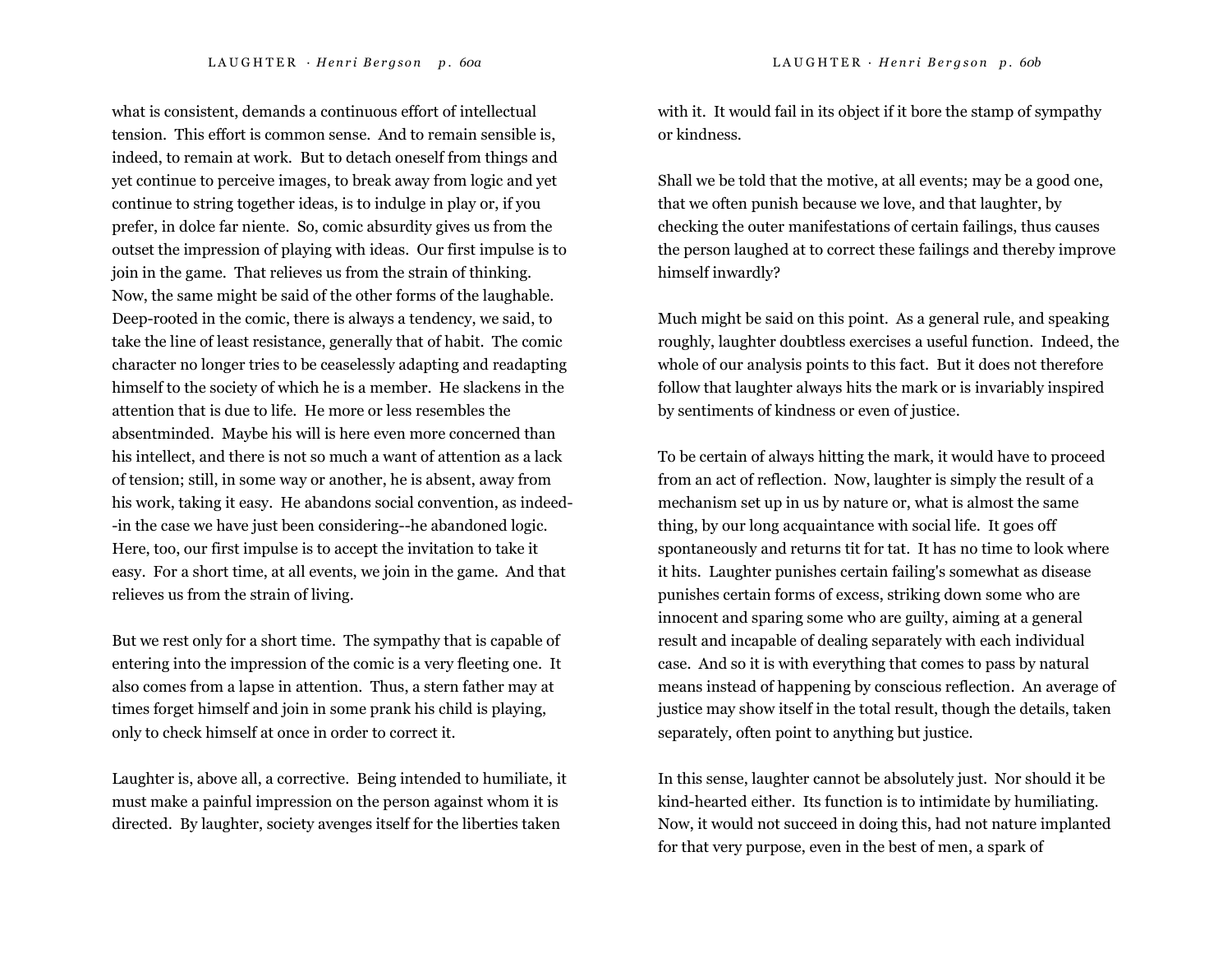what is consistent, demands a continuous effort of intellectual tension. This effort is common sense. And to remain sensible is, indeed, to remain at work. But to detach oneself from things and yet continue to perceive images, to break away from logic and yet continue to string together ideas, is to indulge in play or, if you prefer, in dolce far niente. So, comic absurdity gives us from the outset the impression of playing with ideas. Our first impulse is to join in the game. That relieves us from the strain of thinking. Now, the same might be said of the other forms of the laughable. Deep-rooted in the comic, there is always a tendency, we said, to take the line of least resistance, generally that of habit. The comic character no longer tries to be ceaselessly adapting and readapting himself to the society of which he is a member. He slackens in the attention that is due to life. He more or less resembles the absentminded. Maybe his will is here even more concerned than his intellect, and there is not so much a want of attention as a lack of tension; still, in some way or another, he is absent, away from his work, taking it easy. He abandons social convention, as indeed--in the case we have just been considering--he abandoned logic. Here, too, our first impulse is to accept the invitation to take it easy. For a short time, at all events, we join in the game. And that relieves us from the strain of living.

But we rest only for a short time. The sympathy that is capable of entering into the impression of the comic is a very fleeting one. It also comes from a lapse in attention. Thus, a stern father may at times forget himself and join in some prank his child is playing, only to check himself at once in order to correct it.

Laughter is, above all, a corrective. Being intended to humiliate, it must make a painful impression on the person against whom it is directed. By laughter, society avenges itself for the liberties taken with it. It would fail in its object if it bore the stamp of sympathy or kindness.

Shall we be told that the motive, at all events; may be a good one, that we often punish because we love, and that laughter, by checking the outer manifestations of certain failings, thus causes the person laughed at to correct these failings and thereby improve himself inwardly?

Much might be said on this point. As a general rule, and speaking roughly, laughter doubtless exercises a useful function. Indeed, the whole of our analysis points to this fact. But it does not therefore follow that laughter always hits the mark or is invariably inspired by sentiments of kindness or even of justice.

To be certain of always hitting the mark, it would have to proceed from an act of reflection. Now, laughter is simply the result of a mechanism set up in us by nature or, what is almost the same thing, by our long acquaintance with social life. It goes off spontaneously and returns tit for tat. It has no time to look where it hits. Laughter punishes certain failing's somewhat as disease punishes certain forms of excess, striking down some who are innocent and sparing some who are guilty, aiming at a general result and incapable of dealing separately with each individual case. And so it is with everything that comes to pass by natural means instead of happening by conscious reflection. An average of justice may show itself in the total result, though the details, taken separately, often point to anything but justice.

In this sense, laughter cannot be absolutely just. Nor should it be kind-hearted either. Its function is to intimidate by humiliating. Now, it would not succeed in doing this, had not nature implanted for that very purpose, even in the best of men, a spark of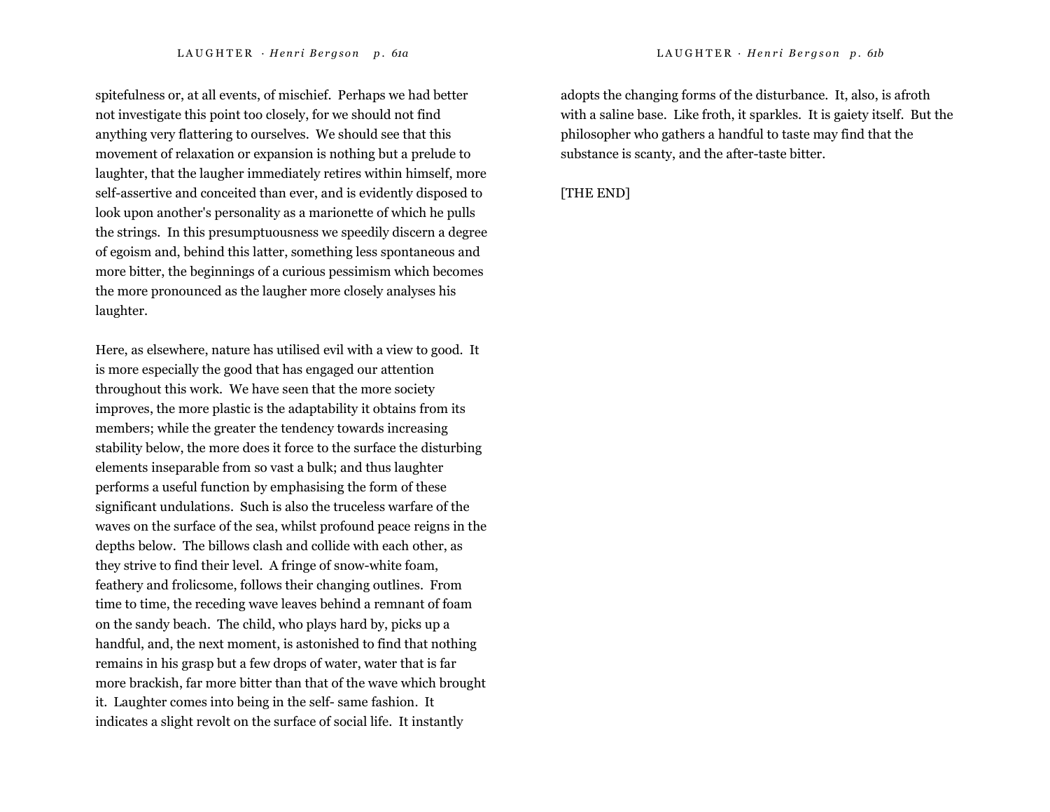spitefulness or, at all events, of mischief. Perhaps we had better not investigate this point too closely, for we should not find anything very flattering to ourselves. We should see that this movement of relaxation or expansion is nothing but a prelude to laughter, that the laugher immediately retires within himself, more self-assertive and conceited than ever, and is evidently disposed to look upon another's personality as a marionette of which he pulls the strings. In this presumptuousness we speedily discern a degree of egoism and, behind this latter, something less spontaneous and more bitter, the beginnings of a curious pessimism which becomes the more pronounced as the laugher more closely analyses his laughter.

Here, as elsewhere, nature has utilised evil with a view to good. It is more especially the good that has engaged our attention throughout this work. We have seen that the more society improves, the more plastic is the adaptability it obtains from its members; while the greater the tendency towards increasing stability below, the more does it force to the surface the disturbing elements inseparable from so vast a bulk; and thus laughter performs a useful function by emphasising the form of these significant undulations. Such is also the truceless warfare of the waves on the surface of the sea, whilst profound peace reigns in the depths below. The billows clash and collide with each other, as they strive to find their level. A fringe of snow-white foam, feathery and frolicsome, follows their changing outlines. From time to time, the receding wave leaves behind a remnant of foam on the sandy beach. The child, who plays hard by, picks up a handful, and, the next moment, is astonished to find that nothing remains in his grasp but a few drops of water, water that is far more brackish, far more bitter than that of the wave which brought it. Laughter comes into being in the self- same fashion. It indicates a slight revolt on the surface of social life. It instantly adopts the changing forms of the disturbance. It, also, is afroth with a saline base. Like froth, it sparkles. It is gaiety itself. But the philosopher who gathers a handful to taste may find that the substance is scanty, and the after-taste bitter.

[THE END]